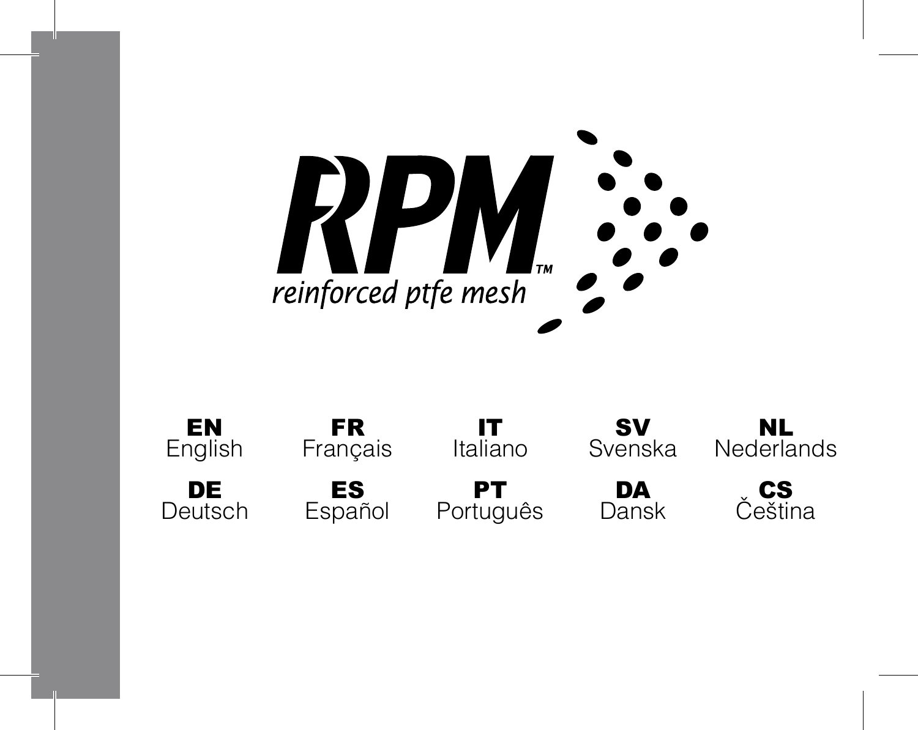# RPM™

*reinforced ptfe mesh*

| | | | | |
|---|---|---|---|---|
| **EN** English | **FR** Français | **IT** Italiano | **SV** Svenska | **NL** Nederlands |
| **DE** Deutsch | **ES** Español | **PT** Português | **DA** Dansk | **CS** Čeština |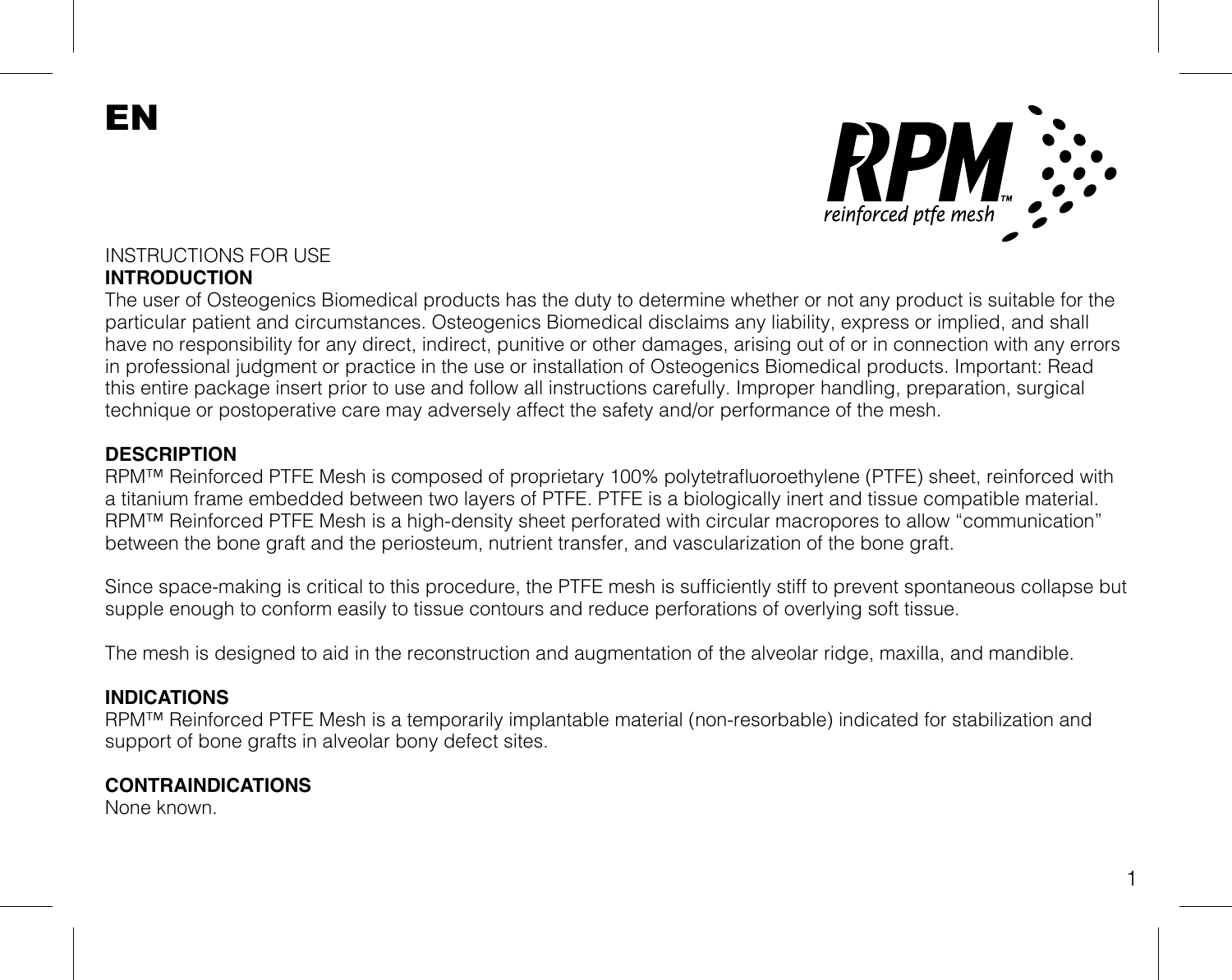# EN

RPM™ reinforced ptfe mesh

INSTRUCTIONS FOR USE

## INTRODUCTION

The user of Osteogenics Biomedical products has the duty to determine whether or not any product is suitable for the particular patient and circumstances. Osteogenics Biomedical disclaims any liability, express or implied, and shall have no responsibility for any direct, indirect, punitive or other damages, arising out of or in connection with any errors in professional judgment or practice in the use or installation of Osteogenics Biomedical products. Important: Read this entire package insert prior to use and follow all instructions carefully. Improper handling, preparation, surgical technique or postoperative care may adversely affect the safety and/or performance of the mesh.

## DESCRIPTION

RPM™ Reinforced PTFE Mesh is composed of proprietary 100% polytetrafluoroethylene (PTFE) sheet, reinforced with a titanium frame embedded between two layers of PTFE. PTFE is a biologically inert and tissue compatible material. RPM™ Reinforced PTFE Mesh is a high-density sheet perforated with circular macropores to allow “communication” between the bone graft and the periosteum, nutrient transfer, and vascularization of the bone graft.

Since space-making is critical to this procedure, the PTFE mesh is sufficiently stiff to prevent spontaneous collapse but supple enough to conform easily to tissue contours and reduce perforations of overlying soft tissue.

The mesh is designed to aid in the reconstruction and augmentation of the alveolar ridge, maxilla, and mandible.

## INDICATIONS

RPM™ Reinforced PTFE Mesh is a temporarily implantable material (non-resorbable) indicated for stabilization and support of bone grafts in alveolar bony defect sites.

## CONTRAINDICATIONS

None known.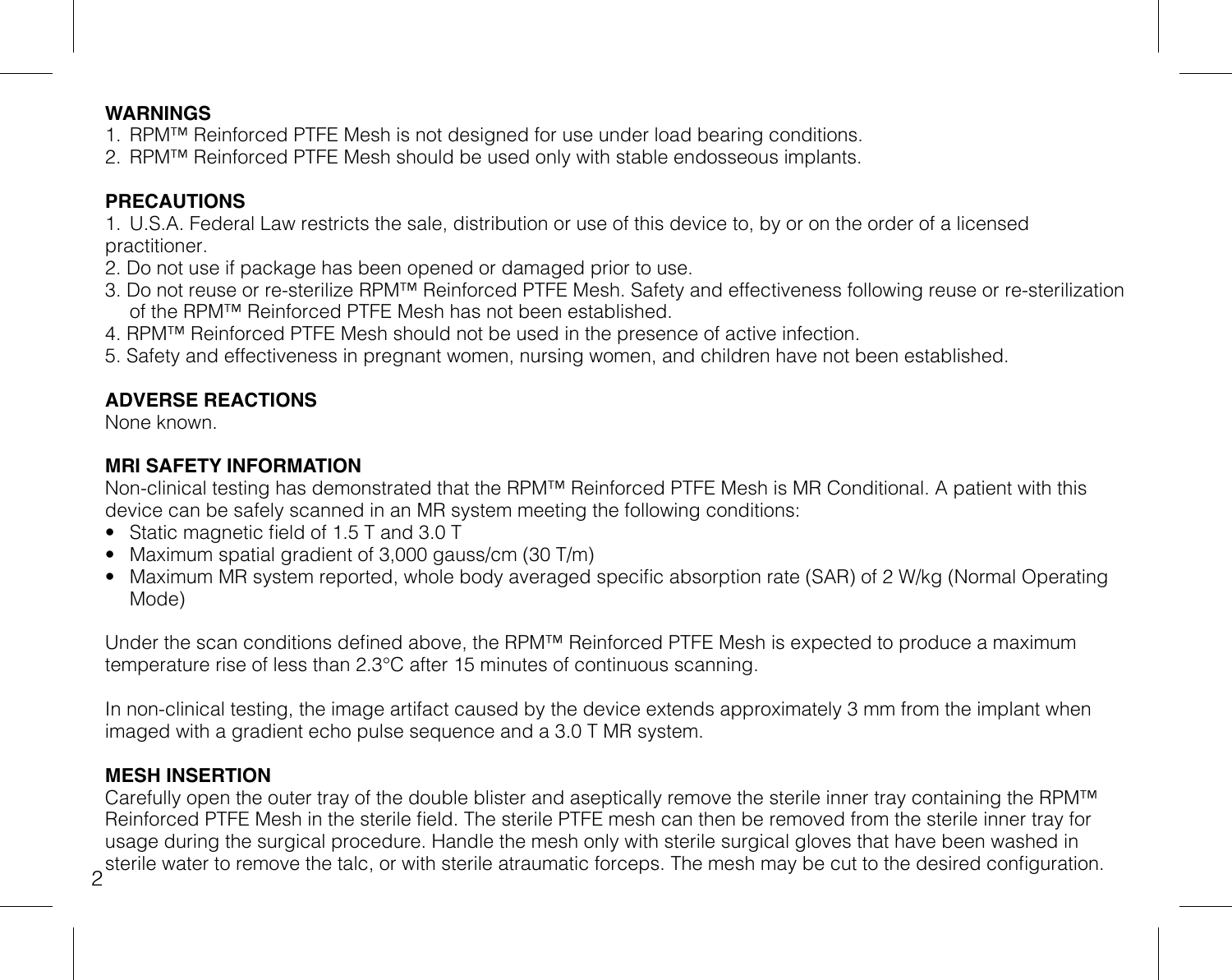## WARNINGS

1. RPM™ Reinforced PTFE Mesh is not designed for use under load bearing conditions.
2. RPM™ Reinforced PTFE Mesh should be used only with stable endosseous implants.

## PRECAUTIONS

1. U.S.A. Federal Law restricts the sale, distribution or use of this device to, by or on the order of a licensed practitioner.
2. Do not use if package has been opened or damaged prior to use.
3. Do not reuse or re-sterilize RPM™ Reinforced PTFE Mesh. Safety and effectiveness following reuse or re-sterilization of the RPM™ Reinforced PTFE Mesh has not been established.
4. RPM™ Reinforced PTFE Mesh should not be used in the presence of active infection.
5. Safety and effectiveness in pregnant women, nursing women, and children have not been established.

## ADVERSE REACTIONS

None known.

## MRI SAFETY INFORMATION

Non-clinical testing has demonstrated that the RPM™ Reinforced PTFE Mesh is MR Conditional. A patient with this device can be safely scanned in an MR system meeting the following conditions:

- Static magnetic field of 1.5 T and 3.0 T
- Maximum spatial gradient of 3,000 gauss/cm (30 T/m)
- Maximum MR system reported, whole body averaged specific absorption rate (SAR) of 2 W/kg (Normal Operating Mode)

Under the scan conditions defined above, the RPM™ Reinforced PTFE Mesh is expected to produce a maximum temperature rise of less than 2.3°C after 15 minutes of continuous scanning.

In non-clinical testing, the image artifact caused by the device extends approximately 3 mm from the implant when imaged with a gradient echo pulse sequence and a 3.0 T MR system.

## MESH INSERTION

Carefully open the outer tray of the double blister and aseptically remove the sterile inner tray containing the RPM™ Reinforced PTFE Mesh in the sterile field. The sterile PTFE mesh can then be removed from the sterile inner tray for usage during the surgical procedure. Handle the mesh only with sterile surgical gloves that have been washed in sterile water to remove the talc, or with sterile atraumatic forceps. The mesh may be cut to the desired configuration.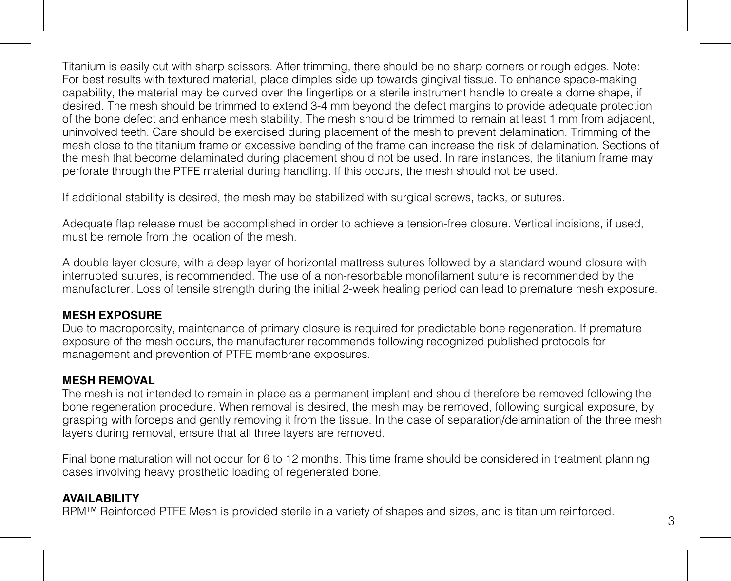Titanium is easily cut with sharp scissors. After trimming, there should be no sharp corners or rough edges. Note: For best results with textured material, place dimples side up towards gingival tissue. To enhance space-making capability, the material may be curved over the fingertips or a sterile instrument handle to create a dome shape, if desired. The mesh should be trimmed to extend 3-4 mm beyond the defect margins to provide adequate protection of the bone defect and enhance mesh stability. The mesh should be trimmed to remain at least 1 mm from adjacent, uninvolved teeth. Care should be exercised during placement of the mesh to prevent delamination. Trimming of the mesh close to the titanium frame or excessive bending of the frame can increase the risk of delamination. Sections of the mesh that become delaminated during placement should not be used. In rare instances, the titanium frame may perforate through the PTFE material during handling. If this occurs, the mesh should not be used.

If additional stability is desired, the mesh may be stabilized with surgical screws, tacks, or sutures.

Adequate flap release must be accomplished in order to achieve a tension-free closure. Vertical incisions, if used, must be remote from the location of the mesh.

A double layer closure, with a deep layer of horizontal mattress sutures followed by a standard wound closure with interrupted sutures, is recommended. The use of a non-resorbable monofilament suture is recommended by the manufacturer. Loss of tensile strength during the initial 2-week healing period can lead to premature mesh exposure.

**MESH EXPOSURE**
Due to macroporosity, maintenance of primary closure is required for predictable bone regeneration. If premature exposure of the mesh occurs, the manufacturer recommends following recognized published protocols for management and prevention of PTFE membrane exposures.

**MESH REMOVAL**
The mesh is not intended to remain in place as a permanent implant and should therefore be removed following the bone regeneration procedure. When removal is desired, the mesh may be removed, following surgical exposure, by grasping with forceps and gently removing it from the tissue. In the case of separation/delamination of the three mesh layers during removal, ensure that all three layers are removed.

Final bone maturation will not occur for 6 to 12 months. This time frame should be considered in treatment planning cases involving heavy prosthetic loading of regenerated bone.

**AVAILABILITY**
RPM™ Reinforced PTFE Mesh is provided sterile in a variety of shapes and sizes, and is titanium reinforced.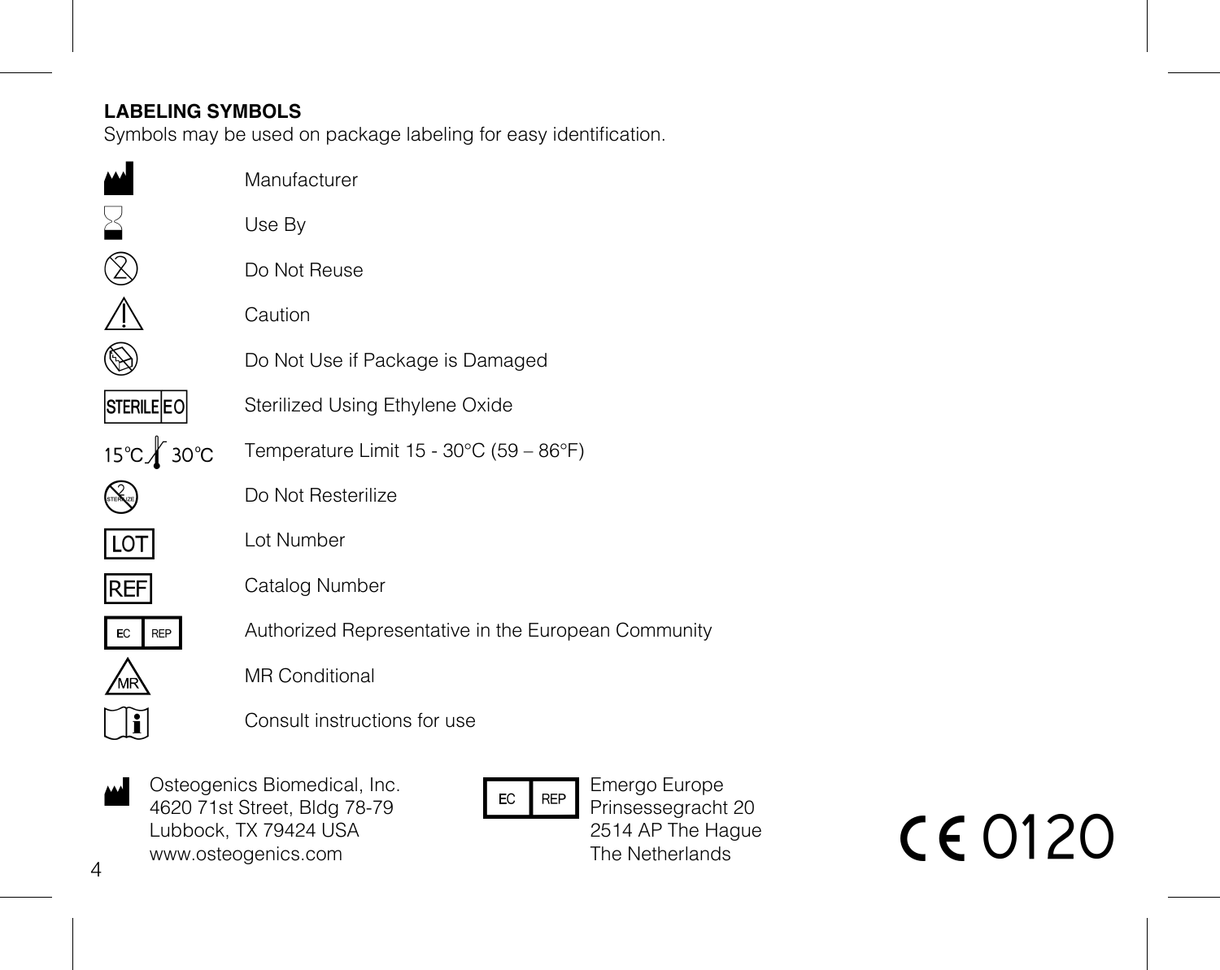**LABELING SYMBOLS**

Symbols may be used on package labeling for easy identification.

| Symbol | Meaning |
| --- | --- |
| | Manufacturer |
| | Use By |
| | Do Not Reuse |
| | Caution |
| | Do Not Use if Package is Damaged |
| STERILE EO | Sterilized Using Ethylene Oxide |
| 15°C 30°C | Temperature Limit 15 - 30°C (59 – 86°F) |
| STERILIZE | Do Not Resterilize |
| LOT | Lot Number |
| REF | Catalog Number |
| EC REP | Authorized Representative in the European Community |
| MR | MR Conditional |
| | Consult instructions for use |

Osteogenics Biomedical, Inc.
4620 71st Street, Bldg 78-79
Lubbock, TX 79424 USA
www.osteogenics.com

EC REP
Emergo Europe
Prinsessegracht 20
2514 AP The Hague
The Netherlands

CE 0120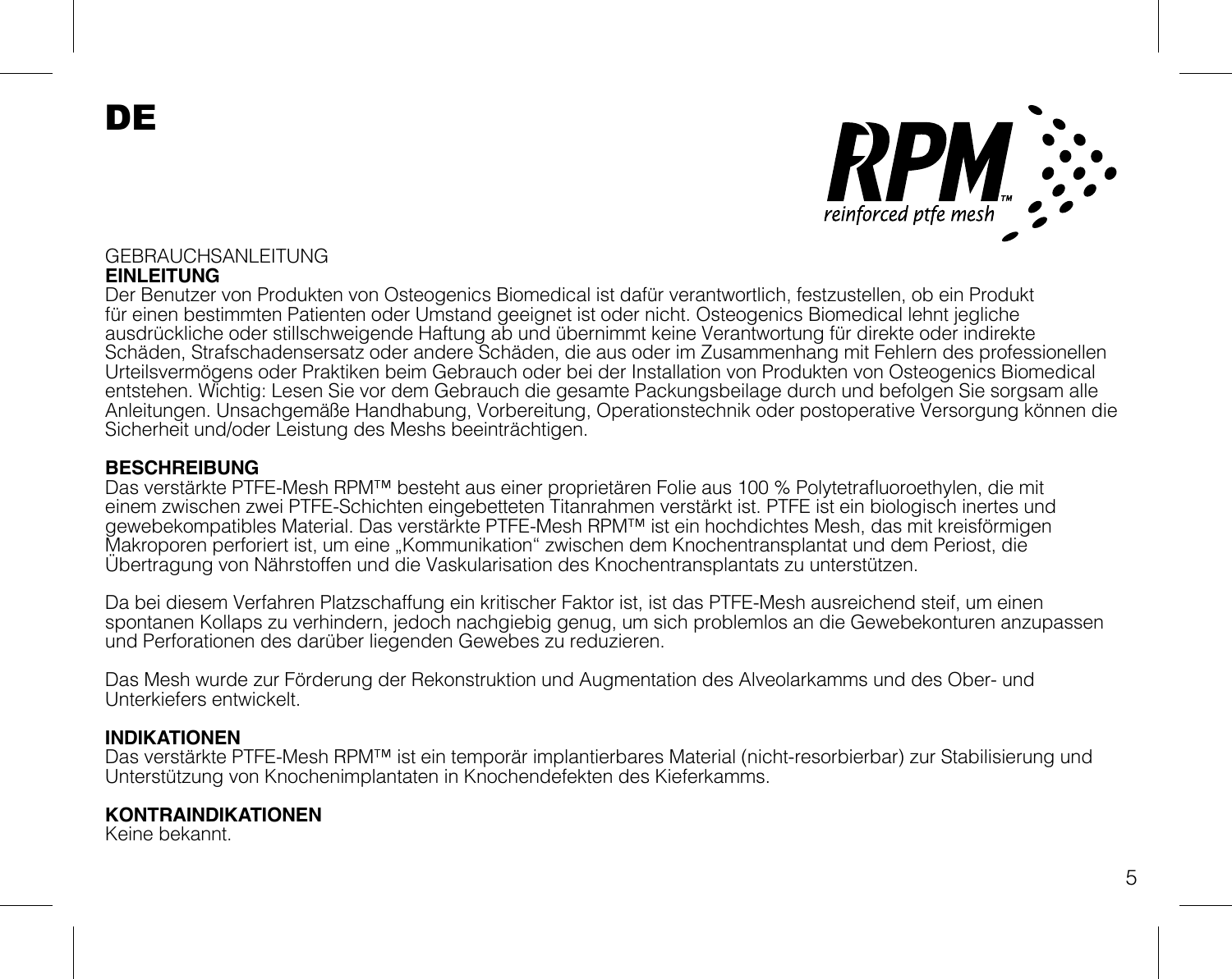# DE

RPM™ reinforced ptfe mesh

GEBRAUCHSANLEITUNG

**EINLEITUNG**

Der Benutzer von Produkten von Osteogenics Biomedical ist dafür verantwortlich, festzustellen, ob ein Produkt für einen bestimmten Patienten oder Umstand geeignet ist oder nicht. Osteogenics Biomedical lehnt jegliche ausdrückliche oder stillschweigende Haftung ab und übernimmt keine Verantwortung für direkte oder indirekte Schäden, Strafschadensersatz oder andere Schäden, die aus oder im Zusammenhang mit Fehlern des professionellen Urteilsvermögens oder Praktiken beim Gebrauch oder bei der Installation von Produkten von Osteogenics Biomedical entstehen. Wichtig: Lesen Sie vor dem Gebrauch die gesamte Packungsbeilage durch und befolgen Sie sorgsam alle Anleitungen. Unsachgemäße Handhabung, Vorbereitung, Operationstechnik oder postoperative Versorgung können die Sicherheit und/oder Leistung des Meshs beeinträchtigen.

**BESCHREIBUNG**

Das verstärkte PTFE-Mesh RPM™ besteht aus einer proprietären Folie aus 100 % Polytetrafluoroethylen, die mit einem zwischen zwei PTFE-Schichten eingebetteten Titanrahmen verstärkt ist. PTFE ist ein biologisch inertes und gewebekompatibles Material. Das verstärkte PTFE-Mesh RPM™ ist ein hochdichtes Mesh, das mit kreisförmigen Makroporen perforiert ist, um eine „Kommunikation" zwischen dem Knochentransplantat und dem Periost, die Übertragung von Nährstoffen und die Vaskularisation des Knochentransplantats zu unterstützen.

Da bei diesem Verfahren Platzschaffung ein kritischer Faktor ist, ist das PTFE-Mesh ausreichend steif, um einen spontanen Kollaps zu verhindern, jedoch nachgiebig genug, um sich problemlos an die Gewebekonturen anzupassen und Perforationen des darüber liegenden Gewebes zu reduzieren.

Das Mesh wurde zur Förderung der Rekonstruktion und Augmentation des Alveolarkamms und des Ober- und Unterkiefers entwickelt.

**INDIKATIONEN**

Das verstärkte PTFE-Mesh RPM™ ist ein temporär implantierbares Material (nicht-resorbierbar) zur Stabilisierung und Unterstützung von Knochenimplantaten in Knochendefekten des Kieferkamms.

**KONTRAINDIKATIONEN**

Keine bekannt.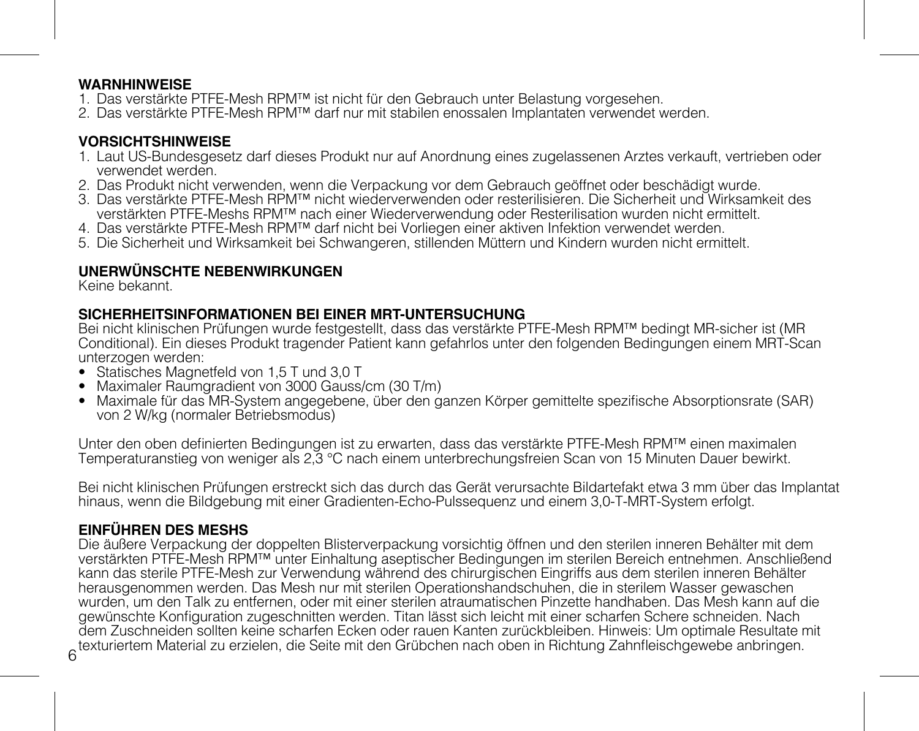## WARNHINWEISE

1. Das verstärkte PTFE-Mesh RPM™ ist nicht für den Gebrauch unter Belastung vorgesehen.
2. Das verstärkte PTFE-Mesh RPM™ darf nur mit stabilen enossalen Implantaten verwendet werden.

## VORSICHTSHINWEISE

1. Laut US-Bundesgesetz darf dieses Produkt nur auf Anordnung eines zugelassenen Arztes verkauft, vertrieben oder verwendet werden.
2. Das Produkt nicht verwenden, wenn die Verpackung vor dem Gebrauch geöffnet oder beschädigt wurde.
3. Das verstärkte PTFE-Mesh RPM™ nicht wiederverwenden oder resterilisieren. Die Sicherheit und Wirksamkeit des verstärkten PTFE-Meshs RPM™ nach einer Wiederverwendung oder Resterilisation wurden nicht ermittelt.
4. Das verstärkte PTFE-Mesh RPM™ darf nicht bei Vorliegen einer aktiven Infektion verwendet werden.
5. Die Sicherheit und Wirksamkeit bei Schwangeren, stillenden Müttern und Kindern wurden nicht ermittelt.

## UNERWÜNSCHTE NEBENWIRKUNGEN

Keine bekannt.

## SICHERHEITSINFORMATIONEN BEI EINER MRT-UNTERSUCHUNG

Bei nicht klinischen Prüfungen wurde festgestellt, dass das verstärkte PTFE-Mesh RPM™ bedingt MR-sicher ist (MR Conditional). Ein dieses Produkt tragender Patient kann gefahrlos unter den folgenden Bedingungen einem MRT-Scan unterzogen werden:

- Statisches Magnetfeld von 1,5 T und 3,0 T
- Maximaler Raumgradient von 3000 Gauss/cm (30 T/m)
- Maximale für das MR-System angegebene, über den ganzen Körper gemittelte spezifische Absorptionsrate (SAR) von 2 W/kg (normaler Betriebsmodus)

Unter den oben definierten Bedingungen ist zu erwarten, dass das verstärkte PTFE-Mesh RPM™ einen maximalen Temperaturanstieg von weniger als 2,3 °C nach einem unterbrechungsfreien Scan von 15 Minuten Dauer bewirkt.

Bei nicht klinischen Prüfungen erstreckt sich das durch das Gerät verursachte Bildartefakt etwa 3 mm über das Implantat hinaus, wenn die Bildgebung mit einer Gradienten-Echo-Pulssequenz und einem 3,0-T-MRT-System erfolgt.

## EINFÜHREN DES MESHS

Die äußere Verpackung der doppelten Blisterverpackung vorsichtig öffnen und den sterilen inneren Behälter mit dem verstärkten PTFE-Mesh RPM™ unter Einhaltung aseptischer Bedingungen im sterilen Bereich entnehmen. Anschließend kann das sterile PTFE-Mesh zur Verwendung während des chirurgischen Eingriffs aus dem sterilen inneren Behälter herausgenommen werden. Das Mesh nur mit sterilen Operationshandschuhen, die in sterilem Wasser gewaschen wurden, um den Talk zu entfernen, oder mit einer sterilen atraumatischen Pinzette handhaben. Das Mesh kann auf die gewünschte Konfiguration zugeschnitten werden. Titan lässt sich leicht mit einer scharfen Schere schneiden. Nach dem Zuschneiden sollten keine scharfen Ecken oder rauen Kanten zurückbleiben. Hinweis: Um optimale Resultate mit texturiertem Material zu erzielen, die Seite mit den Grübchen nach oben in Richtung Zahnfleischgewebe anbringen.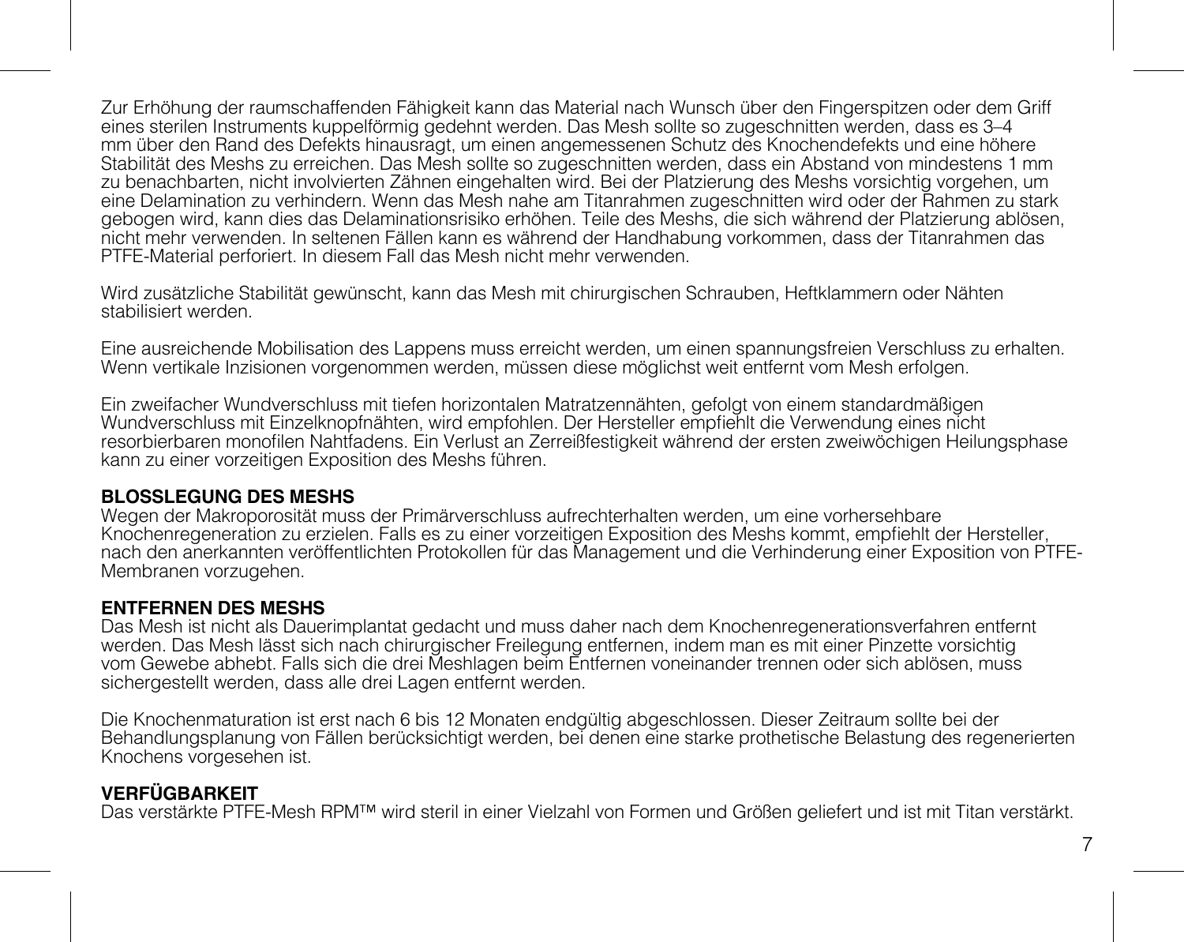Zur Erhöhung der raumschaffenden Fähigkeit kann das Material nach Wunsch über den Fingerspitzen oder dem Griff eines sterilen Instruments kuppelförmig gedehnt werden. Das Mesh sollte so zugeschnitten werden, dass es 3–4 mm über den Rand des Defekts hinausragt, um einen angemessenen Schutz des Knochendefekts und eine höhere Stabilität des Meshs zu erreichen. Das Mesh sollte so zugeschnitten werden, dass ein Abstand von mindestens 1 mm zu benachbarten, nicht involvierten Zähnen eingehalten wird. Bei der Platzierung des Meshs vorsichtig vorgehen, um eine Delamination zu verhindern. Wenn das Mesh nahe am Titanrahmen zugeschnitten wird oder der Rahmen zu stark gebogen wird, kann dies das Delaminationsrisiko erhöhen. Teile des Meshs, die sich während der Platzierung ablösen, nicht mehr verwenden. In seltenen Fällen kann es während der Handhabung vorkommen, dass der Titanrahmen das PTFE-Material perforiert. In diesem Fall das Mesh nicht mehr verwenden.

Wird zusätzliche Stabilität gewünscht, kann das Mesh mit chirurgischen Schrauben, Heftklammern oder Nähten stabilisiert werden.

Eine ausreichende Mobilisation des Lappens muss erreicht werden, um einen spannungsfreien Verschluss zu erhalten. Wenn vertikale Inzisionen vorgenommen werden, müssen diese möglichst weit entfernt vom Mesh erfolgen.

Ein zweifacher Wundverschluss mit tiefen horizontalen Matratzennähten, gefolgt von einem standardmäßigen Wundverschluss mit Einzelknopfnähten, wird empfohlen. Der Hersteller empfiehlt die Verwendung eines nicht resorbierbaren monofilen Nahtfadens. Ein Verlust an Zerreißfestigkeit während der ersten zweiwöchigen Heilungsphase kann zu einer vorzeitigen Exposition des Meshs führen.

**BLOSSLEGUNG DES MESHS**
Wegen der Makroporosität muss der Primärverschluss aufrechterhalten werden, um eine vorhersehbare Knochenregeneration zu erzielen. Falls es zu einer vorzeitigen Exposition des Meshs kommt, empfiehlt der Hersteller, nach den anerkannten veröffentlichten Protokollen für das Management und die Verhinderung einer Exposition von PTFE-Membranen vorzugehen.

**ENTFERNEN DES MESHS**
Das Mesh ist nicht als Dauerimplantat gedacht und muss daher nach dem Knochenregenerationsverfahren entfernt werden. Das Mesh lässt sich nach chirurgischer Freilegung entfernen, indem man es mit einer Pinzette vorsichtig vom Gewebe abhebt. Falls sich die drei Meshlagen beim Entfernen voneinander trennen oder sich ablösen, muss sichergestellt werden, dass alle drei Lagen entfernt werden.

Die Knochenmaturation ist erst nach 6 bis 12 Monaten endgültig abgeschlossen. Dieser Zeitraum sollte bei der Behandlungsplanung von Fällen berücksichtigt werden, bei denen eine starke prothetische Belastung des regenerierten Knochens vorgesehen ist.

**VERFÜGBARKEIT**
Das verstärkte PTFE-Mesh RPM™ wird steril in einer Vielzahl von Formen und Größen geliefert und ist mit Titan verstärkt.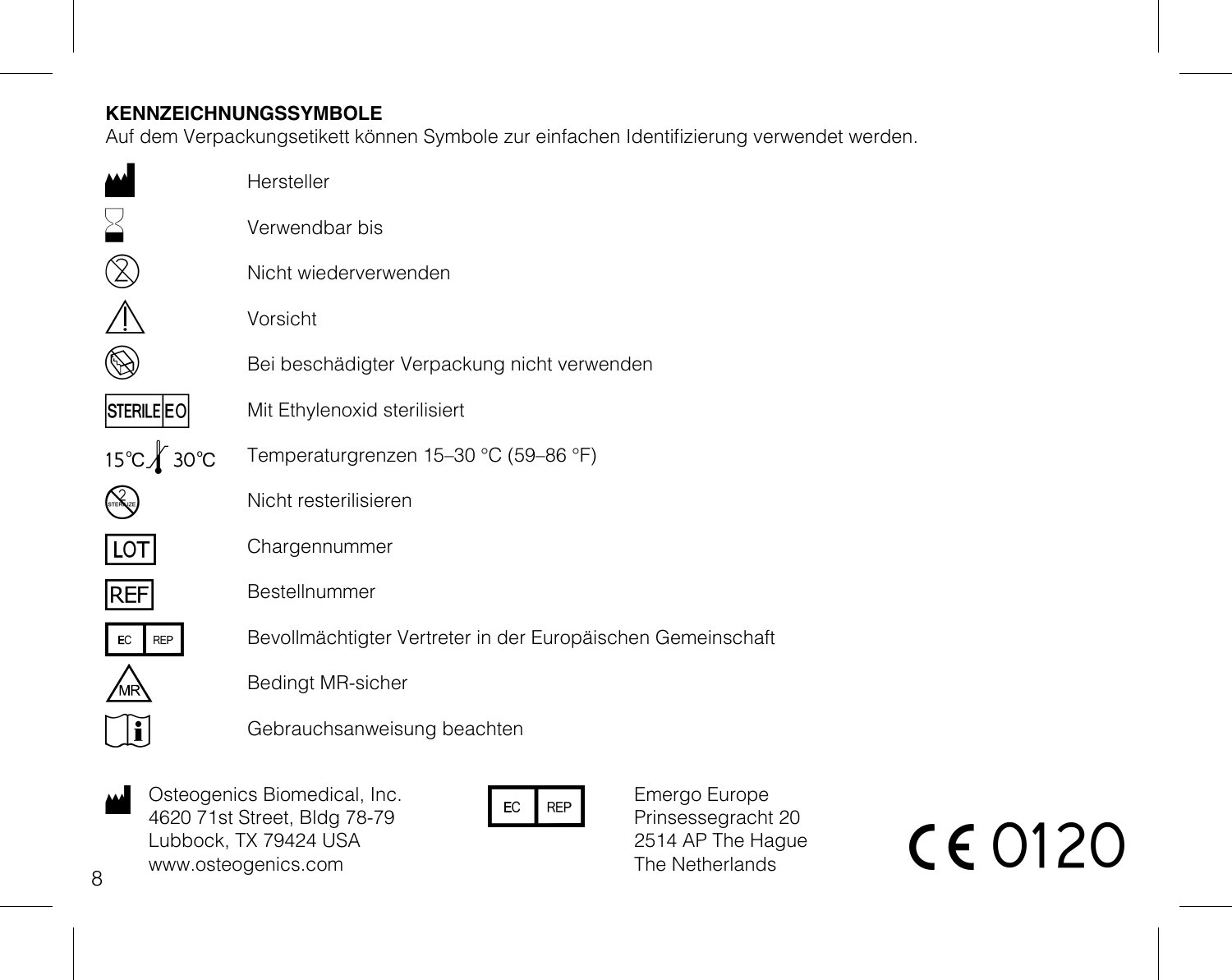**KENNZEICHNUNGSSYMBOLE**

Auf dem Verpackungsetikett können Symbole zur einfachen Identifizierung verwendet werden.

| Symbol | Bedeutung |
| --- | --- |
| | Hersteller |
| | Verwendbar bis |
| | Nicht wiederverwenden |
| | Vorsicht |
| | Bei beschädigter Verpackung nicht verwenden |
| STERILE EO | Mit Ethylenoxid sterilisiert |
| 15°C 30°C | Temperaturgrenzen 15–30 °C (59–86 °F) |
| STERILIZE | Nicht resterilisieren |
| LOT | Chargennummer |
| REF | Bestellnummer |
| EC REP | Bevollmächtigter Vertreter in der Europäischen Gemeinschaft |
| MR | Bedingt MR-sicher |
| | Gebrauchsanweisung beachten |

Osteogenics Biomedical, Inc.
4620 71st Street, Bldg 78-79
Lubbock, TX 79424 USA
www.osteogenics.com

EC REP

Emergo Europe
Prinsessegracht 20
2514 AP The Hague
The Netherlands

CE 0120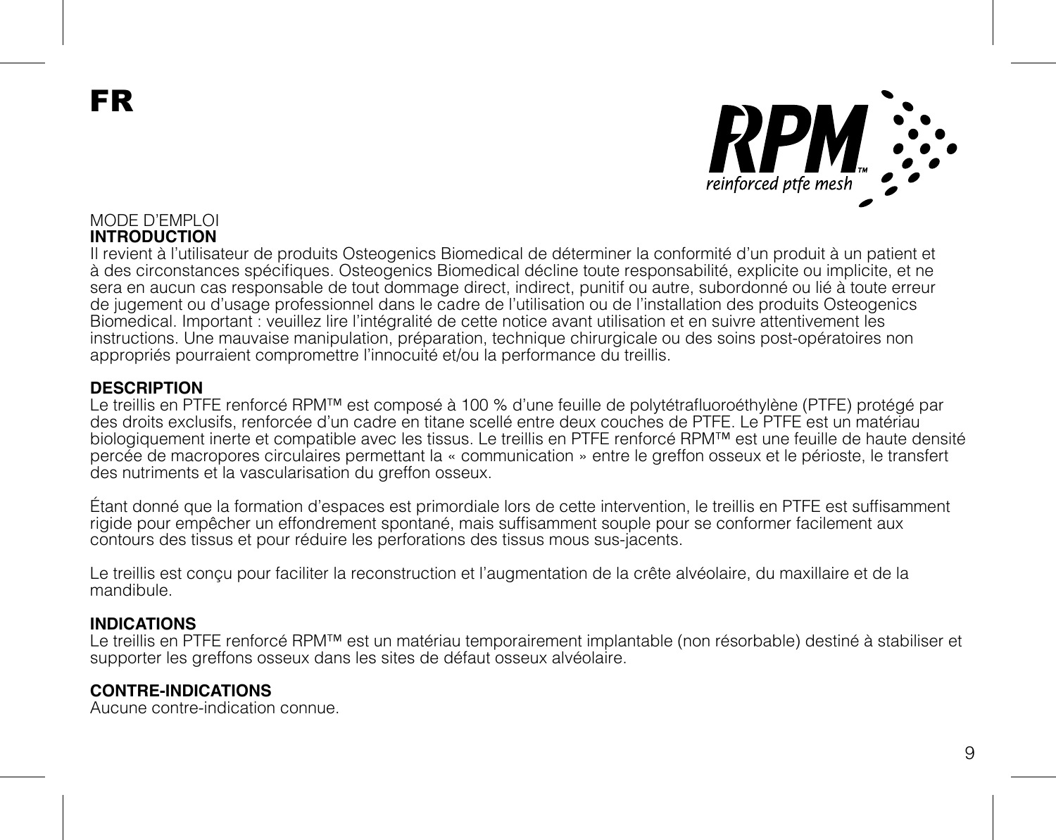# FR

RPM™
reinforced ptfe mesh

MODE D'EMPLOI

## INTRODUCTION

Il revient à l'utilisateur de produits Osteogenics Biomedical de déterminer la conformité d'un produit à un patient et à des circonstances spécifiques. Osteogenics Biomedical décline toute responsabilité, explicite ou implicite, et ne sera en aucun cas responsable de tout dommage direct, indirect, punitif ou autre, subordonné ou lié à toute erreur de jugement ou d'usage professionnel dans le cadre de l'utilisation ou de l'installation des produits Osteogenics Biomedical. Important : veuillez lire l'intégralité de cette notice avant utilisation et en suivre attentivement les instructions. Une mauvaise manipulation, préparation, technique chirurgicale ou des soins post-opératoires non appropriés pourraient compromettre l'innocuité et/ou la performance du treillis.

## DESCRIPTION

Le treillis en PTFE renforcé RPM™ est composé à 100 % d'une feuille de polytétrafluoroéthylène (PTFE) protégé par des droits exclusifs, renforcée d'un cadre en titane scellé entre deux couches de PTFE. Le PTFE est un matériau biologiquement inerte et compatible avec les tissus. Le treillis en PTFE renforcé RPM™ est une feuille de haute densité percée de macropores circulaires permettant la « communication » entre le greffon osseux et le périoste, le transfert des nutriments et la vascularisation du greffon osseux.

Étant donné que la formation d'espaces est primordiale lors de cette intervention, le treillis en PTFE est suffisamment rigide pour empêcher un effondrement spontané, mais suffisamment souple pour se conformer facilement aux contours des tissus et pour réduire les perforations des tissus mous sus-jacents.

Le treillis est conçu pour faciliter la reconstruction et l'augmentation de la crête alvéolaire, du maxillaire et de la mandibule.

## INDICATIONS

Le treillis en PTFE renforcé RPM™ est un matériau temporairement implantable (non résorbable) destiné à stabiliser et supporter les greffons osseux dans les sites de défaut osseux alvéolaire.

## CONTRE-INDICATIONS

Aucune contre-indication connue.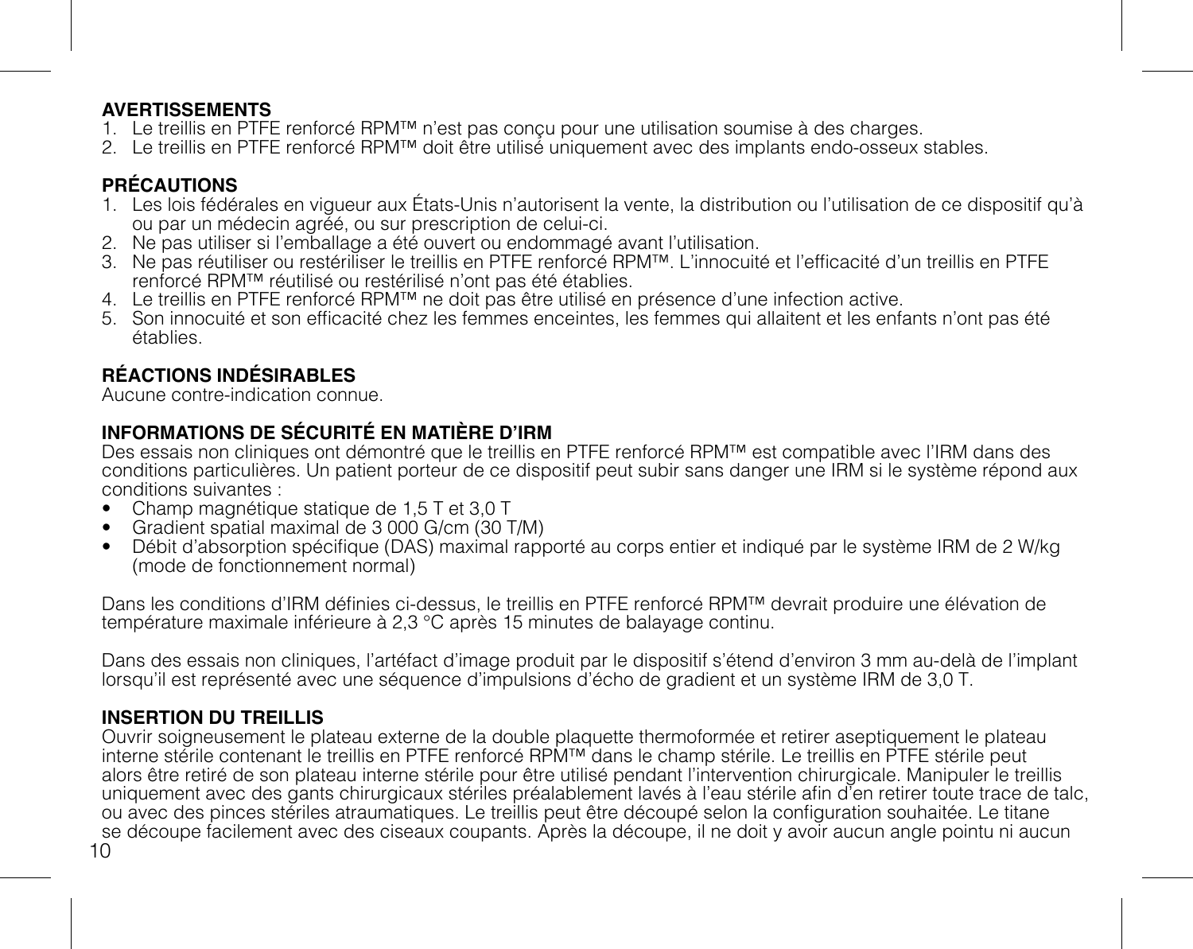**AVERTISSEMENTS**

1. Le treillis en PTFE renforcé RPM™ n'est pas conçu pour une utilisation soumise à des charges.
2. Le treillis en PTFE renforcé RPM™ doit être utilisé uniquement avec des implants endo-osseux stables.

**PRÉCAUTIONS**

1. Les lois fédérales en vigueur aux États-Unis n'autorisent la vente, la distribution ou l'utilisation de ce dispositif qu'à ou par un médecin agréé, ou sur prescription de celui-ci.
2. Ne pas utiliser si l'emballage a été ouvert ou endommagé avant l'utilisation.
3. Ne pas réutiliser ou restériliser le treillis en PTFE renforcé RPM™. L'innocuité et l'efficacité d'un treillis en PTFE renforcé RPM™ réutilisé ou restérilisé n'ont pas été établies.
4. Le treillis en PTFE renforcé RPM™ ne doit pas être utilisé en présence d'une infection active.
5. Son innocuité et son efficacité chez les femmes enceintes, les femmes qui allaitent et les enfants n'ont pas été établies.

**RÉACTIONS INDÉSIRABLES**

Aucune contre-indication connue.

**INFORMATIONS DE SÉCURITÉ EN MATIÈRE D'IRM**

Des essais non cliniques ont démontré que le treillis en PTFE renforcé RPM™ est compatible avec l'IRM dans des conditions particulières. Un patient porteur de ce dispositif peut subir sans danger une IRM si le système répond aux conditions suivantes :

- Champ magnétique statique de 1,5 T et 3,0 T
- Gradient spatial maximal de 3 000 G/cm (30 T/M)
- Débit d'absorption spécifique (DAS) maximal rapporté au corps entier et indiqué par le système IRM de 2 W/kg (mode de fonctionnement normal)

Dans les conditions d'IRM définies ci-dessus, le treillis en PTFE renforcé RPM™ devrait produire une élévation de température maximale inférieure à 2,3 °C après 15 minutes de balayage continu.

Dans des essais non cliniques, l'artéfact d'image produit par le dispositif s'étend d'environ 3 mm au-delà de l'implant lorsqu'il est représenté avec une séquence d'impulsions d'écho de gradient et un système IRM de 3,0 T.

**INSERTION DU TREILLIS**

Ouvrir soigneusement le plateau externe de la double plaquette thermoformée et retirer aseptiquement le plateau interne stérile contenant le treillis en PTFE renforcé RPM™ dans le champ stérile. Le treillis en PTFE stérile peut alors être retiré de son plateau interne stérile pour être utilisé pendant l'intervention chirurgicale. Manipuler le treillis uniquement avec des gants chirurgicaux stériles préalablement lavés à l'eau stérile afin d'en retirer toute trace de talc, ou avec des pinces stériles atraumatiques. Le treillis peut être découpé selon la configuration souhaitée. Le titane se découpe facilement avec des ciseaux coupants. Après la découpe, il ne doit y avoir aucun angle pointu ni aucun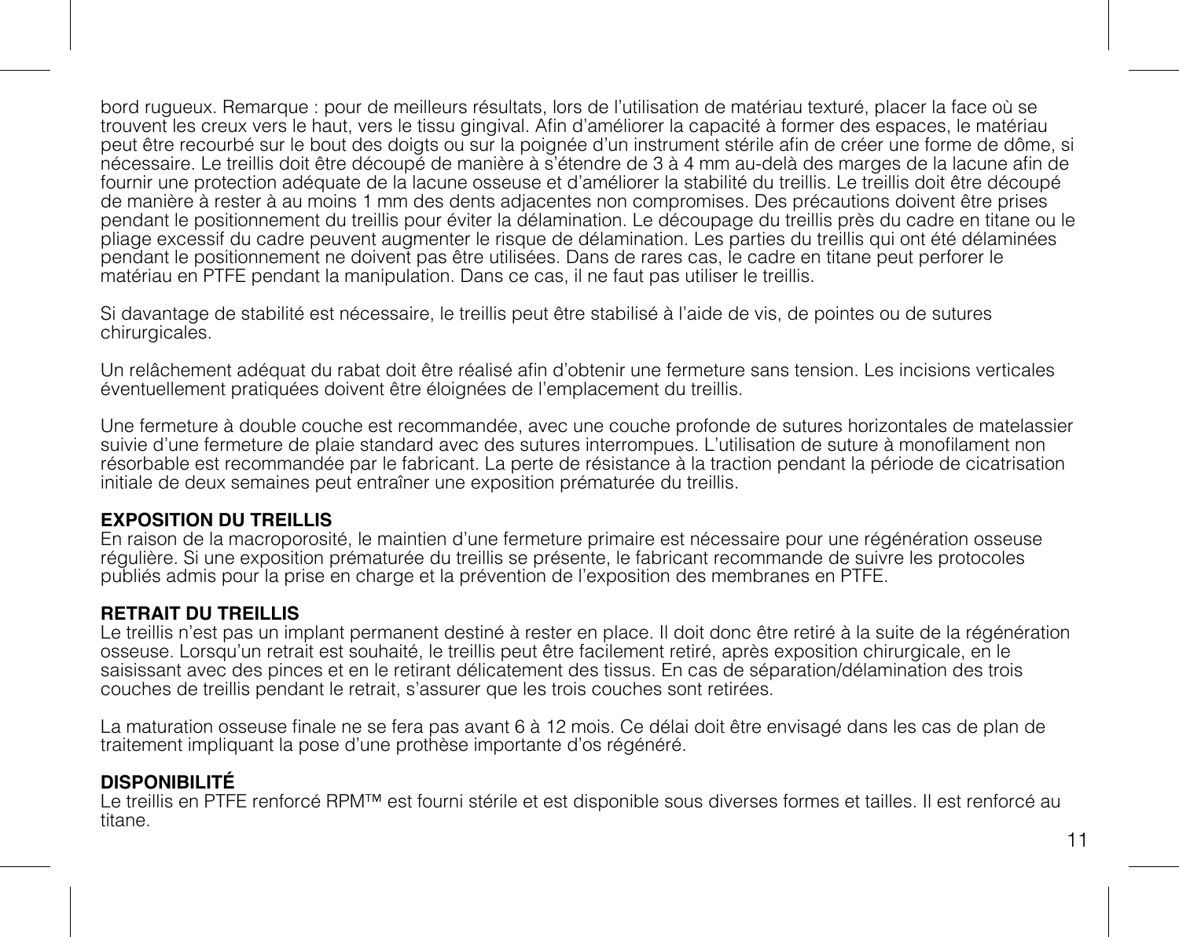bord rugueux. Remarque : pour de meilleurs résultats, lors de l'utilisation de matériau texturé, placer la face où se trouvent les creux vers le haut, vers le tissu gingival. Afin d'améliorer la capacité à former des espaces, le matériau peut être recourbé sur le bout des doigts ou sur la poignée d'un instrument stérile afin de créer une forme de dôme, si nécessaire. Le treillis doit être découpé de manière à s'étendre de 3 à 4 mm au-delà des marges de la lacune afin de fournir une protection adéquate de la lacune osseuse et d'améliorer la stabilité du treillis. Le treillis doit être découpé de manière à rester à au moins 1 mm des dents adjacentes non compromises. Des précautions doivent être prises pendant le positionnement du treillis pour éviter la délamination. Le découpage du treillis près du cadre en titane ou le pliage excessif du cadre peuvent augmenter le risque de délamination. Les parties du treillis qui ont été délaminées pendant le positionnement ne doivent pas être utilisées. Dans de rares cas, le cadre en titane peut perforer le matériau en PTFE pendant la manipulation. Dans ce cas, il ne faut pas utiliser le treillis.

Si davantage de stabilité est nécessaire, le treillis peut être stabilisé à l'aide de vis, de pointes ou de sutures chirurgicales.

Un relâchement adéquat du rabat doit être réalisé afin d'obtenir une fermeture sans tension. Les incisions verticales éventuellement pratiquées doivent être éloignées de l'emplacement du treillis.

Une fermeture à double couche est recommandée, avec une couche profonde de sutures horizontales de matelassier suivie d'une fermeture de plaie standard avec des sutures interrompues. L'utilisation de suture à monofilament non résorbable est recommandée par le fabricant. La perte de résistance à la traction pendant la période de cicatrisation initiale de deux semaines peut entraîner une exposition prématurée du treillis.

**EXPOSITION DU TREILLIS**
En raison de la macroporosité, le maintien d'une fermeture primaire est nécessaire pour une régénération osseuse régulière. Si une exposition prématurée du treillis se présente, le fabricant recommande de suivre les protocoles publiés admis pour la prise en charge et la prévention de l'exposition des membranes en PTFE.

**RETRAIT DU TREILLIS**
Le treillis n'est pas un implant permanent destiné à rester en place. Il doit donc être retiré à la suite de la régénération osseuse. Lorsqu'un retrait est souhaité, le treillis peut être facilement retiré, après exposition chirurgicale, en le saisissant avec des pinces et en le retirant délicatement des tissus. En cas de séparation/délamination des trois couches de treillis pendant le retrait, s'assurer que les trois couches sont retirées.

La maturation osseuse finale ne se fera pas avant 6 à 12 mois. Ce délai doit être envisagé dans les cas de plan de traitement impliquant la pose d'une prothèse importante d'os régénéré.

**DISPONIBILITÉ**
Le treillis en PTFE renforcé RPM™ est fourni stérile et est disponible sous diverses formes et tailles. Il est renforcé au titane.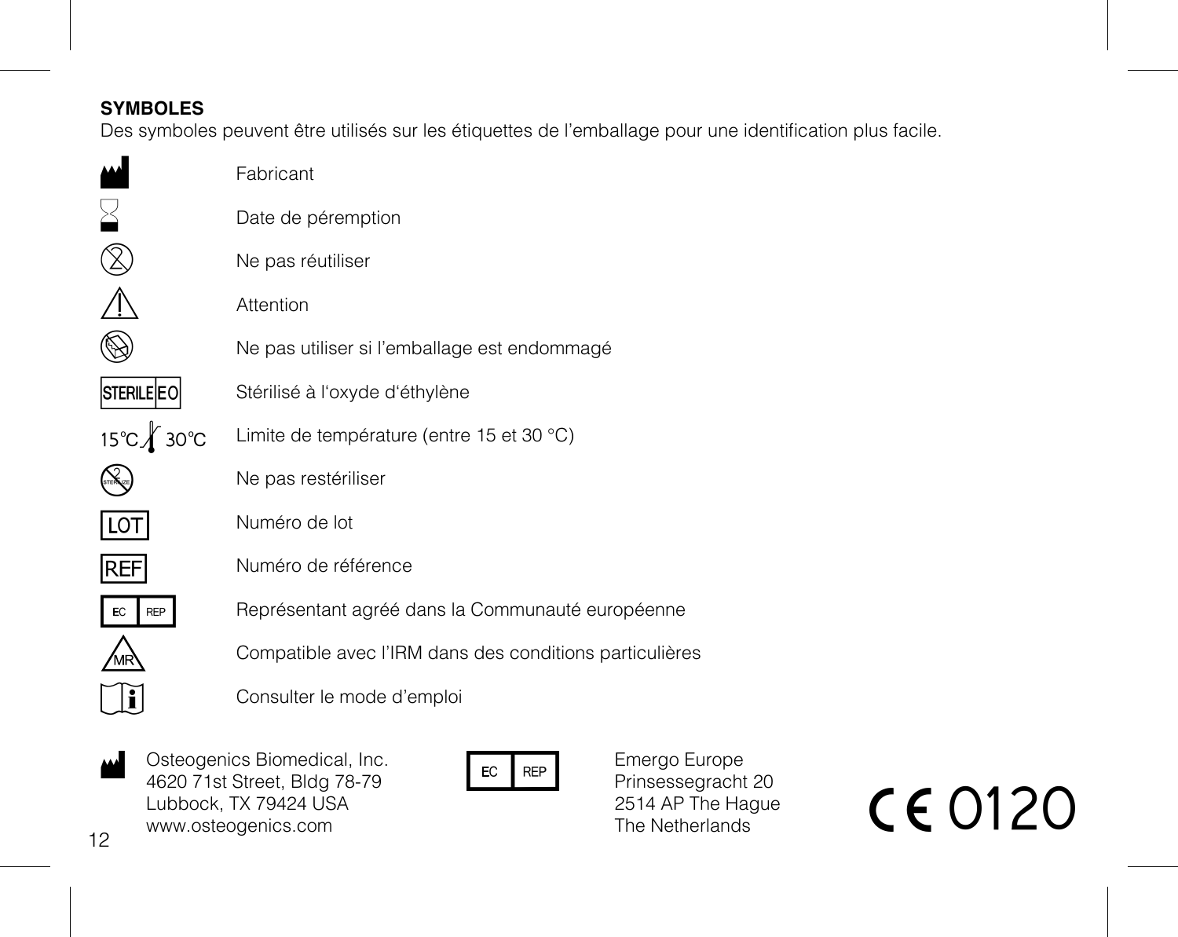**SYMBOLES**

Des symboles peuvent être utilisés sur les étiquettes de l’emballage pour une identification plus facile.

| Symbole | Signification |
| --- | --- |
| | Fabricant |
| | Date de péremption |
| | Ne pas réutiliser |
| | Attention |
| | Ne pas utiliser si l’emballage est endommagé |
| STERILE EO | Stérilisé à l‘oxyde d‘éthylène |
| 15°C 30°C | Limite de température (entre 15 et 30 °C) |
| STERILIZE | Ne pas restériliser |
| LOT | Numéro de lot |
| REF | Numéro de référence |
| EC REP | Représentant agréé dans la Communauté européenne |
| MR | Compatible avec l’IRM dans des conditions particulières |
| | Consulter le mode d’emploi |

Osteogenics Biomedical, Inc.
4620 71st Street, Bldg 78-79
Lubbock, TX 79424 USA
www.osteogenics.com

EC REP

Emergo Europe
Prinsessegracht 20
2514 AP The Hague
The Netherlands

CE 0120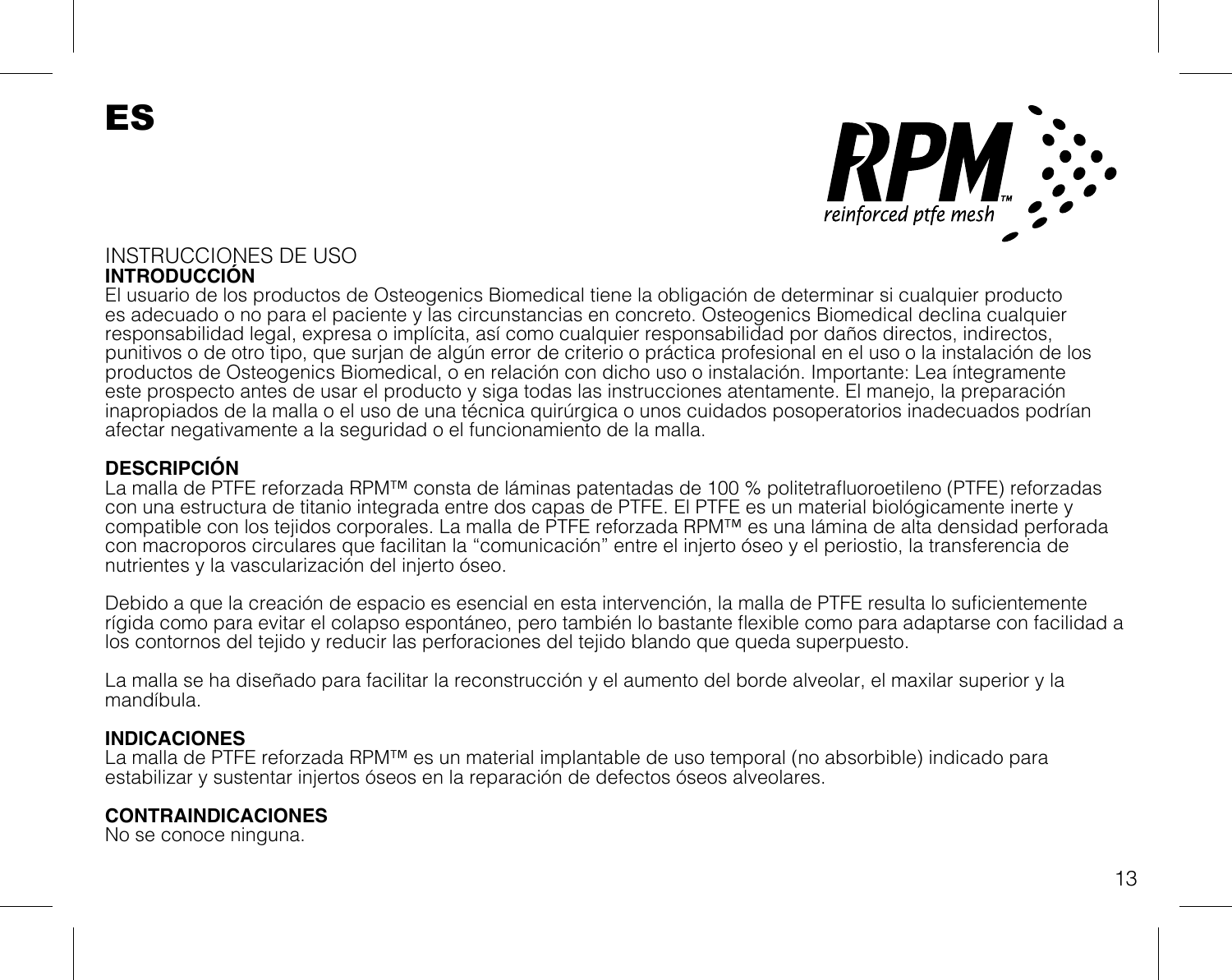# ES

RPM™ reinforced ptfe mesh

INSTRUCCIONES DE USO

## INTRODUCCIÓN

El usuario de los productos de Osteogenics Biomedical tiene la obligación de determinar si cualquier producto es adecuado o no para el paciente y las circunstancias en concreto. Osteogenics Biomedical declina cualquier responsabilidad legal, expresa o implícita, así como cualquier responsabilidad por daños directos, indirectos, punitivos o de otro tipo, que surjan de algún error de criterio o práctica profesional en el uso o la instalación de los productos de Osteogenics Biomedical, o en relación con dicho uso o instalación. Importante: Lea íntegramente este prospecto antes de usar el producto y siga todas las instrucciones atentamente. El manejo, la preparación inapropiados de la malla o el uso de una técnica quirúrgica o unos cuidados posoperatorios inadecuados podrían afectar negativamente a la seguridad o el funcionamiento de la malla.

## DESCRIPCIÓN

La malla de PTFE reforzada RPM™ consta de láminas patentadas de 100 % politetrafluoroetileno (PTFE) reforzadas con una estructura de titanio integrada entre dos capas de PTFE. El PTFE es un material biológicamente inerte y compatible con los tejidos corporales. La malla de PTFE reforzada RPM™ es una lámina de alta densidad perforada con macroporos circulares que facilitan la "comunicación" entre el injerto óseo y el periostio, la transferencia de nutrientes y la vascularización del injerto óseo.

Debido a que la creación de espacio es esencial en esta intervención, la malla de PTFE resulta lo suficientemente rígida como para evitar el colapso espontáneo, pero también lo bastante flexible como para adaptarse con facilidad a los contornos del tejido y reducir las perforaciones del tejido blando que queda superpuesto.

La malla se ha diseñado para facilitar la reconstrucción y el aumento del borde alveolar, el maxilar superior y la mandíbula.

## INDICACIONES

La malla de PTFE reforzada RPM™ es un material implantable de uso temporal (no absorbible) indicado para estabilizar y sustentar injertos óseos en la reparación de defectos óseos alveolares.

## CONTRAINDICACIONES

No se conoce ninguna.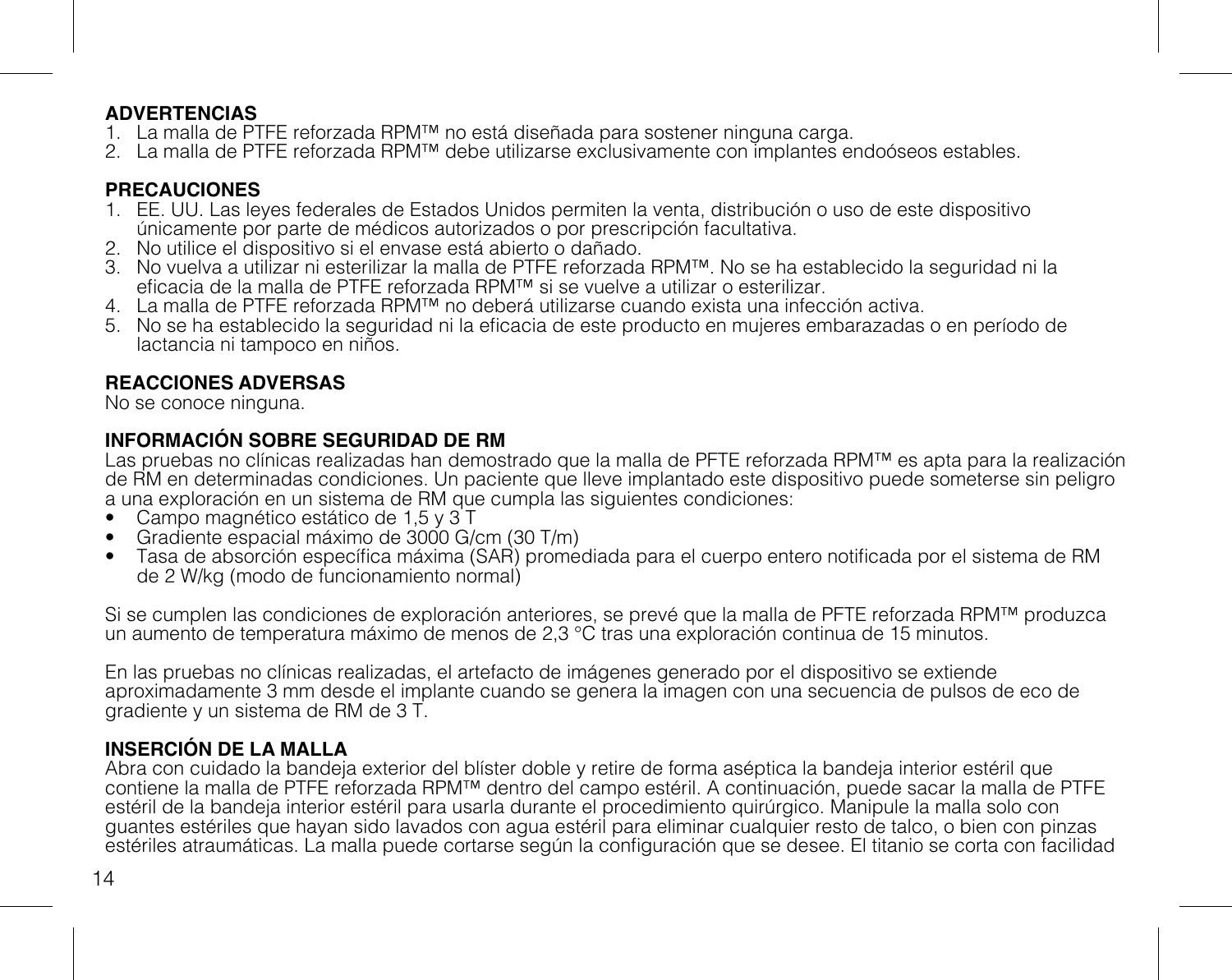**ADVERTENCIAS**

1. La malla de PTFE reforzada RPM™ no está diseñada para sostener ninguna carga.
2. La malla de PTFE reforzada RPM™ debe utilizarse exclusivamente con implantes endoóseos estables.

**PRECAUCIONES**

1. EE. UU. Las leyes federales de Estados Unidos permiten la venta, distribución o uso de este dispositivo únicamente por parte de médicos autorizados o por prescripción facultativa.
2. No utilice el dispositivo si el envase está abierto o dañado.
3. No vuelva a utilizar ni esterilizar la malla de PTFE reforzada RPM™. No se ha establecido la seguridad ni la eficacia de la malla de PTFE reforzada RPM™ si se vuelve a utilizar o esterilizar.
4. La malla de PTFE reforzada RPM™ no deberá utilizarse cuando exista una infección activa.
5. No se ha establecido la seguridad ni la eficacia de este producto en mujeres embarazadas o en período de lactancia ni tampoco en niños.

**REACCIONES ADVERSAS**

No se conoce ninguna.

**INFORMACIÓN SOBRE SEGURIDAD DE RM**

Las pruebas no clínicas realizadas han demostrado que la malla de PFTE reforzada RPM™ es apta para la realización de RM en determinadas condiciones. Un paciente que lleve implantado este dispositivo puede someterse sin peligro a una exploración en un sistema de RM que cumpla las siguientes condiciones:

- Campo magnético estático de 1,5 y 3 T
- Gradiente espacial máximo de 3000 G/cm (30 T/m)
- Tasa de absorción específica máxima (SAR) promediada para el cuerpo entero notificada por el sistema de RM de 2 W/kg (modo de funcionamiento normal)

Si se cumplen las condiciones de exploración anteriores, se prevé que la malla de PFTE reforzada RPM™ produzca un aumento de temperatura máximo de menos de 2,3 °C tras una exploración continua de 15 minutos.

En las pruebas no clínicas realizadas, el artefacto de imágenes generado por el dispositivo se extiende aproximadamente 3 mm desde el implante cuando se genera la imagen con una secuencia de pulsos de eco de gradiente y un sistema de RM de 3 T.

**INSERCIÓN DE LA MALLA**

Abra con cuidado la bandeja exterior del blíster doble y retire de forma aséptica la bandeja interior estéril que contiene la malla de PTFE reforzada RPM™ dentro del campo estéril. A continuación, puede sacar la malla de PTFE estéril de la bandeja interior estéril para usarla durante el procedimiento quirúrgico. Manipule la malla solo con guantes estériles que hayan sido lavados con agua estéril para eliminar cualquier resto de talco, o bien con pinzas estériles atraumáticas. La malla puede cortarse según la configuración que se desee. El titanio se corta con facilidad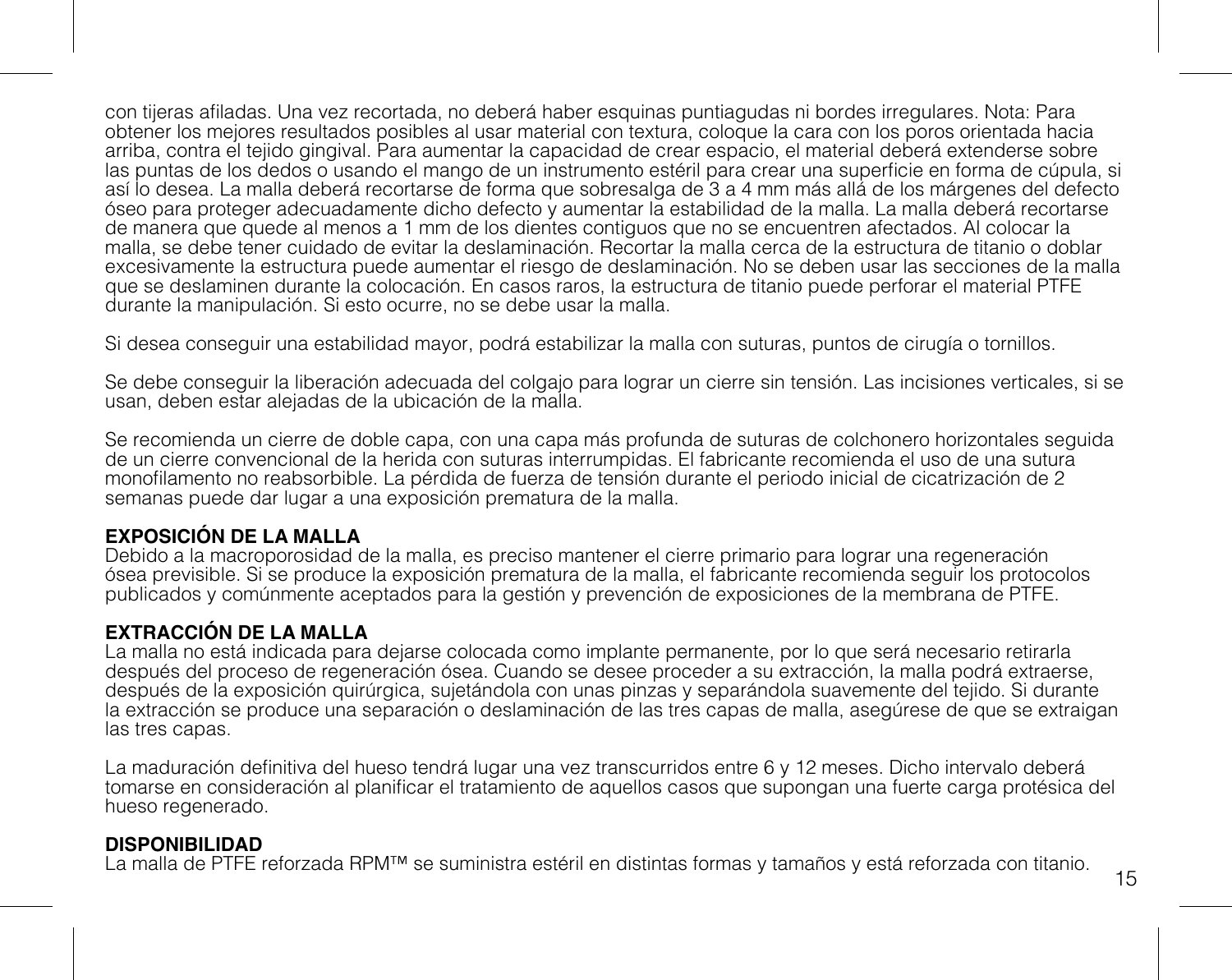con tijeras afiladas. Una vez recortada, no deberá haber esquinas puntiagudas ni bordes irregulares. Nota: Para obtener los mejores resultados posibles al usar material con textura, coloque la cara con los poros orientada hacia arriba, contra el tejido gingival. Para aumentar la capacidad de crear espacio, el material deberá extenderse sobre las puntas de los dedos o usando el mango de un instrumento estéril para crear una superficie en forma de cúpula, si así lo desea. La malla deberá recortarse de forma que sobresalga de 3 a 4 mm más allá de los márgenes del defecto óseo para proteger adecuadamente dicho defecto y aumentar la estabilidad de la malla. La malla deberá recortarse de manera que quede al menos a 1 mm de los dientes contiguos que no se encuentren afectados. Al colocar la malla, se debe tener cuidado de evitar la deslaminación. Recortar la malla cerca de la estructura de titanio o doblar excesivamente la estructura puede aumentar el riesgo de deslaminación. No se deben usar las secciones de la malla que se deslaminen durante la colocación. En casos raros, la estructura de titanio puede perforar el material PTFE durante la manipulación. Si esto ocurre, no se debe usar la malla.

Si desea conseguir una estabilidad mayor, podrá estabilizar la malla con suturas, puntos de cirugía o tornillos.

Se debe conseguir la liberación adecuada del colgajo para lograr un cierre sin tensión. Las incisiones verticales, si se usan, deben estar alejadas de la ubicación de la malla.

Se recomienda un cierre de doble capa, con una capa más profunda de suturas de colchonero horizontales seguida de un cierre convencional de la herida con suturas interrumpidas. El fabricante recomienda el uso de una sutura monofilamento no reabsorbible. La pérdida de fuerza de tensión durante el periodo inicial de cicatrización de 2 semanas puede dar lugar a una exposición prematura de la malla.

**EXPOSICIÓN DE LA MALLA**
Debido a la macroporosidad de la malla, es preciso mantener el cierre primario para lograr una regeneración ósea previsible. Si se produce la exposición prematura de la malla, el fabricante recomienda seguir los protocolos publicados y comúnmente aceptados para la gestión y prevención de exposiciones de la membrana de PTFE.

**EXTRACCIÓN DE LA MALLA**
La malla no está indicada para dejarse colocada como implante permanente, por lo que será necesario retirarla después del proceso de regeneración ósea. Cuando se desee proceder a su extracción, la malla podrá extraerse, después de la exposición quirúrgica, sujetándola con unas pinzas y separándola suavemente del tejido. Si durante la extracción se produce una separación o deslaminación de las tres capas de malla, asegúrese de que se extraigan las tres capas.

La maduración definitiva del hueso tendrá lugar una vez transcurridos entre 6 y 12 meses. Dicho intervalo deberá tomarse en consideración al planificar el tratamiento de aquellos casos que supongan una fuerte carga protésica del hueso regenerado.

**DISPONIBILIDAD**
La malla de PTFE reforzada RPM™ se suministra estéril en distintas formas y tamaños y está reforzada con titanio.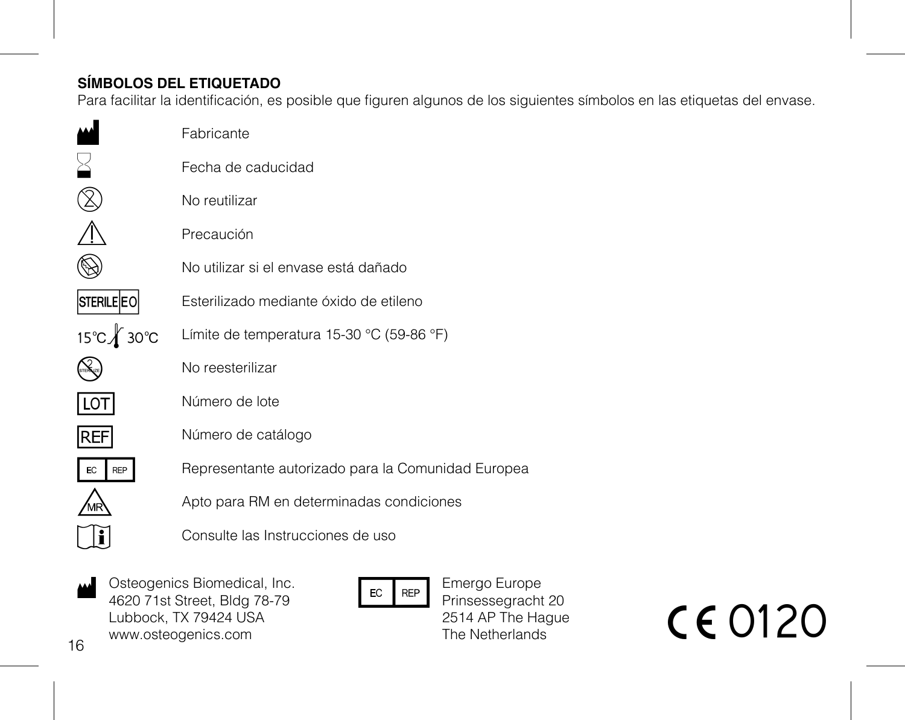**SÍMBOLOS DEL ETIQUETADO**

Para facilitar la identificación, es posible que figuren algunos de los siguientes símbolos en las etiquetas del envase.

| Símbolo | Descripción |
| --- | --- |
| | Fabricante |
| | Fecha de caducidad |
| | No reutilizar |
| | Precaución |
| | No utilizar si el envase está dañado |
| STERILE EO | Esterilizado mediante óxido de etileno |
| 15°C 30°C | Límite de temperatura 15-30 °C (59-86 °F) |
| | No reesterilizar |
| LOT | Número de lote |
| REF | Número de catálogo |
| EC REP | Representante autorizado para la Comunidad Europea |
| MR | Apto para RM en determinadas condiciones |
| | Consulte las Instrucciones de uso |

Osteogenics Biomedical, Inc.
4620 71st Street, Bldg 78-79
Lubbock, TX 79424 USA
www.osteogenics.com

EC REP
Emergo Europe
Prinsessegracht 20
2514 AP The Hague
The Netherlands

CE 0120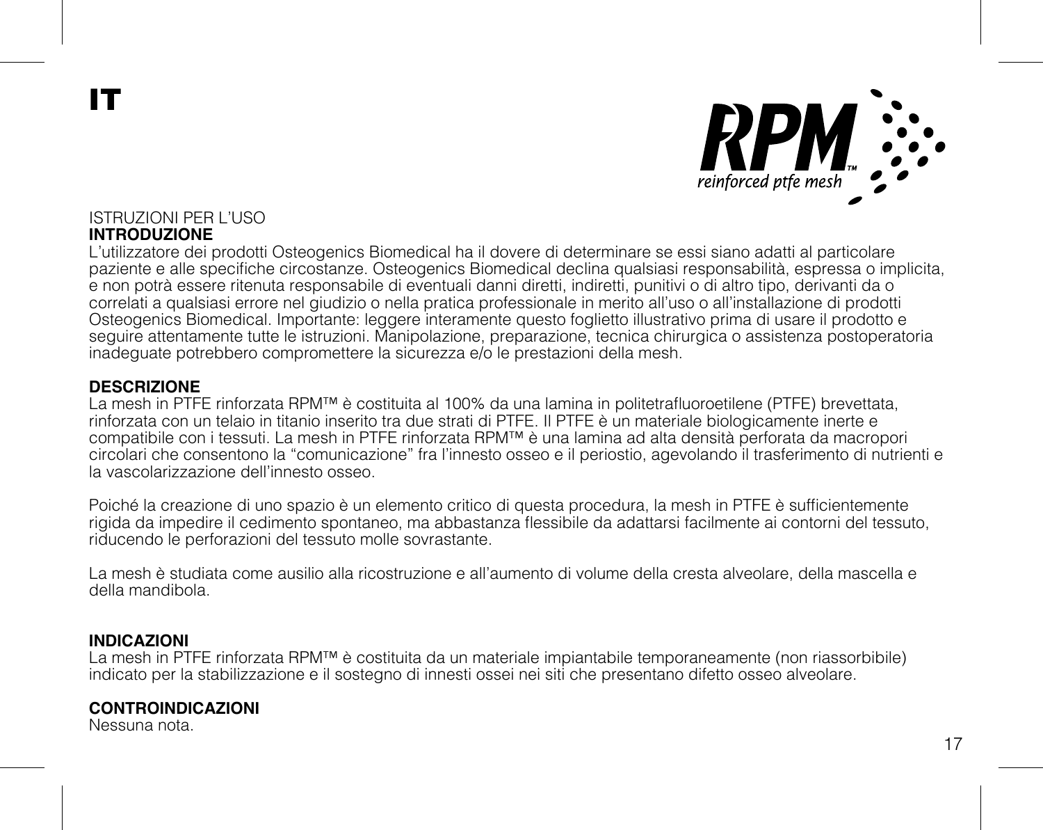# IT

RPM™ reinforced ptfe mesh

ISTRUZIONI PER L'USO

**INTRODUZIONE**

L'utilizzatore dei prodotti Osteogenics Biomedical ha il dovere di determinare se essi siano adatti al particolare paziente e alle specifiche circostanze. Osteogenics Biomedical declina qualsiasi responsabilità, espressa o implicita, e non potrà essere ritenuta responsabile di eventuali danni diretti, indiretti, punitivi o di altro tipo, derivanti da o correlati a qualsiasi errore nel giudizio o nella pratica professionale in merito all'uso o all'installazione di prodotti Osteogenics Biomedical. Importante: leggere interamente questo foglietto illustrativo prima di usare il prodotto e seguire attentamente tutte le istruzioni. Manipolazione, preparazione, tecnica chirurgica o assistenza postoperatoria inadeguate potrebbero compromettere la sicurezza e/o le prestazioni della mesh.

**DESCRIZIONE**

La mesh in PTFE rinforzata RPM™ è costituita al 100% da una lamina in politetrafluoroetilene (PTFE) brevettata, rinforzata con un telaio in titanio inserito tra due strati di PTFE. Il PTFE è un materiale biologicamente inerte e compatibile con i tessuti. La mesh in PTFE rinforzata RPM™ è una lamina ad alta densità perforata da macropori circolari che consentono la "comunicazione" fra l'innesto osseo e il periostio, agevolando il trasferimento di nutrienti e la vascolarizzazione dell'innesto osseo.

Poiché la creazione di uno spazio è un elemento critico di questa procedura, la mesh in PTFE è sufficientemente rigida da impedire il cedimento spontaneo, ma abbastanza flessibile da adattarsi facilmente ai contorni del tessuto, riducendo le perforazioni del tessuto molle sovrastante.

La mesh è studiata come ausilio alla ricostruzione e all'aumento di volume della cresta alveolare, della mascella e della mandibola.

**INDICAZIONI**

La mesh in PTFE rinforzata RPM™ è costituita da un materiale impiantabile temporaneamente (non riassorbibile) indicato per la stabilizzazione e il sostegno di innesti ossei nei siti che presentano difetto osseo alveolare.

**CONTROINDICAZIONI**

Nessuna nota.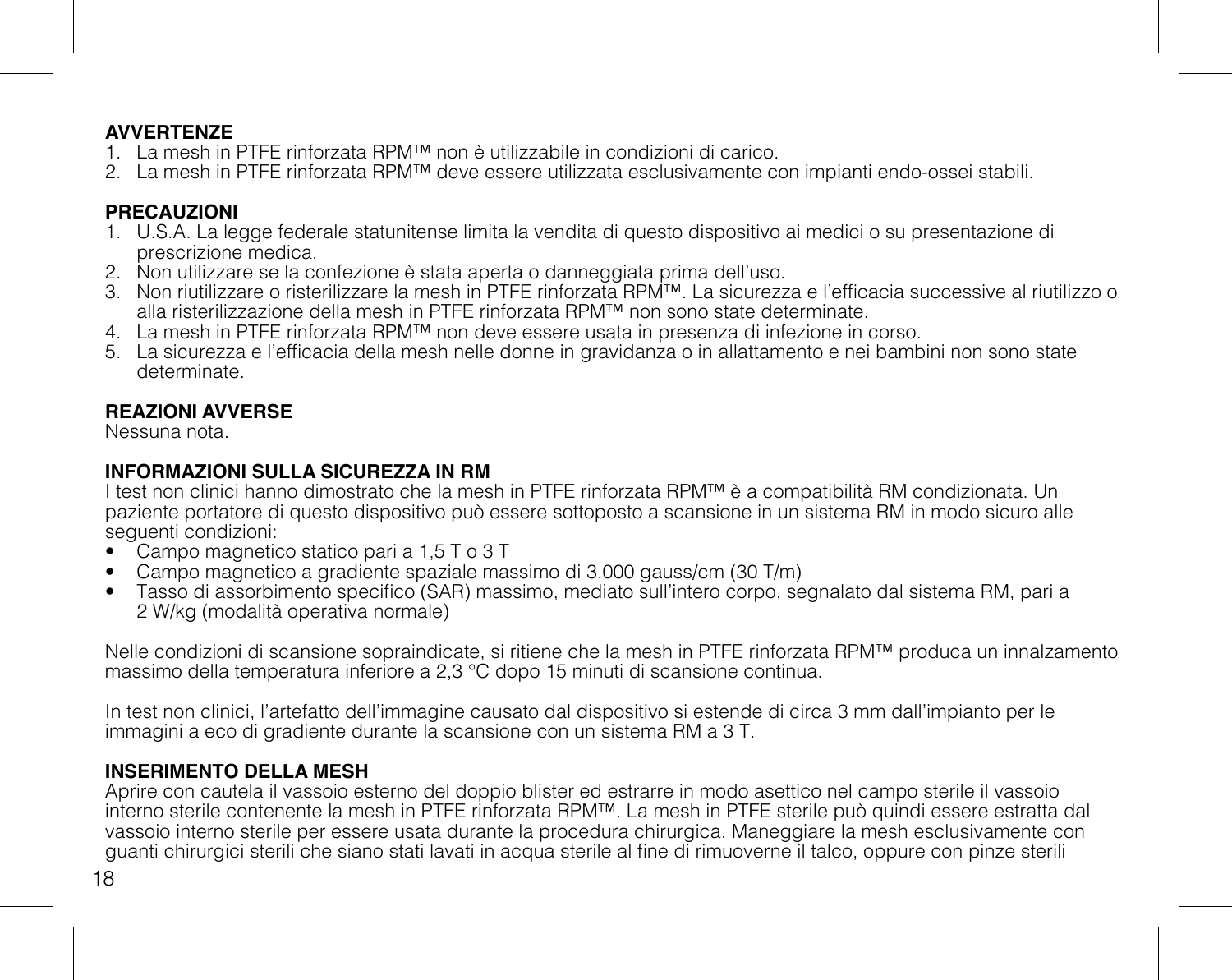**AVVERTENZE**

1. La mesh in PTFE rinforzata RPM™ non è utilizzabile in condizioni di carico.
2. La mesh in PTFE rinforzata RPM™ deve essere utilizzata esclusivamente con impianti endo-ossei stabili.

**PRECAUZIONI**

1. U.S.A. La legge federale statunitense limita la vendita di questo dispositivo ai medici o su presentazione di prescrizione medica.
2. Non utilizzare se la confezione è stata aperta o danneggiata prima dell'uso.
3. Non riutilizzare o risterilizzare la mesh in PTFE rinforzata RPM™. La sicurezza e l'efficacia successive al riutilizzo o alla risterilizzazione della mesh in PTFE rinforzata RPM™ non sono state determinate.
4. La mesh in PTFE rinforzata RPM™ non deve essere usata in presenza di infezione in corso.
5. La sicurezza e l'efficacia della mesh nelle donne in gravidanza o in allattamento e nei bambini non sono state determinate.

**REAZIONI AVVERSE**

Nessuna nota.

**INFORMAZIONI SULLA SICUREZZA IN RM**

I test non clinici hanno dimostrato che la mesh in PTFE rinforzata RPM™ è a compatibilità RM condizionata. Un paziente portatore di questo dispositivo può essere sottoposto a scansione in un sistema RM in modo sicuro alle seguenti condizioni:

- Campo magnetico statico pari a 1,5 T o 3 T
- Campo magnetico a gradiente spaziale massimo di 3.000 gauss/cm (30 T/m)
- Tasso di assorbimento specifico (SAR) massimo, mediato sull'intero corpo, segnalato dal sistema RM, pari a 2 W/kg (modalità operativa normale)

Nelle condizioni di scansione sopraindicate, si ritiene che la mesh in PTFE rinforzata RPM™ produca un innalzamento massimo della temperatura inferiore a 2,3 °C dopo 15 minuti di scansione continua.

In test non clinici, l'artefatto dell'immagine causato dal dispositivo si estende di circa 3 mm dall'impianto per le immagini a eco di gradiente durante la scansione con un sistema RM a 3 T.

**INSERIMENTO DELLA MESH**

Aprire con cautela il vassoio esterno del doppio blister ed estrarre in modo asettico nel campo sterile il vassoio interno sterile contenente la mesh in PTFE rinforzata RPM™. La mesh in PTFE sterile può quindi essere estratta dal vassoio interno sterile per essere usata durante la procedura chirurgica. Maneggiare la mesh esclusivamente con guanti chirurgici sterili che siano stati lavati in acqua sterile al fine di rimuoverne il talco, oppure con pinze sterili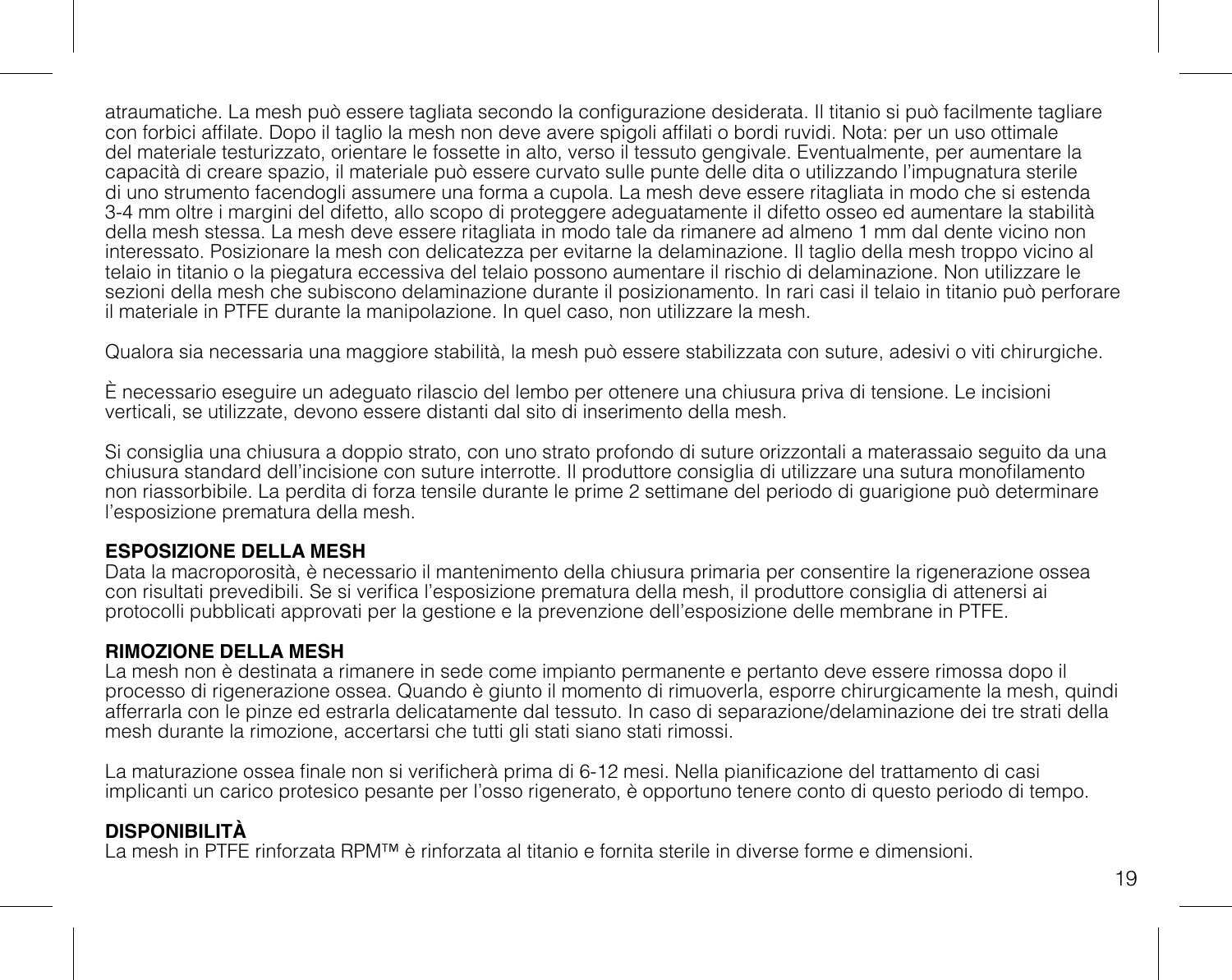atraumatiche. La mesh può essere tagliata secondo la configurazione desiderata. Il titanio si può facilmente tagliare con forbici affilate. Dopo il taglio la mesh non deve avere spigoli affilati o bordi ruvidi. Nota: per un uso ottimale del materiale testurizzato, orientare le fossette in alto, verso il tessuto gengivale. Eventualmente, per aumentare la capacità di creare spazio, il materiale può essere curvato sulle punte delle dita o utilizzando l'impugnatura sterile di uno strumento facendogli assumere una forma a cupola. La mesh deve essere ritagliata in modo che si estenda 3-4 mm oltre i margini del difetto, allo scopo di proteggere adeguatamente il difetto osseo ed aumentare la stabilità della mesh stessa. La mesh deve essere ritagliata in modo tale da rimanere ad almeno 1 mm dal dente vicino non interessato. Posizionare la mesh con delicatezza per evitarne la delaminazione. Il taglio della mesh troppo vicino al telaio in titanio o la piegatura eccessiva del telaio possono aumentare il rischio di delaminazione. Non utilizzare le sezioni della mesh che subiscono delaminazione durante il posizionamento. In rari casi il telaio in titanio può perforare il materiale in PTFE durante la manipolazione. In quel caso, non utilizzare la mesh.

Qualora sia necessaria una maggiore stabilità, la mesh può essere stabilizzata con suture, adesivi o viti chirurgiche.

È necessario eseguire un adeguato rilascio del lembo per ottenere una chiusura priva di tensione. Le incisioni verticali, se utilizzate, devono essere distanti dal sito di inserimento della mesh.

Si consiglia una chiusura a doppio strato, con uno strato profondo di suture orizzontali a materassaio seguito da una chiusura standard dell'incisione con suture interrotte. Il produttore consiglia di utilizzare una sutura monofilamento non riassorbibile. La perdita di forza tensile durante le prime 2 settimane del periodo di guarigione può determinare l'esposizione prematura della mesh.

**ESPOSIZIONE DELLA MESH**
Data la macroporosità, è necessario il mantenimento della chiusura primaria per consentire la rigenerazione ossea con risultati prevedibili. Se si verifica l'esposizione prematura della mesh, il produttore consiglia di attenersi ai protocolli pubblicati approvati per la gestione e la prevenzione dell'esposizione delle membrane in PTFE.

**RIMOZIONE DELLA MESH**
La mesh non è destinata a rimanere in sede come impianto permanente e pertanto deve essere rimossa dopo il processo di rigenerazione ossea. Quando è giunto il momento di rimuoverla, esporre chirurgicamente la mesh, quindi afferrarla con le pinze ed estrarla delicatamente dal tessuto. In caso di separazione/delaminazione dei tre strati della mesh durante la rimozione, accertarsi che tutti gli stati siano stati rimossi.

La maturazione ossea finale non si verificherà prima di 6-12 mesi. Nella pianificazione del trattamento di casi implicanti un carico protesico pesante per l'osso rigenerato, è opportuno tenere conto di questo periodo di tempo.

**DISPONIBILITÀ**
La mesh in PTFE rinforzata RPM™ è rinforzata al titanio e fornita sterile in diverse forme e dimensioni.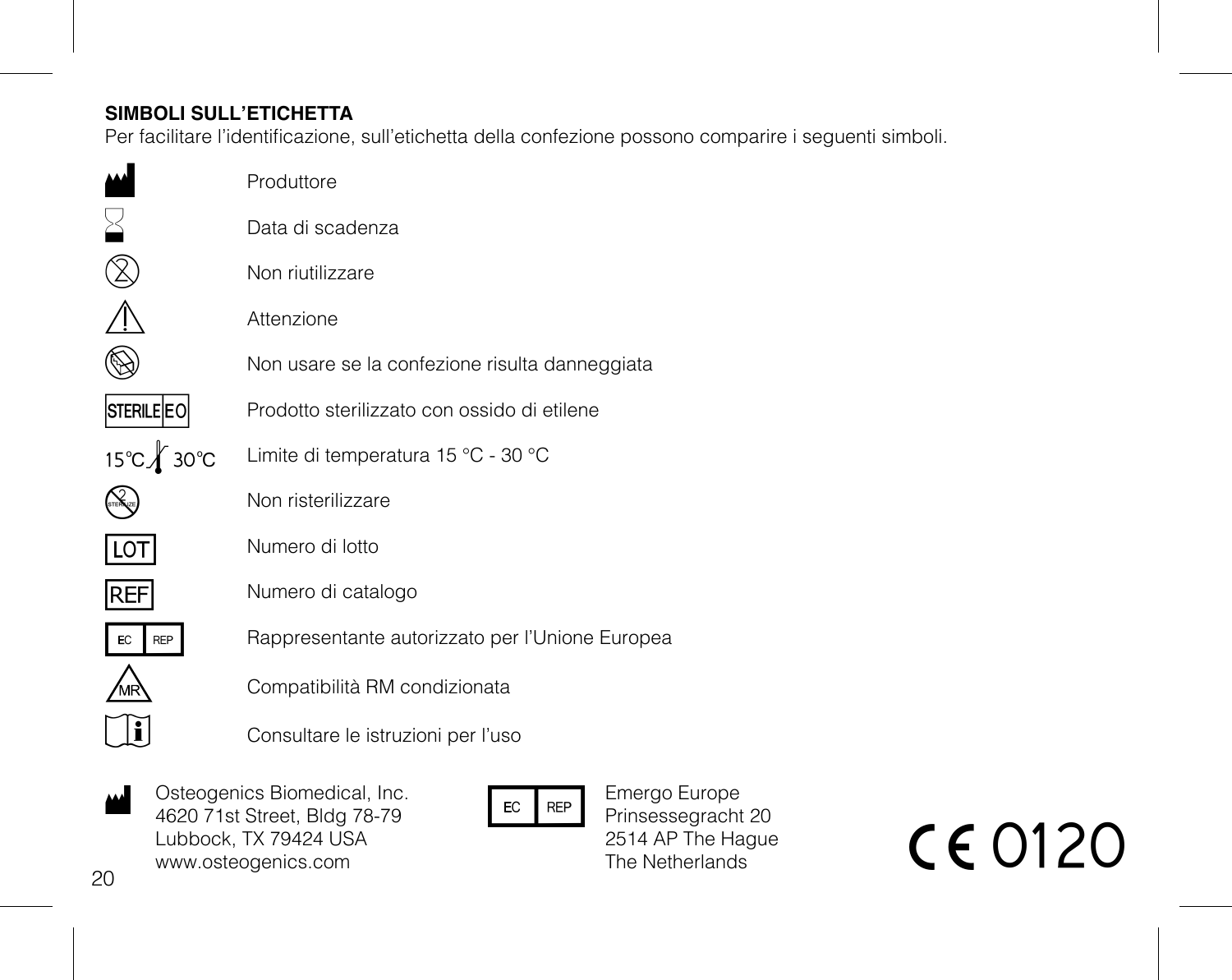## SIMBOLI SULL'ETICHETTA

Per facilitare l'identificazione, sull'etichetta della confezione possono comparire i seguenti simboli.

| Simbolo | Significato |
|---|---|
| | Produttore |
| | Data di scadenza |
| | Non riutilizzare |
| | Attenzione |
| | Non usare se la confezione risulta danneggiata |
| STERILE EO | Prodotto sterilizzato con ossido di etilene |
| 15°C 30°C | Limite di temperatura 15 °C - 30 °C |
| STERILIZE | Non risterilizzare |
| LOT | Numero di lotto |
| REF | Numero di catalogo |
| EC REP | Rappresentante autorizzato per l'Unione Europea |
| MR | Compatibilità RM condizionata |
| | Consultare le istruzioni per l'uso |

Osteogenics Biomedical, Inc.
4620 71st Street, Bldg 78-79
Lubbock, TX 79424 USA
www.osteogenics.com

EC REP
Emergo Europe
Prinsessegracht 20
2514 AP The Hague
The Netherlands

CE 0120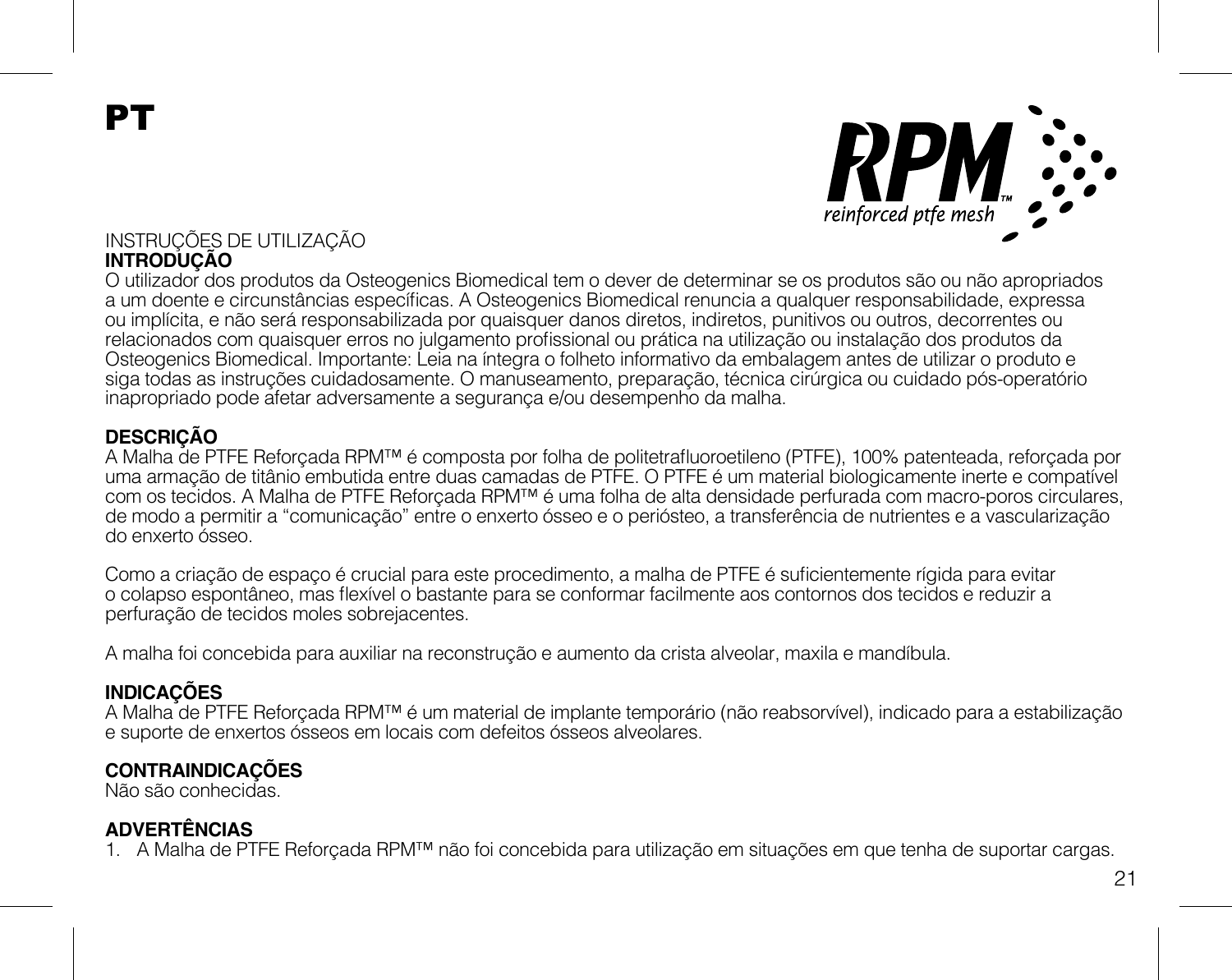# PT

RPM™ reinforced ptfe mesh

INSTRUÇÕES DE UTILIZAÇÃO

**INTRODUÇÃO**

O utilizador dos produtos da Osteogenics Biomedical tem o dever de determinar se os produtos são ou não apropriados a um doente e circunstâncias específicas. A Osteogenics Biomedical renuncia a qualquer responsabilidade, expressa ou implícita, e não será responsabilizada por quaisquer danos diretos, indiretos, punitivos ou outros, decorrentes ou relacionados com quaisquer erros no julgamento profissional ou prática na utilização ou instalação dos produtos da Osteogenics Biomedical. Importante: Leia na íntegra o folheto informativo da embalagem antes de utilizar o produto e siga todas as instruções cuidadosamente. O manuseamento, preparação, técnica cirúrgica ou cuidado pós-operatório inapropriado pode afetar adversamente a segurança e/ou desempenho da malha.

**DESCRIÇÃO**

A Malha de PTFE Reforçada RPM™ é composta por folha de politetrafluoroetileno (PTFE), 100% patenteada, reforçada por uma armação de titânio embutida entre duas camadas de PTFE. O PTFE é um material biologicamente inerte e compatível com os tecidos. A Malha de PTFE Reforçada RPM™ é uma folha de alta densidade perfurada com macro-poros circulares, de modo a permitir a "comunicação" entre o enxerto ósseo e o periósteo, a transferência de nutrientes e a vascularização do enxerto ósseo.

Como a criação de espaço é crucial para este procedimento, a malha de PTFE é suficientemente rígida para evitar o colapso espontâneo, mas flexível o bastante para se conformar facilmente aos contornos dos tecidos e reduzir a perfuração de tecidos moles sobrejacentes.

A malha foi concebida para auxiliar na reconstrução e aumento da crista alveolar, maxila e mandíbula.

**INDICAÇÕES**

A Malha de PTFE Reforçada RPM™ é um material de implante temporário (não reabsorvível), indicado para a estabilização e suporte de enxertos ósseos em locais com defeitos ósseos alveolares.

**CONTRAINDICAÇÕES**

Não são conhecidas.

**ADVERTÊNCIAS**

1. A Malha de PTFE Reforçada RPM™ não foi concebida para utilização em situações em que tenha de suportar cargas.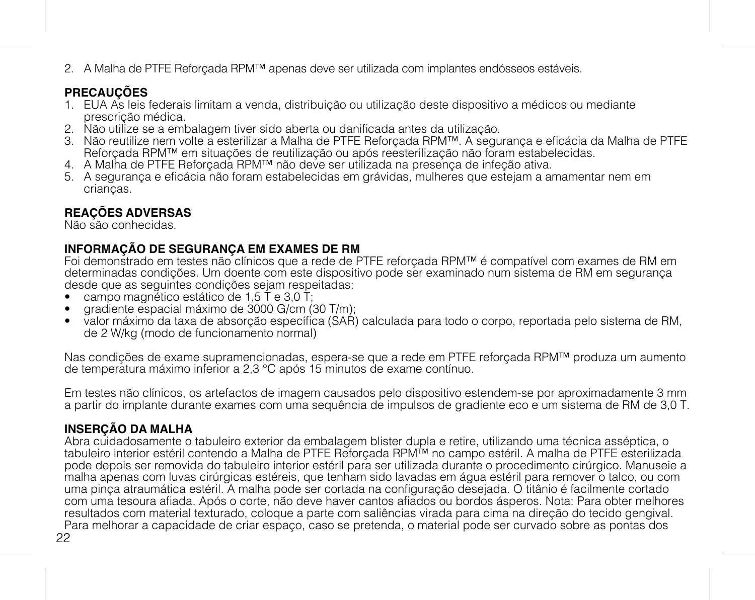2. A Malha de PTFE Reforçada RPM™ apenas deve ser utilizada com implantes endósseos estáveis.

**PRECAUÇÕES**

1. EUA As leis federais limitam a venda, distribuição ou utilização deste dispositivo a médicos ou mediante prescrição médica.
2. Não utilize se a embalagem tiver sido aberta ou danificada antes da utilização.
3. Não reutilize nem volte a esterilizar a Malha de PTFE Reforçada RPM™. A segurança e eficácia da Malha de PTFE Reforçada RPM™ em situações de reutilização ou após reesterilização não foram estabelecidas.
4. A Malha de PTFE Reforçada RPM™ não deve ser utilizada na presença de infeção ativa.
5. A segurança e eficácia não foram estabelecidas em grávidas, mulheres que estejam a amamentar nem em crianças.

**REAÇÕES ADVERSAS**

Não são conhecidas.

**INFORMAÇÃO DE SEGURANÇA EM EXAMES DE RM**

Foi demonstrado em testes não clínicos que a rede de PTFE reforçada RPM™ é compatível com exames de RM em determinadas condições. Um doente com este dispositivo pode ser examinado num sistema de RM em segurança desde que as seguintes condições sejam respeitadas:

- campo magnético estático de 1,5 T e 3,0 T;
- gradiente espacial máximo de 3000 G/cm (30 T/m);
- valor máximo da taxa de absorção específica (SAR) calculada para todo o corpo, reportada pelo sistema de RM, de 2 W/kg (modo de funcionamento normal)

Nas condições de exame supramencionadas, espera-se que a rede em PTFE reforçada RPM™ produza um aumento de temperatura máximo inferior a 2,3 °C após 15 minutos de exame contínuo.

Em testes não clínicos, os artefactos de imagem causados pelo dispositivo estendem-se por aproximadamente 3 mm a partir do implante durante exames com uma sequência de impulsos de gradiente eco e um sistema de RM de 3,0 T.

**INSERÇÃO DA MALHA**

Abra cuidadosamente o tabuleiro exterior da embalagem blister dupla e retire, utilizando uma técnica asséptica, o tabuleiro interior estéril contendo a Malha de PTFE Reforçada RPM™ no campo estéril. A malha de PTFE esterilizada pode depois ser removida do tabuleiro interior estéril para ser utilizada durante o procedimento cirúrgico. Manuseie a malha apenas com luvas cirúrgicas estéreis, que tenham sido lavadas em água estéril para remover o talco, ou com uma pinça atraumática estéril. A malha pode ser cortada na configuração desejada. O titânio é facilmente cortado com uma tesoura afiada. Após o corte, não deve haver cantos afiados ou bordos ásperos. Nota: Para obter melhores resultados com material texturado, coloque a parte com saliências virada para cima na direção do tecido gengival. Para melhorar a capacidade de criar espaço, caso se pretenda, o material pode ser curvado sobre as pontas dos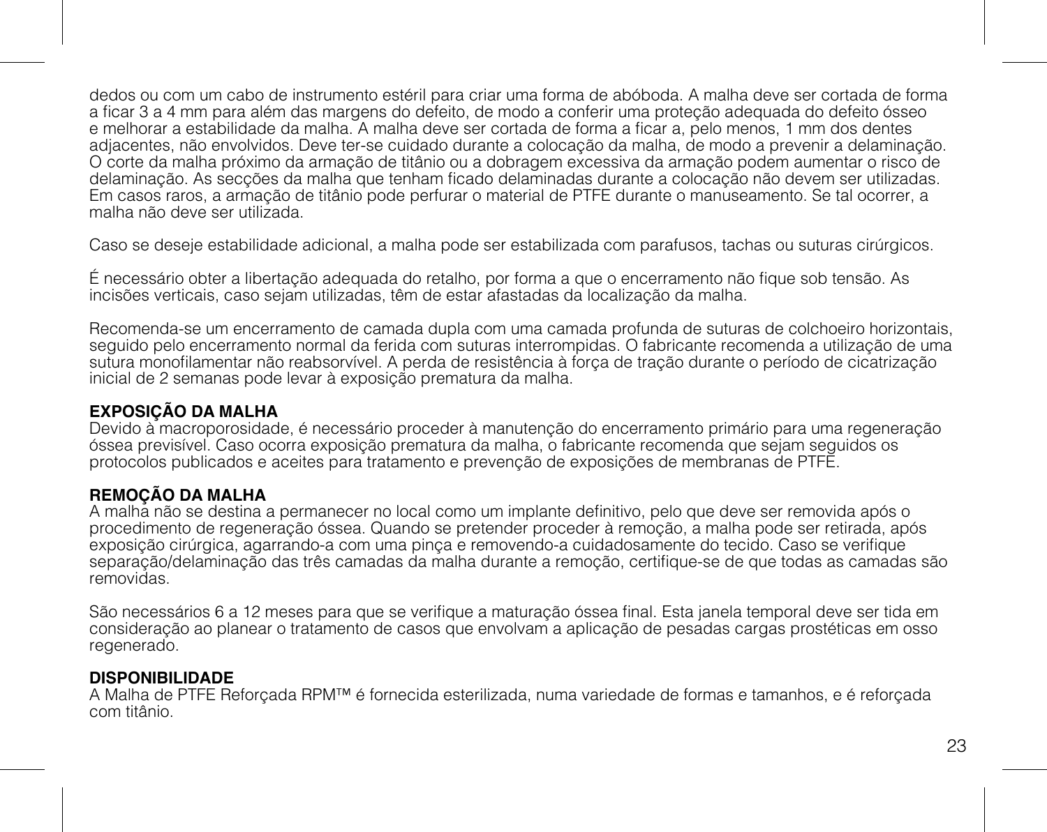dedos ou com um cabo de instrumento estéril para criar uma forma de abóboda. A malha deve ser cortada de forma a ficar 3 a 4 mm para além das margens do defeito, de modo a conferir uma proteção adequada do defeito ósseo e melhorar a estabilidade da malha. A malha deve ser cortada de forma a ficar a, pelo menos, 1 mm dos dentes adjacentes, não envolvidos. Deve ter-se cuidado durante a colocação da malha, de modo a prevenir a delaminação. O corte da malha próximo da armação de titânio ou a dobragem excessiva da armação podem aumentar o risco de delaminação. As secções da malha que tenham ficado delaminadas durante a colocação não devem ser utilizadas. Em casos raros, a armação de titânio pode perfurar o material de PTFE durante o manuseamento. Se tal ocorrer, a malha não deve ser utilizada.

Caso se deseje estabilidade adicional, a malha pode ser estabilizada com parafusos, tachas ou suturas cirúrgicos.

É necessário obter a libertação adequada do retalho, por forma a que o encerramento não fique sob tensão. As incisões verticais, caso sejam utilizadas, têm de estar afastadas da localização da malha.

Recomenda-se um encerramento de camada dupla com uma camada profunda de suturas de colchoeiro horizontais, seguido pelo encerramento normal da ferida com suturas interrompidas. O fabricante recomenda a utilização de uma sutura monofilamentar não reabsorvível. A perda de resistência à força de tração durante o período de cicatrização inicial de 2 semanas pode levar à exposição prematura da malha.

**EXPOSIÇÃO DA MALHA**
Devido à macroporosidade, é necessário proceder à manutenção do encerramento primário para uma regeneração óssea previsível. Caso ocorra exposição prematura da malha, o fabricante recomenda que sejam seguidos os protocolos publicados e aceites para tratamento e prevenção de exposições de membranas de PTFE.

**REMOÇÃO DA MALHA**
A malha não se destina a permanecer no local como um implante definitivo, pelo que deve ser removida após o procedimento de regeneração óssea. Quando se pretender proceder à remoção, a malha pode ser retirada, após exposição cirúrgica, agarrando-a com uma pinça e removendo-a cuidadosamente do tecido. Caso se verifique separação/delaminação das três camadas da malha durante a remoção, certifique-se de que todas as camadas são removidas.

São necessários 6 a 12 meses para que se verifique a maturação óssea final. Esta janela temporal deve ser tida em consideração ao planear o tratamento de casos que envolvam a aplicação de pesadas cargas prostéticas em osso regenerado.

**DISPONIBILIDADE**
A Malha de PTFE Reforçada RPM™ é fornecida esterilizada, numa variedade de formas e tamanhos, e é reforçada com titânio.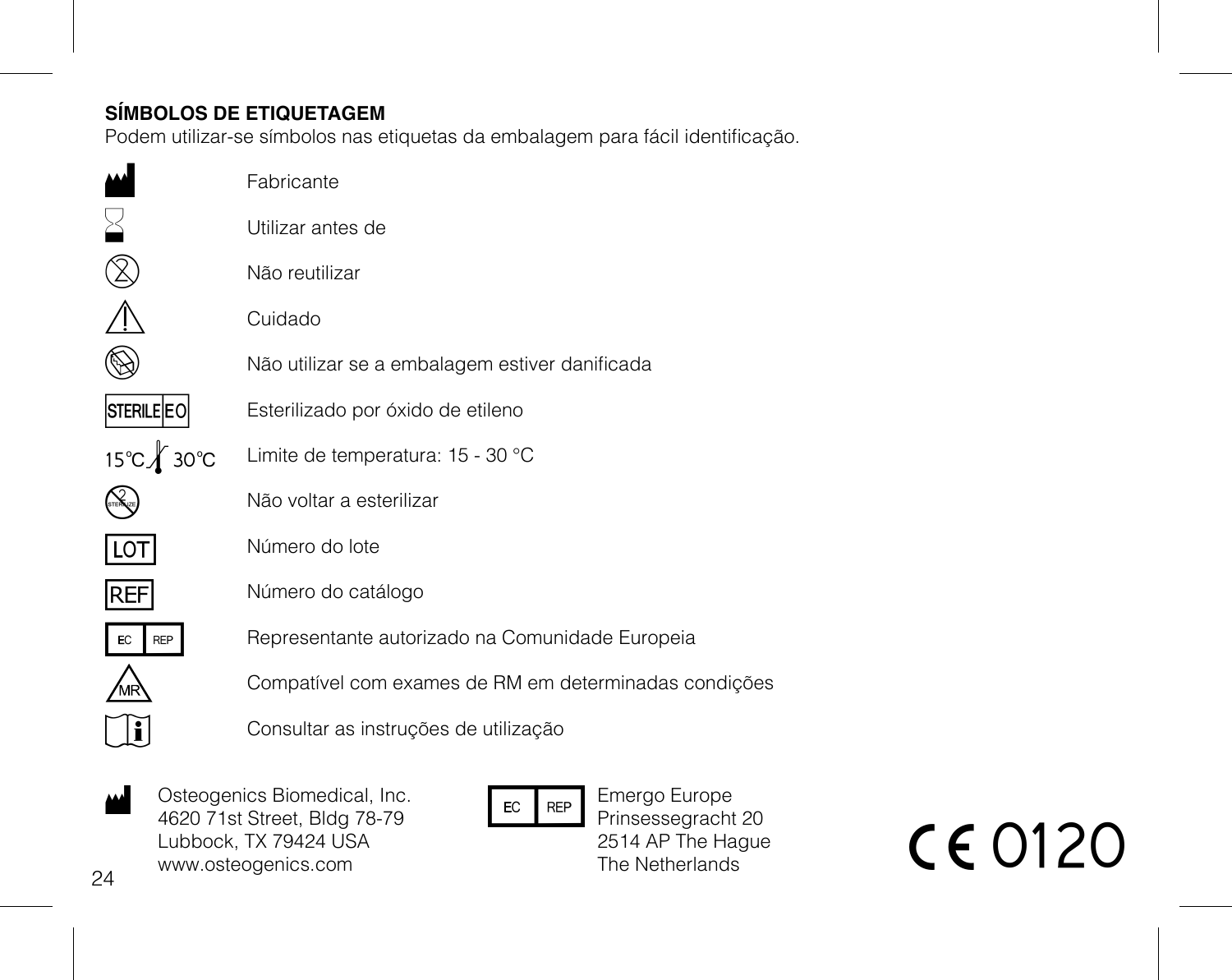**SÍMBOLOS DE ETIQUETAGEM**
Podem utilizar-se símbolos nas etiquetas da embalagem para fácil identificação.

| Símbolo | Significado |
|---|---|
| | Fabricante |
| | Utilizar antes de |
| | Não reutilizar |
| | Cuidado |
| | Não utilizar se a embalagem estiver danificada |
| STERILE EO | Esterilizado por óxido de etileno |
| 15 °C 30 °C | Limite de temperatura: 15 - 30 °C |
| STERILIZE | Não voltar a esterilizar |
| LOT | Número do lote |
| REF | Número do catálogo |
| EC REP | Representante autorizado na Comunidade Europeia |
| MR | Compatível com exames de RM em determinadas condições |
| | Consultar as instruções de utilização |

Osteogenics Biomedical, Inc.
4620 71st Street, Bldg 78-79
Lubbock, TX 79424 USA
www.osteogenics.com

EC REP

Emergo Europe
Prinsessegracht 20
2514 AP The Hague
The Netherlands

CE 0120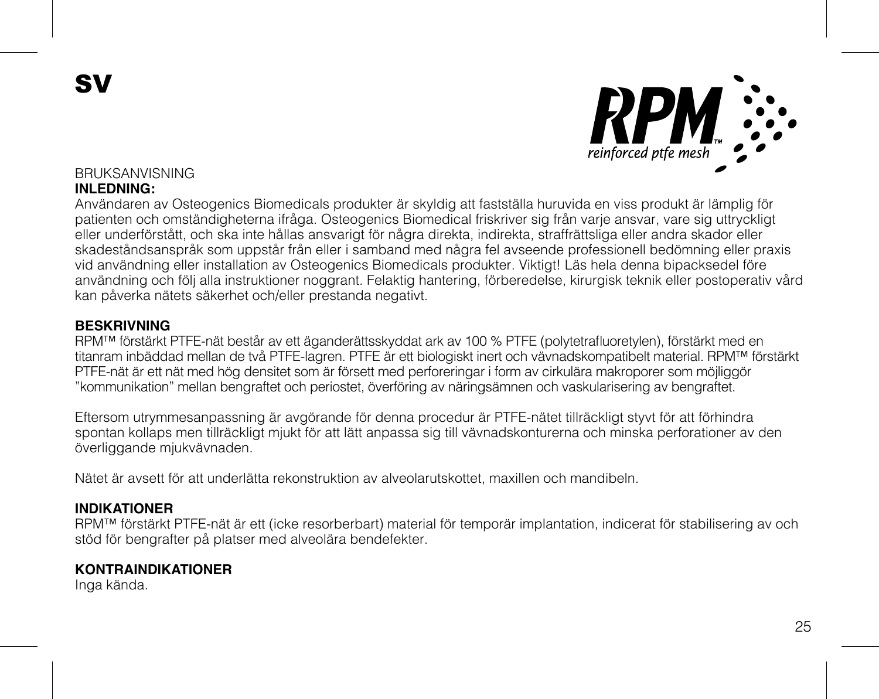# SV

RPM™ reinforced ptfe mesh

BRUKSANVISNING

**INLEDNING:**

Användaren av Osteogenics Biomedicals produkter är skyldig att fastställa huruvida en viss produkt är lämplig för patienten och omständigheterna ifråga. Osteogenics Biomedical friskriver sig från varje ansvar, vare sig uttryckligt eller underförstått, och ska inte hållas ansvarigt för några direkta, indirekta, straffrättsliga eller andra skador eller skadeståndsanspråk som uppstår från eller i samband med några fel avseende professionell bedömning eller praxis vid användning eller installation av Osteogenics Biomedicals produkter. Viktigt! Läs hela denna bipacksedel före användning och följ alla instruktioner noggrant. Felaktig hantering, förberedelse, kirurgisk teknik eller postoperativ vård kan påverka nätets säkerhet och/eller prestanda negativt.

**BESKRIVNING**

RPM™ förstärkt PTFE-nät består av ett äganderättsskyddat ark av 100 % PTFE (polytetrafluoretylen), förstärkt med en titanram inbäddad mellan de två PTFE-lagren. PTFE är ett biologiskt inert och vävnadskompatibelt material. RPM™ förstärkt PTFE-nät är ett nät med hög densitet som är försett med perforeringar i form av cirkulära makroporer som möjliggör ”kommunikation” mellan bengraftet och periostet, överföring av näringsämnen och vaskularisering av bengraftet.

Eftersom utrymmesanpassning är avgörande för denna procedur är PTFE-nätet tillräckligt styvt för att förhindra spontan kollaps men tillräckligt mjukt för att lätt anpassa sig till vävnadskonturerna och minska perforationer av den överliggande mjukvävnaden.

Nätet är avsett för att underlätta rekonstruktion av alveolarutskottet, maxillen och mandibeln.

**INDIKATIONER**

RPM™ förstärkt PTFE-nät är ett (icke resorberbart) material för temporär implantation, indicerat för stabilisering av och stöd för bengrafter på platser med alveolära bendefekter.

**KONTRAINDIKATIONER**

Inga kända.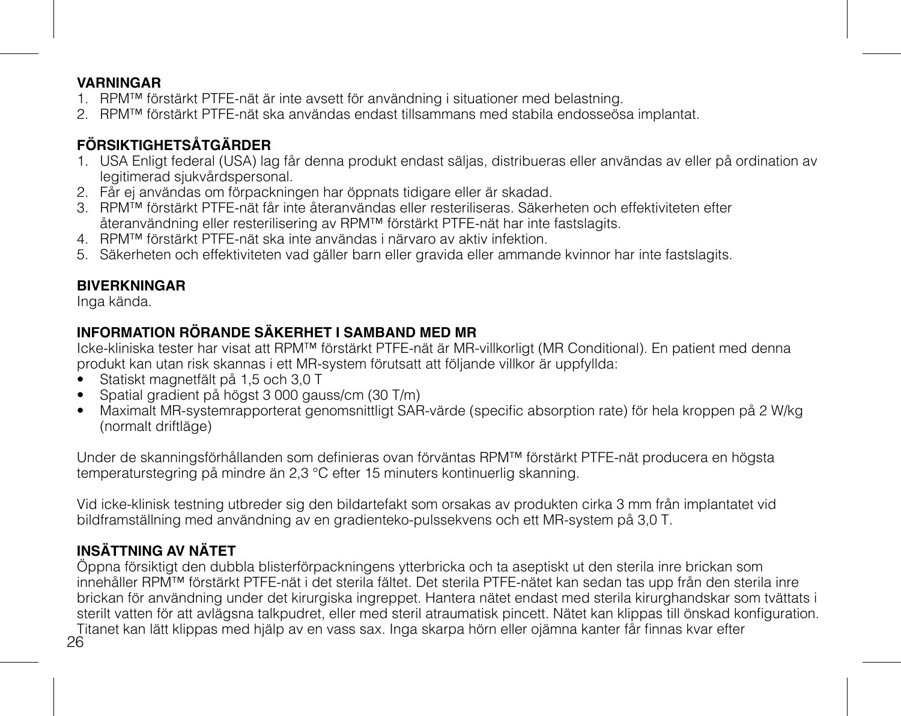## VARNINGAR

1. RPM™ förstärkt PTFE-nät är inte avsett för användning i situationer med belastning.
2. RPM™ förstärkt PTFE-nät ska användas endast tillsammans med stabila endosseösa implantat.

## FÖRSIKTIGHETSÅTGÄRDER

1. USA Enligt federal (USA) lag får denna produkt endast säljas, distribueras eller användas av eller på ordination av legitimerad sjukvårdspersonal.
2. Får ej användas om förpackningen har öppnats tidigare eller är skadad.
3. RPM™ förstärkt PTFE-nät får inte återanvändas eller resteriliseras. Säkerheten och effektiviteten efter återanvändning eller resterilisering av RPM™ förstärkt PTFE-nät har inte fastslagits.
4. RPM™ förstärkt PTFE-nät ska inte användas i närvaro av aktiv infektion.
5. Säkerheten och effektiviteten vad gäller barn eller gravida eller ammande kvinnor har inte fastslagits.

## BIVERKNINGAR

Inga kända.

## INFORMATION RÖRANDE SÄKERHET I SAMBAND MED MR

Icke-kliniska tester har visat att RPM™ förstärkt PTFE-nät är MR-villkorligt (MR Conditional). En patient med denna produkt kan utan risk skannas i ett MR-system förutsatt att följande villkor är uppfyllda:

- Statiskt magnetfält på 1,5 och 3,0 T
- Spatial gradient på högst 3 000 gauss/cm (30 T/m)
- Maximalt MR-systemrapporterat genomsnittligt SAR-värde (specific absorption rate) för hela kroppen på 2 W/kg (normalt driftläge)

Under de skanningsförhållanden som definieras ovan förväntas RPM™ förstärkt PTFE-nät producera en högsta temperaturstegring på mindre än 2,3 °C efter 15 minuters kontinuerlig skanning.

Vid icke-klinisk testning utbreder sig den bildartefakt som orsakas av produkten cirka 3 mm från implantatet vid bildframställning med användning av en gradienteko-pulssekvens och ett MR-system på 3,0 T.

## INSÄTTNING AV NÄTET

Öppna försiktigt den dubbla blisterförpackningens ytterbricka och ta aseptiskt ut den sterila inre brickan som innehåller RPM™ förstärkt PTFE-nät i det sterila fältet. Det sterila PTFE-nätet kan sedan tas upp från den sterila inre brickan för användning under det kirurgiska ingreppet. Hantera nätet endast med sterila kirurghandskar som tvättats i sterilt vatten för att avlägsna talkpudret, eller med steril atraumatisk pincett. Nätet kan klippas till önskad konfiguration. Titanet kan lätt klippas med hjälp av en vass sax. Inga skarpa hörn eller ojämna kanter får finnas kvar efter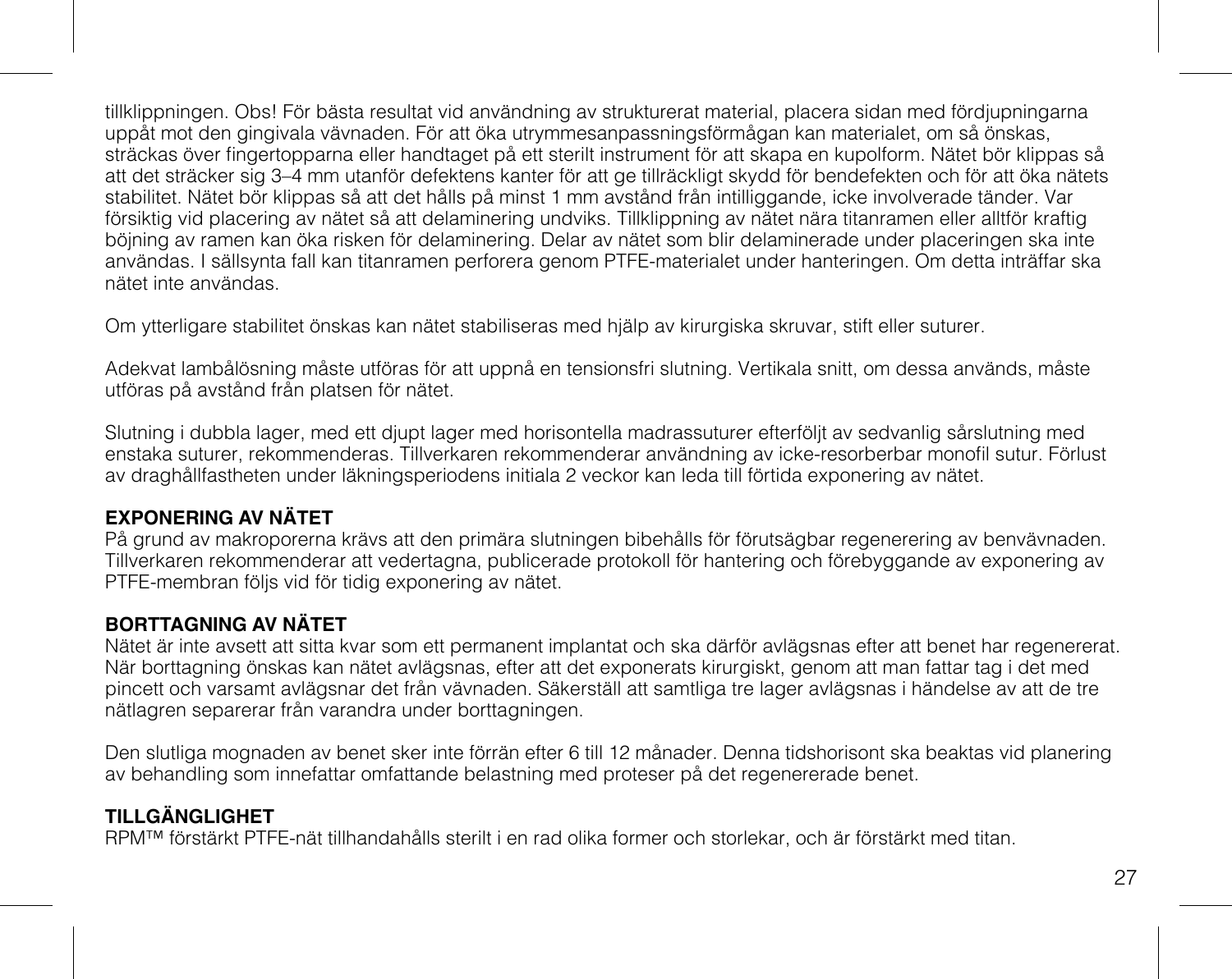tillklippningen. Obs! För bästa resultat vid användning av strukturerat material, placera sidan med fördjupningarna uppåt mot den gingivala vävnaden. För att öka utrymmesanpassningsförmågan kan materialet, om så önskas, sträckas över fingertopparna eller handtaget på ett sterilt instrument för att skapa en kupolform. Nätet bör klippas så att det sträcker sig 3–4 mm utanför defektens kanter för att ge tillräckligt skydd för bendefekten och för att öka nätets stabilitet. Nätet bör klippas så att det hålls på minst 1 mm avstånd från intilliggande, icke involverade tänder. Var försiktig vid placering av nätet så att delaminering undviks. Tillklippning av nätet nära titanramen eller alltför kraftig böjning av ramen kan öka risken för delaminering. Delar av nätet som blir delaminerade under placeringen ska inte användas. I sällsynta fall kan titanramen perforera genom PTFE-materialet under hanteringen. Om detta inträffar ska nätet inte användas.

Om ytterligare stabilitet önskas kan nätet stabiliseras med hjälp av kirurgiska skruvar, stift eller suturer.

Adekvat lambålösning måste utföras för att uppnå en tensionsfri slutning. Vertikala snitt, om dessa används, måste utföras på avstånd från platsen för nätet.

Slutning i dubbla lager, med ett djupt lager med horisontella madrassuturer efterföljt av sedvanlig sårslutning med enstaka suturer, rekommenderas. Tillverkaren rekommenderar användning av icke-resorberbar monofil sutur. Förlust av draghållfastheten under läkningsperiodens initiala 2 veckor kan leda till förtida exponering av nätet.

**EXPONERING AV NÄTET**
På grund av makroporerna krävs att den primära slutningen bibehålls för förutsägbar regenerering av benvävnaden. Tillverkaren rekommenderar att vedertagna, publicerade protokoll för hantering och förebyggande av exponering av PTFE-membran följs vid för tidig exponering av nätet.

**BORTTAGNING AV NÄTET**
Nätet är inte avsett att sitta kvar som ett permanent implantat och ska därför avlägsnas efter att benet har regenererat. När borttagning önskas kan nätet avlägsnas, efter att det exponerats kirurgiskt, genom att man fattar tag i det med pincett och varsamt avlägsnar det från vävnaden. Säkerställ att samtliga tre lager avlägsnas i händelse av att de tre nätlagren separerar från varandra under borttagningen.

Den slutliga mognaden av benet sker inte förrän efter 6 till 12 månader. Denna tidshorisont ska beaktas vid planering av behandling som innefattar omfattande belastning med proteser på det regenererade benet.

**TILLGÄNGLIGHET**
RPM™ förstärkt PTFE-nät tillhandahålls sterilt i en rad olika former och storlekar, och är förstärkt med titan.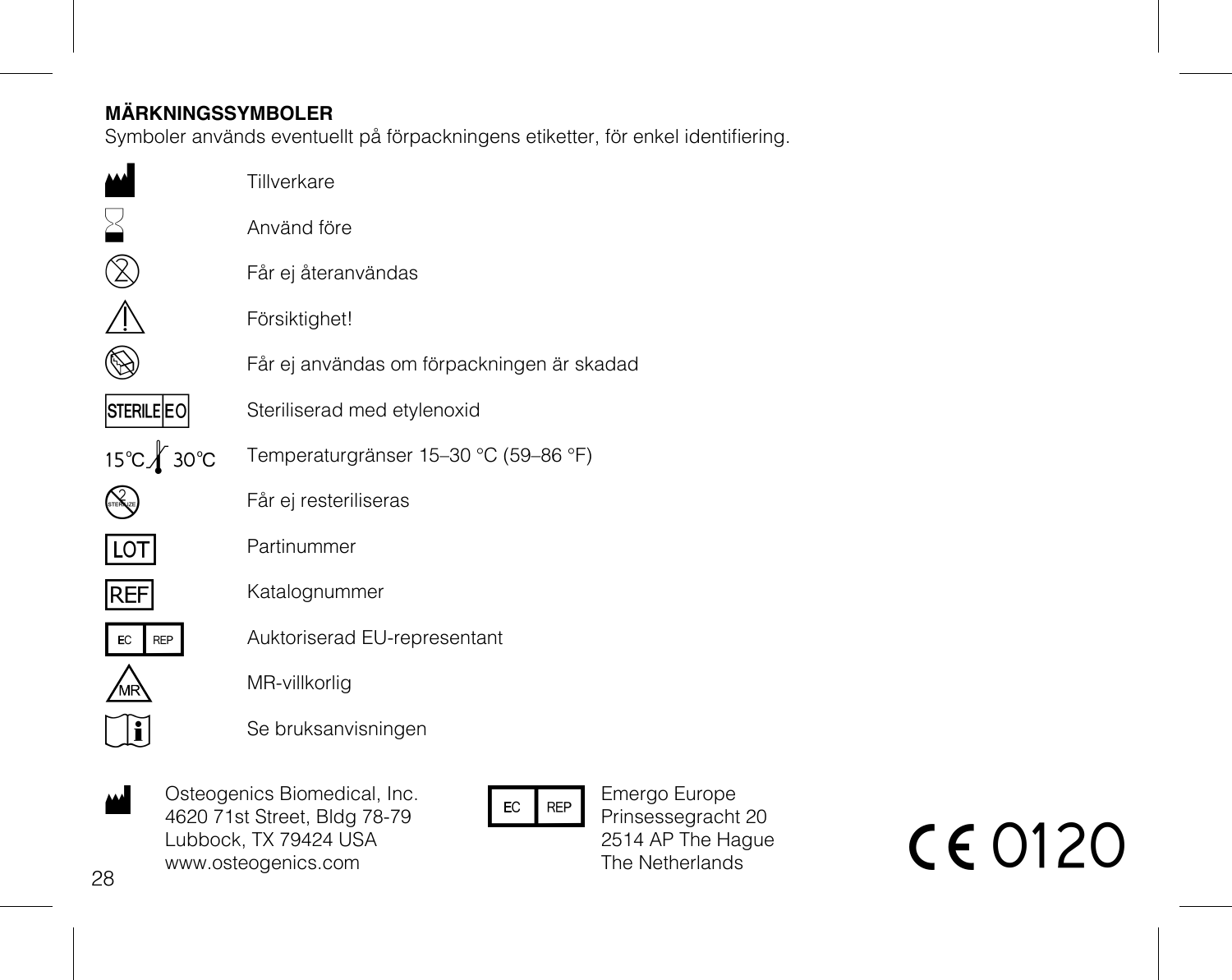**MÄRKNINGSSYMBOLER**

Symboler används eventuellt på förpackningens etiketter, för enkel identifiering.

| Symbol | Betydelse |
| --- | --- |
| | Tillverkare |
| | Använd före |
| | Får ej återanvändas |
| | Försiktighet! |
| | Får ej användas om förpackningen är skadad |
| STERILE EO | Steriliserad med etylenoxid |
| 15 °C – 30 °C | Temperaturgränser 15–30 °C (59–86 °F) |
| | Får ej resteriliseras |
| LOT | Partinummer |
| REF | Katalognummer |
| EC REP | Auktoriserad EU-representant |
| MR | MR-villkorlig |
| | Se bruksanvisningen |

Osteogenics Biomedical, Inc.
4620 71st Street, Bldg 78-79
Lubbock, TX 79424 USA
www.osteogenics.com

EC REP
Emergo Europe
Prinsessegracht 20
2514 AP The Hague
The Netherlands

CE 0120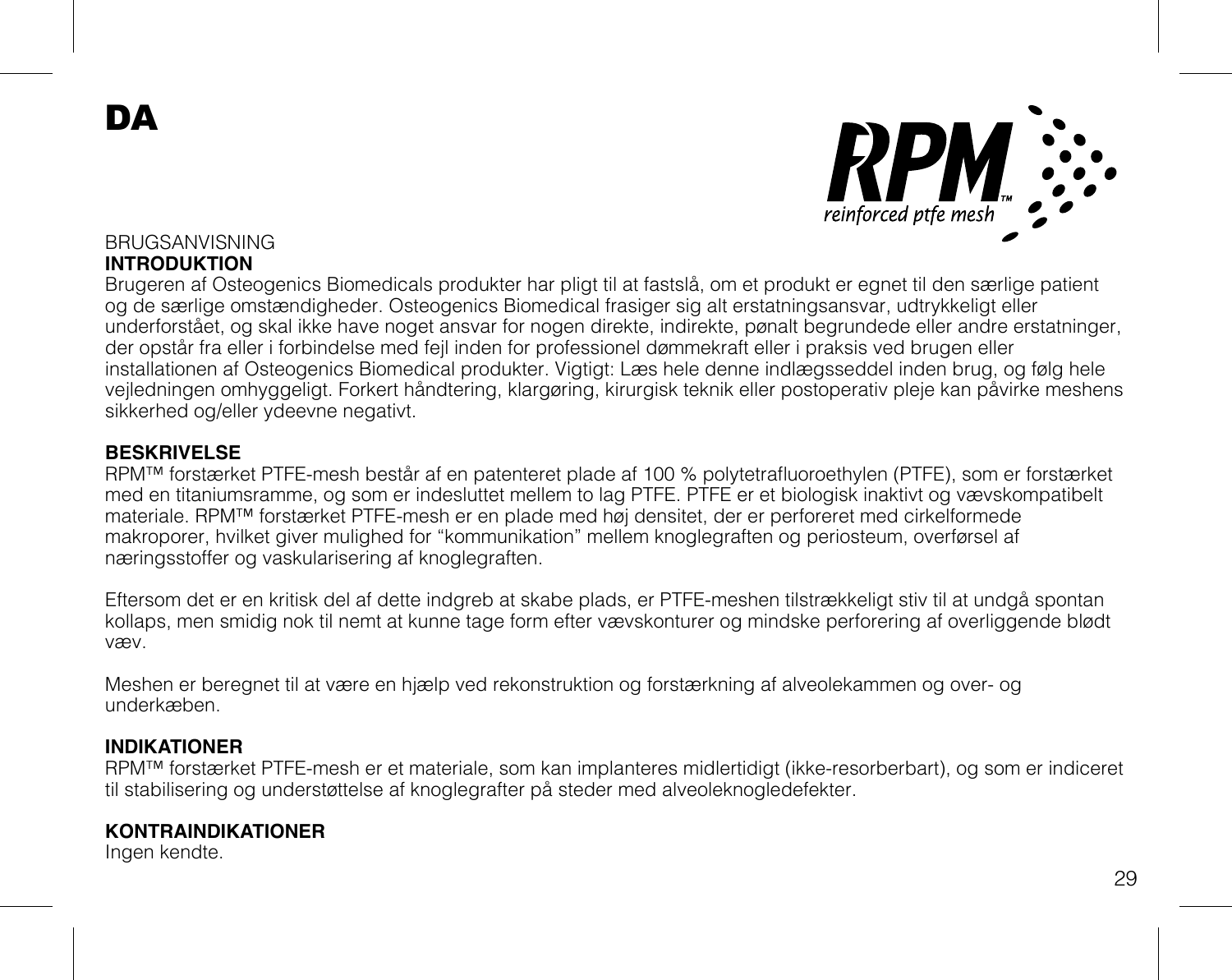# DA

RPM™ reinforced ptfe mesh

BRUGSANVISNING

**INTRODUKTION**

Brugeren af Osteogenics Biomedicals produkter har pligt til at fastslå, om et produkt er egnet til den særlige patient og de særlige omstændigheder. Osteogenics Biomedical frasiger sig alt erstatningsansvar, udtrykkeligt eller underforstået, og skal ikke have noget ansvar for nogen direkte, indirekte, pønalt begrundede eller andre erstatninger, der opstår fra eller i forbindelse med fejl inden for professionel dømmekraft eller i praksis ved brugen eller installationen af Osteogenics Biomedical produkter. Vigtigt: Læs hele denne indlægsseddel inden brug, og følg hele vejledningen omhyggeligt. Forkert håndtering, klargøring, kirurgisk teknik eller postoperativ pleje kan påvirke meshens sikkerhed og/eller ydeevne negativt.

**BESKRIVELSE**

RPM™ forstærket PTFE-mesh består af en patenteret plade af 100 % polytetrafluoroethylen (PTFE), som er forstærket med en titaniumsramme, og som er indesluttet mellem to lag PTFE. PTFE er et biologisk inaktivt og vævskompatibelt materiale. RPM™ forstærket PTFE-mesh er en plade med høj densitet, der er perforeret med cirkelformede makroporer, hvilket giver mulighed for "kommunikation" mellem knoglegraften og periosteum, overførsel af næringsstoffer og vaskularisering af knoglegraften.

Eftersom det er en kritisk del af dette indgreb at skabe plads, er PTFE-meshen tilstrækkeligt stiv til at undgå spontan kollaps, men smidig nok til nemt at kunne tage form efter vævskonturer og mindske perforering af overliggende blødt væv.

Meshen er beregnet til at være en hjælp ved rekonstruktion og forstærkning af alveolekammen og over- og underkæben.

**INDIKATIONER**

RPM™ forstærket PTFE-mesh er et materiale, som kan implanteres midlertidigt (ikke-resorberbart), og som er indiceret til stabilisering og understøttelse af knoglegrafter på steder med alveoleknogledefekter.

**KONTRAINDIKATIONER**

Ingen kendte.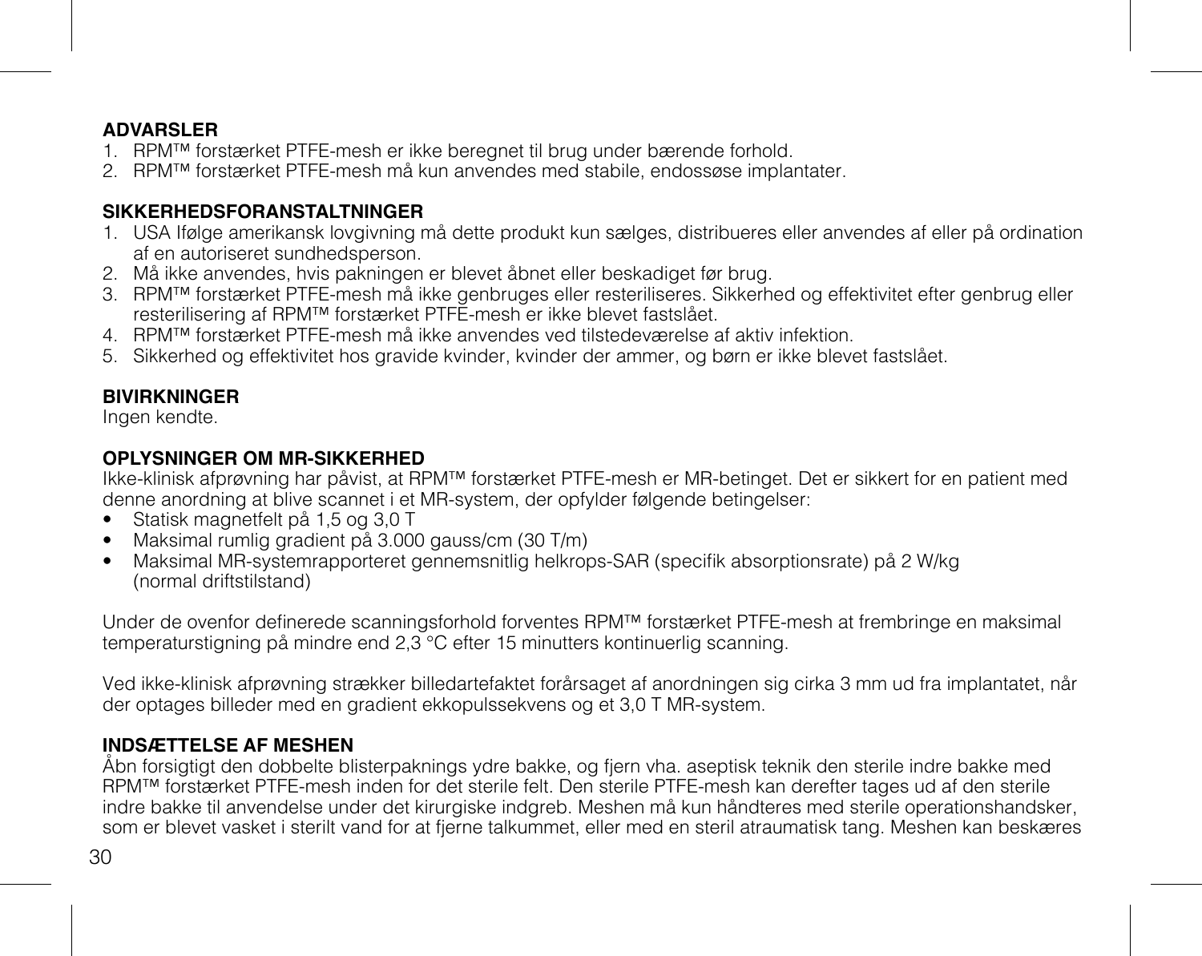## ADVARSLER

1. RPM™ forstærket PTFE-mesh er ikke beregnet til brug under bærende forhold.
2. RPM™ forstærket PTFE-mesh må kun anvendes med stabile, endossøse implantater.

## SIKKERHEDSFORANSTALTNINGER

1. USA Ifølge amerikansk lovgivning må dette produkt kun sælges, distribueres eller anvendes af eller på ordination af en autoriseret sundhedsperson.
2. Må ikke anvendes, hvis pakningen er blevet åbnet eller beskadiget før brug.
3. RPM™ forstærket PTFE-mesh må ikke genbruges eller resteriliseres. Sikkerhed og effektivitet efter genbrug eller resterilisering af RPM™ forstærket PTFE-mesh er ikke blevet fastslået.
4. RPM™ forstærket PTFE-mesh må ikke anvendes ved tilstedeværelse af aktiv infektion.
5. Sikkerhed og effektivitet hos gravide kvinder, kvinder der ammer, og børn er ikke blevet fastslået.

## BIVIRKNINGER

Ingen kendte.

## OPLYSNINGER OM MR-SIKKERHED

Ikke-klinisk afprøvning har påvist, at RPM™ forstærket PTFE-mesh er MR-betinget. Det er sikkert for en patient med denne anordning at blive scannet i et MR-system, der opfylder følgende betingelser:

- Statisk magnetfelt på 1,5 og 3,0 T
- Maksimal rumlig gradient på 3.000 gauss/cm (30 T/m)
- Maksimal MR-systemrapporteret gennemsnitlig helkrops-SAR (specifik absorptionsrate) på 2 W/kg (normal driftstilstand)

Under de ovenfor definerede scanningsforhold forventes RPM™ forstærket PTFE-mesh at frembringe en maksimal temperaturstigning på mindre end 2,3 °C efter 15 minutters kontinuerlig scanning.

Ved ikke-klinisk afprøvning strækker billedartefaktet forårsaget af anordningen sig cirka 3 mm ud fra implantatet, når der optages billeder med en gradient ekkopulssekvens og et 3,0 T MR-system.

## INDSÆTTELSE AF MESHEN

Åbn forsigtigt den dobbelte blisterpaknings ydre bakke, og fjern vha. aseptisk teknik den sterile indre bakke med RPM™ forstærket PTFE-mesh inden for det sterile felt. Den sterile PTFE-mesh kan derefter tages ud af den sterile indre bakke til anvendelse under det kirurgiske indgreb. Meshen må kun håndteres med sterile operationshandsker, som er blevet vasket i sterilt vand for at fjerne talkummet, eller med en steril atraumatisk tang. Meshen kan beskæres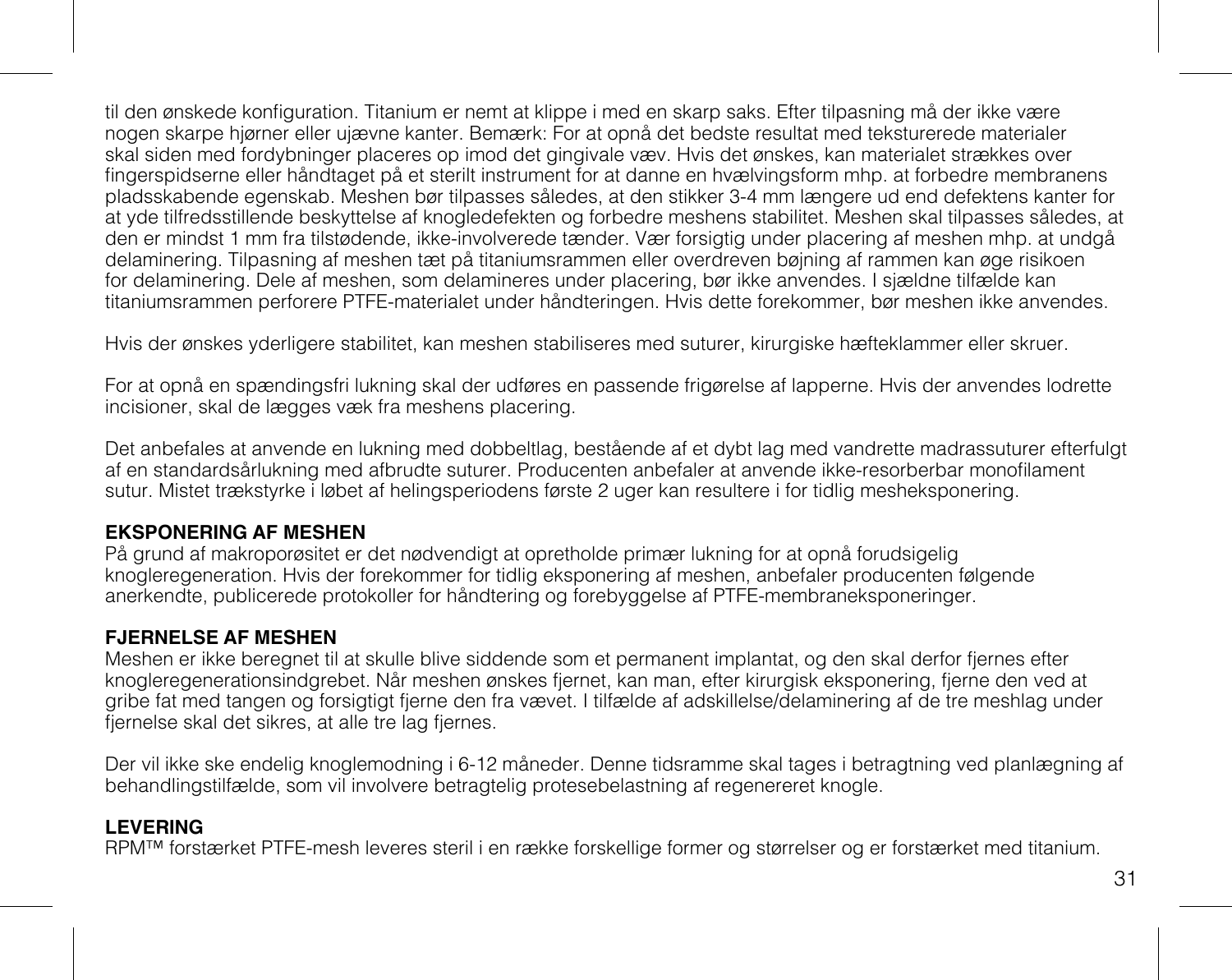til den ønskede konfiguration. Titanium er nemt at klippe i med en skarp saks. Efter tilpasning må der ikke være nogen skarpe hjørner eller ujævne kanter. Bemærk: For at opnå det bedste resultat med teksturerede materialer skal siden med fordybninger placeres op imod det gingivale væv. Hvis det ønskes, kan materialet strækkes over fingerspidserne eller håndtaget på et sterilt instrument for at danne en hvælvingsform mhp. at forbedre membranens pladsskabende egenskab. Meshen bør tilpasses således, at den stikker 3-4 mm længere ud end defektens kanter for at yde tilfredsstillende beskyttelse af knogledefekten og forbedre meshens stabilitet. Meshen skal tilpasses således, at den er mindst 1 mm fra tilstødende, ikke-involverede tænder. Vær forsigtig under placering af meshen mhp. at undgå delaminering. Tilpasning af meshen tæt på titaniumsrammen eller overdreven bøjning af rammen kan øge risikoen for delaminering. Dele af meshen, som delamineres under placering, bør ikke anvendes. I sjældne tilfælde kan titaniumsrammen perforere PTFE-materialet under håndteringen. Hvis dette forekommer, bør meshen ikke anvendes.

Hvis der ønskes yderligere stabilitet, kan meshen stabiliseres med suturer, kirurgiske hæfteklammer eller skruer.

For at opnå en spændingsfri lukning skal der udføres en passende frigørelse af lapperne. Hvis der anvendes lodrette incisioner, skal de lægges væk fra meshens placering.

Det anbefales at anvende en lukning med dobbeltlag, bestående af et dybt lag med vandrette madrassuturer efterfulgt af en standardsårlukning med afbrudte suturer. Producenten anbefaler at anvende ikke-resorberbar monofilament sutur. Mistet trækstyrke i løbet af helingsperiodens første 2 uger kan resultere i for tidlig mesheksponering.

**EKSPONERING AF MESHEN**
På grund af makroporøsitet er det nødvendigt at opretholde primær lukning for at opnå forudsigelig knogleregeneration. Hvis der forekommer for tidlig eksponering af meshen, anbefaler producenten følgende anerkendte, publicerede protokoller for håndtering og forebyggelse af PTFE-membraneksponeringer.

**FJERNELSE AF MESHEN**
Meshen er ikke beregnet til at skulle blive siddende som et permanent implantat, og den skal derfor fjernes efter knogleregenerationsindgrebet. Når meshen ønskes fjernet, kan man, efter kirurgisk eksponering, fjerne den ved at gribe fat med tangen og forsigtigt fjerne den fra vævet. I tilfælde af adskillelse/delaminering af de tre meshlag under fjernelse skal det sikres, at alle tre lag fjernes.

Der vil ikke ske endelig knoglemodning i 6-12 måneder. Denne tidsramme skal tages i betragtning ved planlægning af behandlingstilfælde, som vil involvere betragtelig protesebelastning af regenereret knogle.

**LEVERING**
RPM™ forstærket PTFE-mesh leveres steril i en række forskellige former og størrelser og er forstærket med titanium.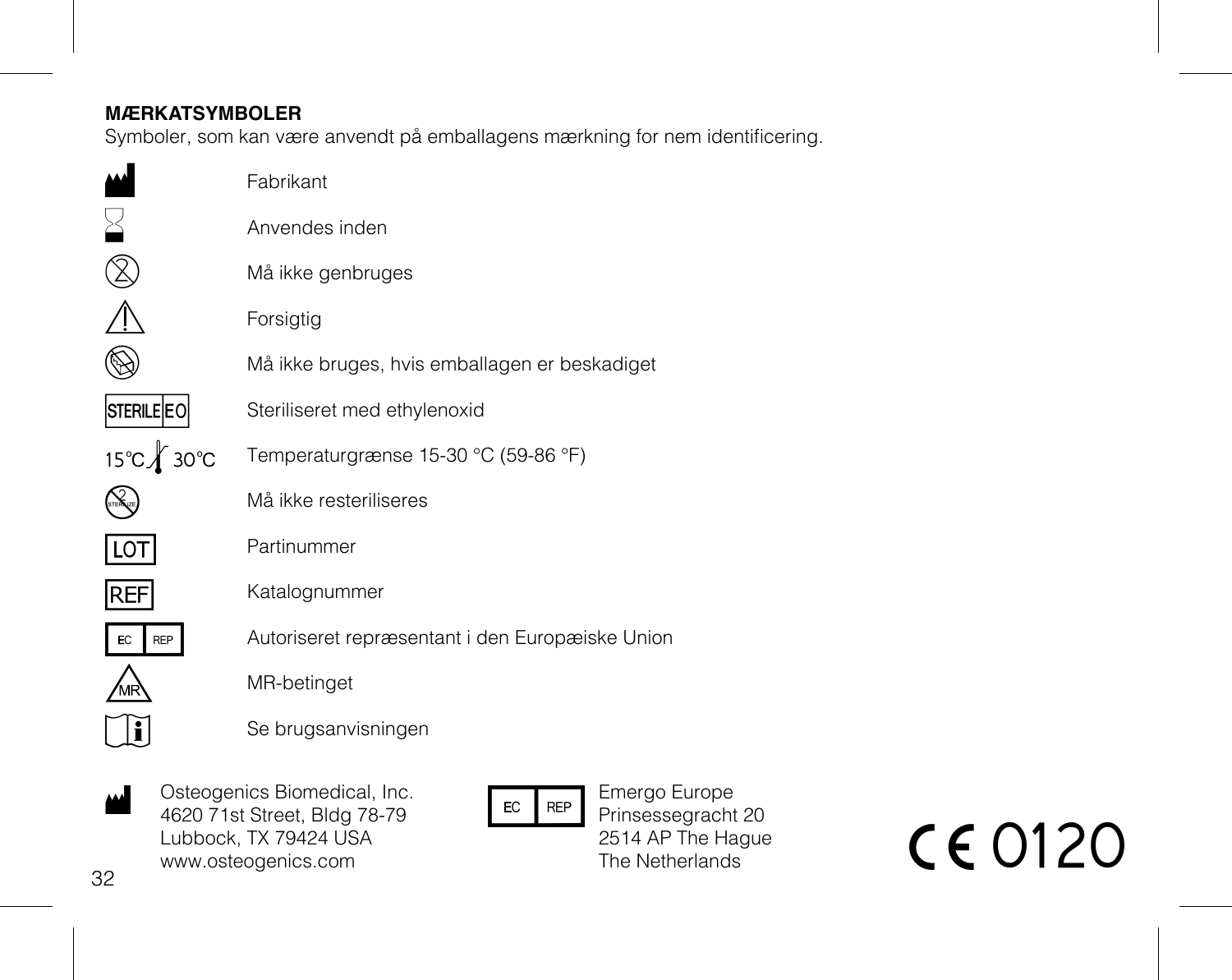**MÆRKATSYMBOLER**

Symboler, som kan være anvendt på emballagens mærkning for nem identificering.

| Symbol | Betydning |
|---|---|
| | Fabrikant |
| | Anvendes inden |
| | Må ikke genbruges |
| | Forsigtig |
| | Må ikke bruges, hvis emballagen er beskadiget |
| STERILE EO | Steriliseret med ethylenoxid |
| 15°C 30°C | Temperaturgrænse 15-30 °C (59-86 °F) |
| STERILIZE | Må ikke resteriliseres |
| LOT | Partinummer |
| REF | Katalognummer |
| EC REP | Autoriseret repræsentant i den Europæiske Union |
| MR | MR-betinget |
| | Se brugsanvisningen |

Osteogenics Biomedical, Inc.
4620 71st Street, Bldg 78-79
Lubbock, TX 79424 USA
www.osteogenics.com

EC REP
Emergo Europe
Prinsessegracht 20
2514 AP The Hague
The Netherlands

CE 0120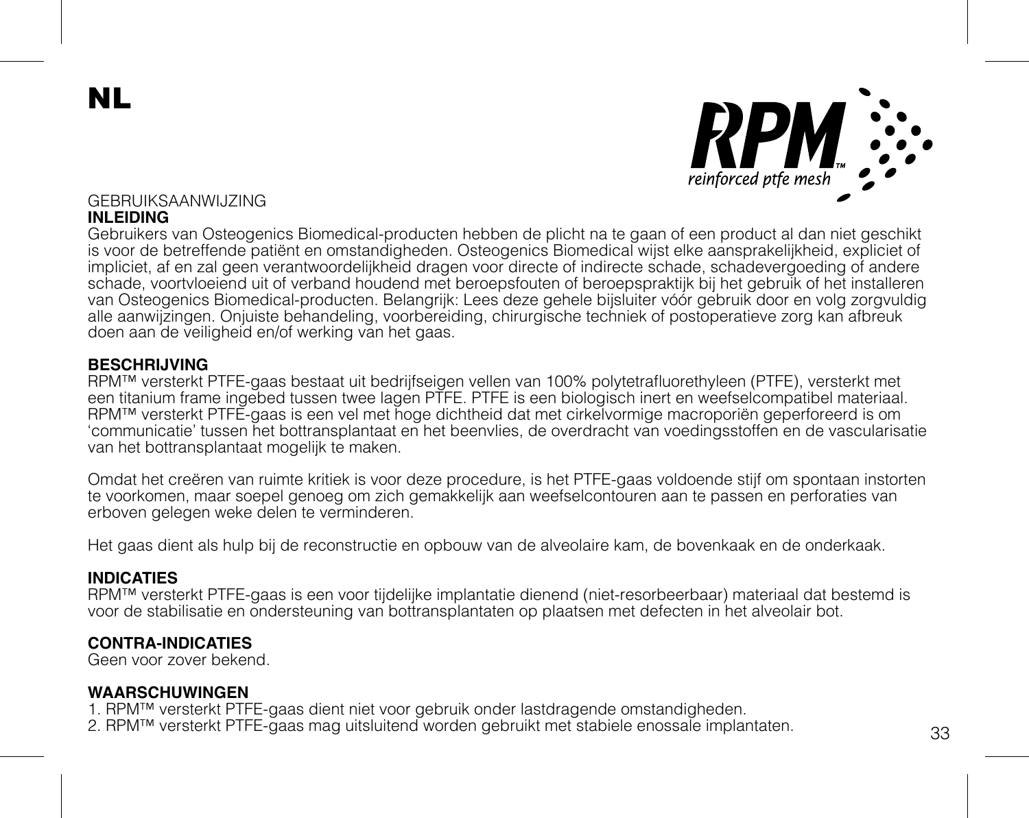# NL

RPM™ reinforced ptfe mesh

GEBRUIKSAANWIJZING

## INLEIDING

Gebruikers van Osteogenics Biomedical-producten hebben de plicht na te gaan of een product al dan niet geschikt is voor de betreffende patiënt en omstandigheden. Osteogenics Biomedical wijst elke aansprakelijkheid, expliciet of impliciet, af en zal geen verantwoordelijkheid dragen voor directe of indirecte schade, schadevergoeding of andere schade, voortvloeiend uit of verband houdend met beroepsfouten of beroepspraktijk bij het gebruik of het installeren van Osteogenics Biomedical-producten. Belangrijk: Lees deze gehele bijsluiter vóór gebruik door en volg zorgvuldig alle aanwijzingen. Onjuiste behandeling, voorbereiding, chirurgische techniek of postoperatieve zorg kan afbreuk doen aan de veiligheid en/of werking van het gaas.

## BESCHRIJVING

RPM™ versterkt PTFE-gaas bestaat uit bedrijfseigen vellen van 100% polytetrafluorethyleen (PTFE), versterkt met een titanium frame ingebed tussen twee lagen PTFE. PTFE is een biologisch inert en weefselcompatibel materiaal. RPM™ versterkt PTFE-gaas is een vel met hoge dichtheid dat met cirkelvormige macroporiën geperforeerd is om 'communicatie' tussen het bottransplantaat en het beenvlies, de overdracht van voedingsstoffen en de vascularisatie van het bottransplantaat mogelijk te maken.

Omdat het creëren van ruimte kritiek is voor deze procedure, is het PTFE-gaas voldoende stijf om spontaan instorten te voorkomen, maar soepel genoeg om zich gemakkelijk aan weefselcontouren aan te passen en perforaties van erboven gelegen weke delen te verminderen.

Het gaas dient als hulp bij de reconstructie en opbouw van de alveolaire kam, de bovenkaak en de onderkaak.

## INDICATIES

RPM™ versterkt PTFE-gaas is een voor tijdelijke implantatie dienend (niet-resorbeerbaar) materiaal dat bestemd is voor de stabilisatie en ondersteuning van bottransplantaten op plaatsen met defecten in het alveolair bot.

## CONTRA-INDICATIES

Geen voor zover bekend.

## WAARSCHUWINGEN

1. RPM™ versterkt PTFE-gaas dient niet voor gebruik onder lastdragende omstandigheden.
2. RPM™ versterkt PTFE-gaas mag uitsluitend worden gebruikt met stabiele enossale implantaten.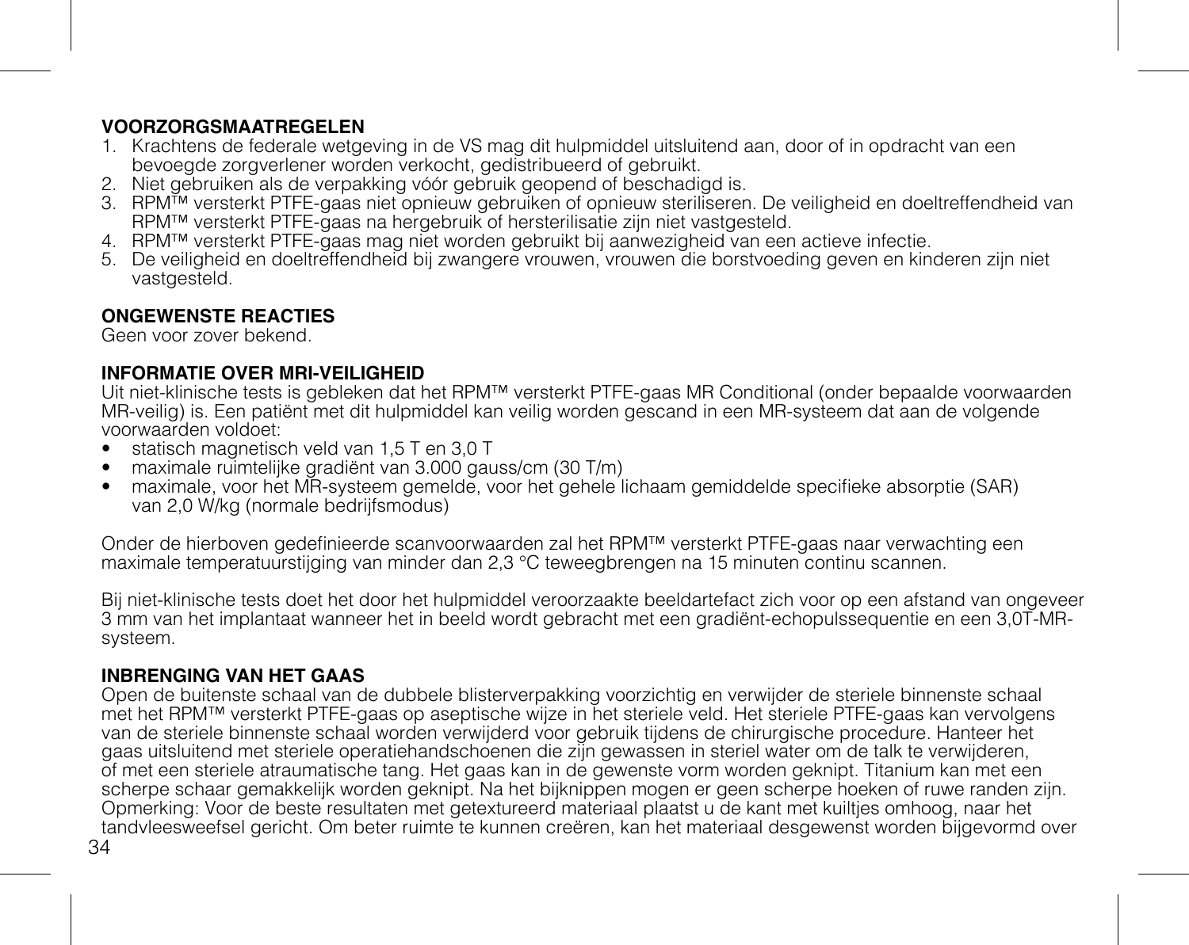**VOORZORGSMAATREGELEN**

1. Krachtens de federale wetgeving in de VS mag dit hulpmiddel uitsluitend aan, door of in opdracht van een bevoegde zorgverlener worden verkocht, gedistribueerd of gebruikt.
2. Niet gebruiken als de verpakking vóór gebruik geopend of beschadigd is.
3. RPM™ versterkt PTFE-gaas niet opnieuw gebruiken of opnieuw steriliseren. De veiligheid en doeltreffendheid van RPM™ versterkt PTFE-gaas na hergebruik of hersterilisatie zijn niet vastgesteld.
4. RPM™ versterkt PTFE-gaas mag niet worden gebruikt bij aanwezigheid van een actieve infectie.
5. De veiligheid en doeltreffendheid bij zwangere vrouwen, vrouwen die borstvoeding geven en kinderen zijn niet vastgesteld.

**ONGEWENSTE REACTIES**

Geen voor zover bekend.

**INFORMATIE OVER MRI-VEILIGHEID**

Uit niet-klinische tests is gebleken dat het RPM™ versterkt PTFE-gaas MR Conditional (onder bepaalde voorwaarden MR-veilig) is. Een patiënt met dit hulpmiddel kan veilig worden gescand in een MR-systeem dat aan de volgende voorwaarden voldoet:

- statisch magnetisch veld van 1,5 T en 3,0 T
- maximale ruimtelijke gradiënt van 3.000 gauss/cm (30 T/m)
- maximale, voor het MR-systeem gemelde, voor het gehele lichaam gemiddelde specifieke absorptie (SAR) van 2,0 W/kg (normale bedrijfsmodus)

Onder de hierboven gedefinieerde scanvoorwaarden zal het RPM™ versterkt PTFE-gaas naar verwachting een maximale temperatuurstijging van minder dan 2,3 °C teweegbrengen na 15 minuten continu scannen.

Bij niet-klinische tests doet het door het hulpmiddel veroorzaakte beeldartefact zich voor op een afstand van ongeveer 3 mm van het implantaat wanneer het in beeld wordt gebracht met een gradiënt-echopulssequentie en een 3,0T-MR-systeem.

**INBRENGING VAN HET GAAS**

Open de buitenste schaal van de dubbele blisterverpakking voorzichtig en verwijder de steriele binnenste schaal met het RPM™ versterkt PTFE-gaas op aseptische wijze in het steriele veld. Het steriele PTFE-gaas kan vervolgens van de steriele binnenste schaal worden verwijderd voor gebruik tijdens de chirurgische procedure. Hanteer het gaas uitsluitend met steriele operatiehandschoenen die zijn gewassen in steriel water om de talk te verwijderen, of met een steriele atraumatische tang. Het gaas kan in de gewenste vorm worden geknipt. Titanium kan met een scherpe schaar gemakkelijk worden geknipt. Na het bijknippen mogen er geen scherpe hoeken of ruwe randen zijn. Opmerking: Voor de beste resultaten met getextureerd materiaal plaatst u de kant met kuiltjes omhoog, naar het tandvleesweefsel gericht. Om beter ruimte te kunnen creëren, kan het materiaal desgewenst worden bijgevormd over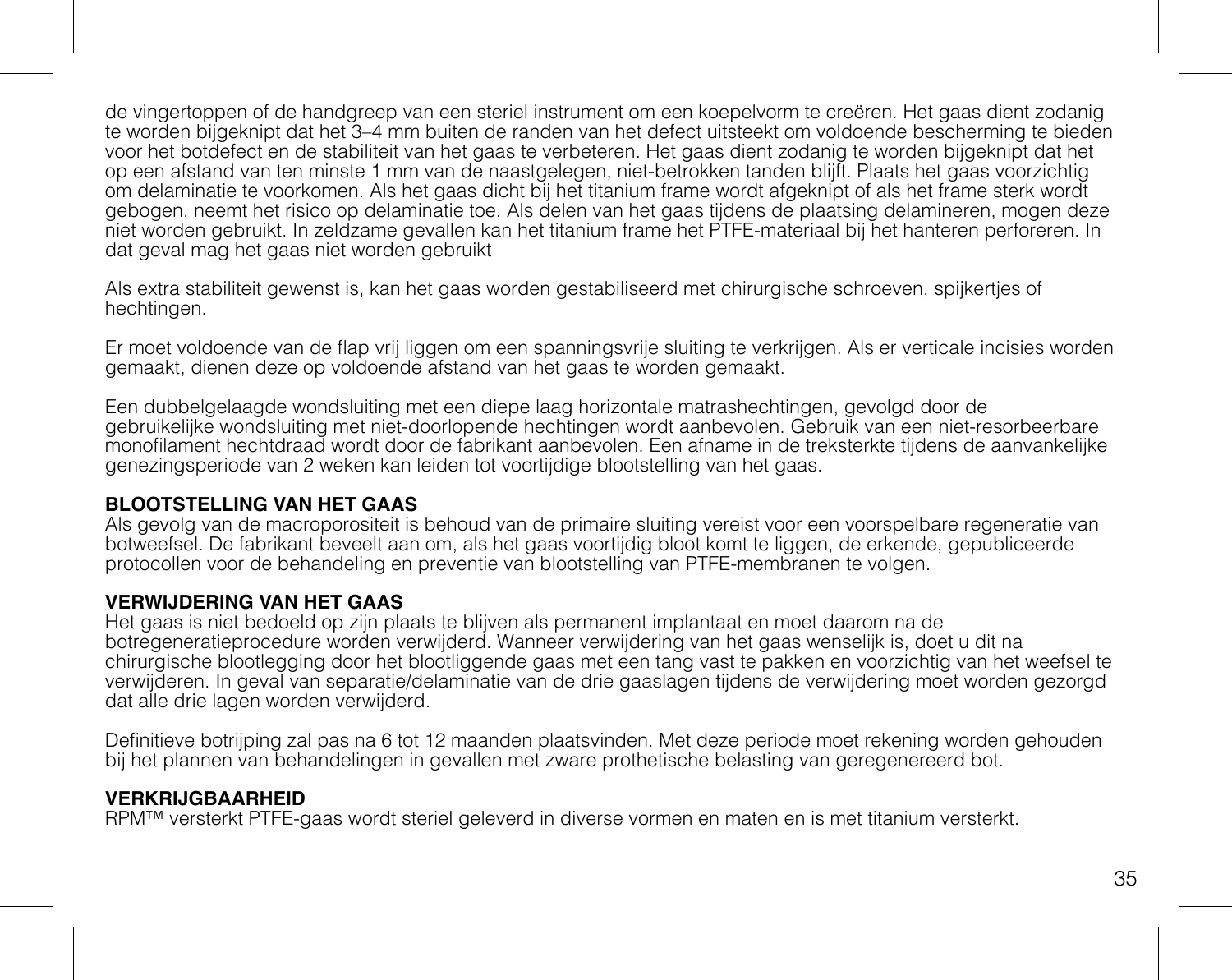de vingertoppen of de handgreep van een steriel instrument om een koepelvorm te creëren. Het gaas dient zodanig te worden bijgeknipt dat het 3–4 mm buiten de randen van het defect uitsteekt om voldoende bescherming te bieden voor het botdefect en de stabiliteit van het gaas te verbeteren. Het gaas dient zodanig te worden bijgeknipt dat het op een afstand van ten minste 1 mm van de naastgelegen, niet-betrokken tanden blijft. Plaats het gaas voorzichtig om delaminatie te voorkomen. Als het gaas dicht bij het titanium frame wordt afgeknipt of als het frame sterk wordt gebogen, neemt het risico op delaminatie toe. Als delen van het gaas tijdens de plaatsing delamineren, mogen deze niet worden gebruikt. In zeldzame gevallen kan het titanium frame het PTFE-materiaal bij het hanteren perforeren. In dat geval mag het gaas niet worden gebruikt

Als extra stabiliteit gewenst is, kan het gaas worden gestabiliseerd met chirurgische schroeven, spijkertjes of hechtingen.

Er moet voldoende van de flap vrij liggen om een spanningsvrije sluiting te verkrijgen. Als er verticale incisies worden gemaakt, dienen deze op voldoende afstand van het gaas te worden gemaakt.

Een dubbelgelaagde wondsluiting met een diepe laag horizontale matrashechtingen, gevolgd door de gebruikelijke wondsluiting met niet-doorlopende hechtingen wordt aanbevolen. Gebruik van een niet-resorbeerbare monofilament hechtdraad wordt door de fabrikant aanbevolen. Een afname in de treksterkte tijdens de aanvankelijke genezingsperiode van 2 weken kan leiden tot voortijdige blootstelling van het gaas.

**BLOOTSTELLING VAN HET GAAS**
Als gevolg van de macroporositeit is behoud van de primaire sluiting vereist voor een voorspelbare regeneratie van botweefsel. De fabrikant beveelt aan om, als het gaas voortijdig bloot komt te liggen, de erkende, gepubliceerde protocollen voor de behandeling en preventie van blootstelling van PTFE-membranen te volgen.

**VERWIJDERING VAN HET GAAS**
Het gaas is niet bedoeld op zijn plaats te blijven als permanent implantaat en moet daarom na de botregeneratieprocedure worden verwijderd. Wanneer verwijdering van het gaas wenselijk is, doet u dit na chirurgische blootlegging door het blootliggende gaas met een tang vast te pakken en voorzichtig van het weefsel te verwijderen. In geval van separatie/delaminatie van de drie gaaslagen tijdens de verwijdering moet worden gezorgd dat alle drie lagen worden verwijderd.

Definitieve botrijping zal pas na 6 tot 12 maanden plaatsvinden. Met deze periode moet rekening worden gehouden bij het plannen van behandelingen in gevallen met zware prothetische belasting van geregenereerd bot.

**VERKRIJGBAARHEID**
RPM™ versterkt PTFE-gaas wordt steriel geleverd in diverse vormen en maten en is met titanium versterkt.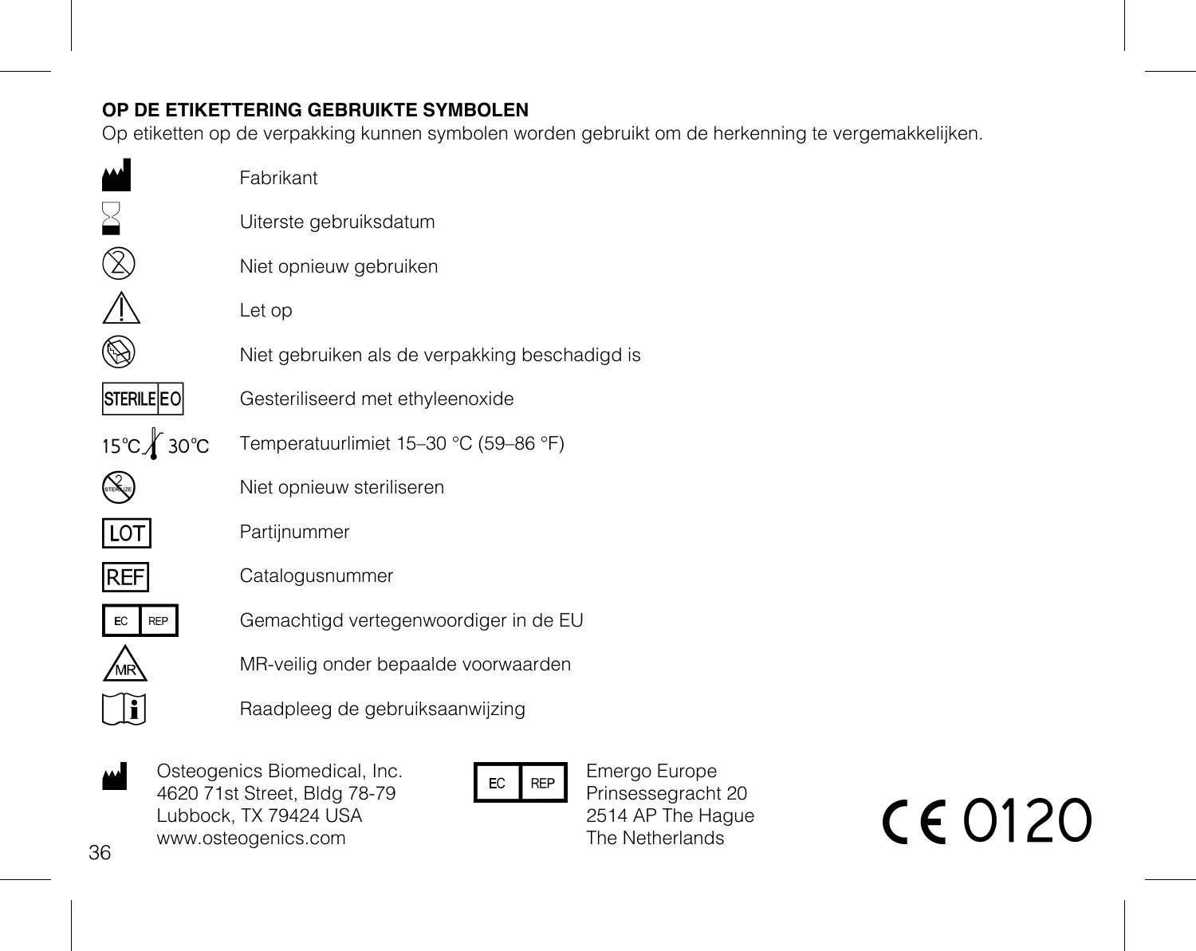## OP DE ETIKETTERING GEBRUIKTE SYMBOLEN

Op etiketten op de verpakking kunnen symbolen worden gebruikt om de herkenning te vergemakkelijken.

| Symbool | Betekenis |
|---|---|
| | Fabrikant |
| | Uiterste gebruiksdatum |
| | Niet opnieuw gebruiken |
| | Let op |
| | Niet gebruiken als de verpakking beschadigd is |
| STERILE EO | Gesteriliseerd met ethyleenoxide |
| 15°C 30°C | Temperatuurlimiet 15–30 °C (59–86 °F) |
| | Niet opnieuw steriliseren |
| LOT | Partijnummer |
| REF | Catalogusnummer |
| EC REP | Gemachtigd vertegenwoordiger in de EU |
| MR | MR-veilig onder bepaalde voorwaarden |
| | Raadpleeg de gebruiksaanwijzing |

Osteogenics Biomedical, Inc.
4620 71st Street, Bldg 78-79
Lubbock, TX 79424 USA
www.osteogenics.com

EC REP
Emergo Europe
Prinsessegracht 20
2514 AP The Hague
The Netherlands

CE 0120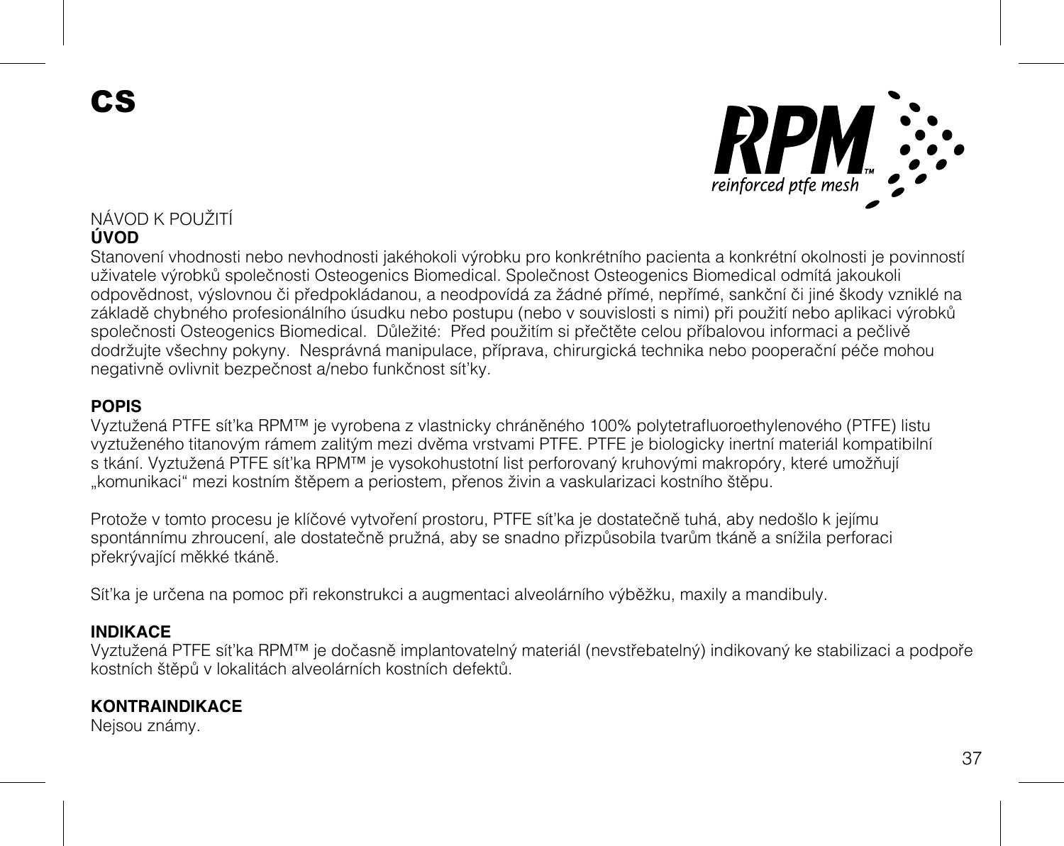# CS

RPM™ reinforced ptfe mesh

NÁVOD K POUŽITÍ

## ÚVOD

Stanovení vhodnosti nebo nevhodnosti jakéhokoli výrobku pro konkrétního pacienta a konkrétní okolnosti je povinností uživatele výrobků společnosti Osteogenics Biomedical. Společnost Osteogenics Biomedical odmítá jakoukoli odpovědnost, výslovnou či předpokládanou, a neodpovídá za žádné přímé, nepřímé, sankční či jiné škody vzniklé na základě chybného profesionálního úsudku nebo postupu (nebo v souvislosti s nimi) při použití nebo aplikaci výrobků společnosti Osteogenics Biomedical. Důležité: Před použitím si přečtěte celou příbalovou informaci a pečlivě dodržujte všechny pokyny. Nesprávná manipulace, příprava, chirurgická technika nebo pooperační péče mohou negativně ovlivnit bezpečnost a/nebo funkčnost síťky.

## POPIS

Vyztužená PTFE síťka RPM™ je vyrobena z vlastnicky chráněného 100% polytetrafluoroethylenového (PTFE) listu vyztuženého titanovým rámem zalitým mezi dvěma vrstvami PTFE. PTFE je biologicky inertní materiál kompatibilní s tkání. Vyztužená PTFE síťka RPM™ je vysokohustotní list perforovaný kruhovými makropóry, které umožňují „komunikaci" mezi kostním štěpem a periostem, přenos živin a vaskularizaci kostního štěpu.

Protože v tomto procesu je klíčové vytvoření prostoru, PTFE síťka je dostatečně tuhá, aby nedošlo k jejímu spontánnímu zhroucení, ale dostatečně pružná, aby se snadno přizpůsobila tvarům tkáně a snížila perforaci překrývající měkké tkáně.

Síťka je určena na pomoc při rekonstrukci a augmentaci alveolárního výběžku, maxily a mandibuly.

## INDIKACE

Vyztužená PTFE síťka RPM™ je dočasně implantovatelný materiál (nevstřebatelný) indikovaný ke stabilizaci a podpoře kostních štěpů v lokalitách alveolárních kostních defektů.

## KONTRAINDIKACE

Nejsou známy.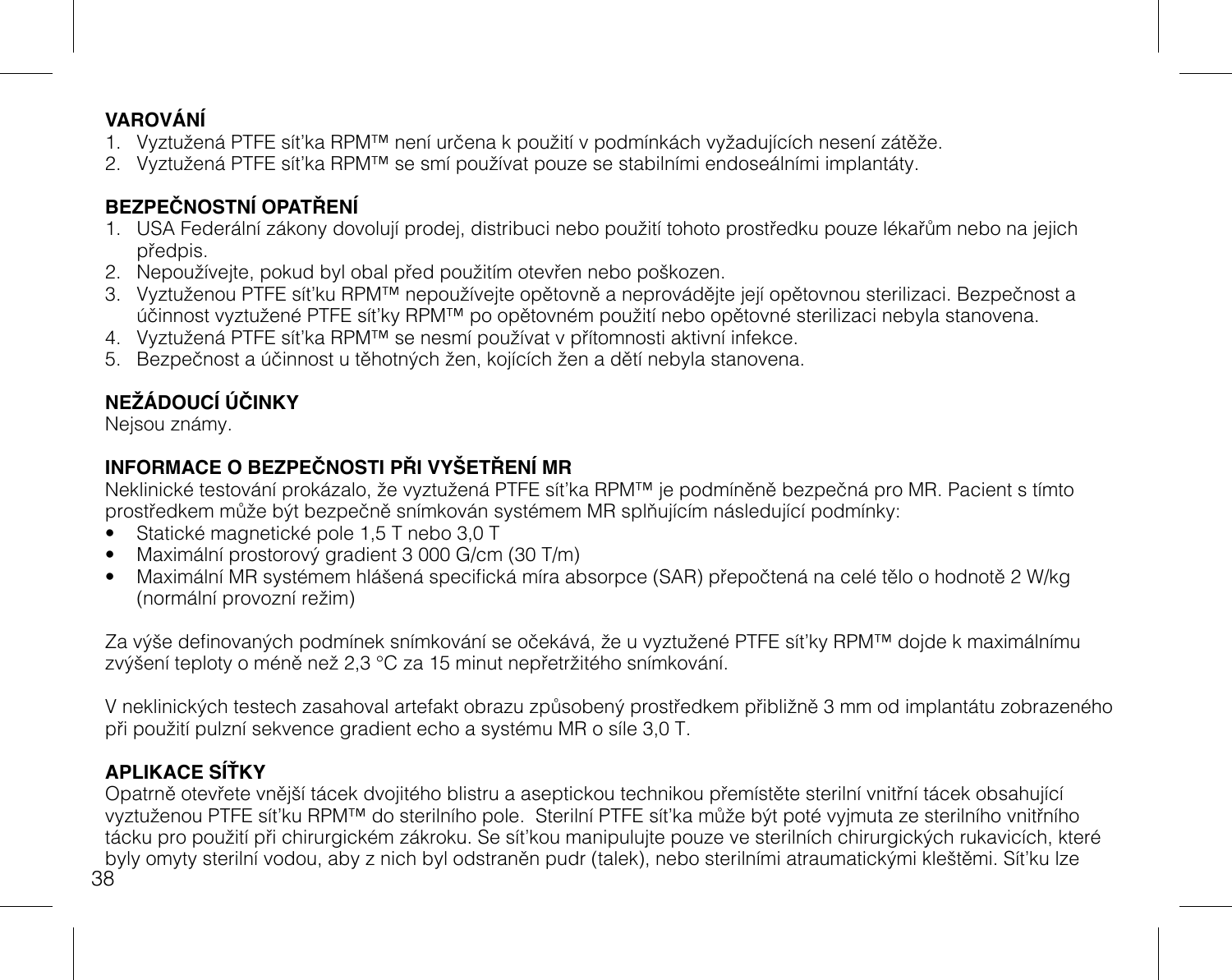**VAROVÁNÍ**

1. Vyztužená PTFE síťka RPM™ není určena k použití v podmínkách vyžadujících nesení zátěže.
2. Vyztužená PTFE síťka RPM™ se smí používat pouze se stabilními endoseálními implantáty.

**BEZPEČNOSTNÍ OPATŘENÍ**

1. USA Federální zákony dovolují prodej, distribuci nebo použití tohoto prostředku pouze lékařům nebo na jejich předpis.
2. Nepoužívejte, pokud byl obal před použitím otevřen nebo poškozen.
3. Vyztuženou PTFE síťku RPM™ nepoužívejte opětovně a neprovádějte její opětovnou sterilizaci. Bezpečnost a účinnost vyztužené PTFE síťky RPM™ po opětovném použití nebo opětovné sterilizaci nebyla stanovena.
4. Vyztužená PTFE síťka RPM™ se nesmí používat v přítomnosti aktivní infekce.
5. Bezpečnost a účinnost u těhotných žen, kojících žen a dětí nebyla stanovena.

**NEŽÁDOUCÍ ÚČINKY**

Nejsou známy.

**INFORMACE O BEZPEČNOSTI PŘI VYŠETŘENÍ MR**

Neklinické testování prokázalo, že vyztužená PTFE síťka RPM™ je podmíněně bezpečná pro MR. Pacient s tímto prostředkem může být bezpečně snímkován systémem MR splňujícím následující podmínky:

- Statické magnetické pole 1,5 T nebo 3,0 T
- Maximální prostorový gradient 3 000 G/cm (30 T/m)
- Maximální MR systémem hlášená specifická míra absorpce (SAR) přepočtená na celé tělo o hodnotě 2 W/kg (normální provozní režim)

Za výše definovaných podmínek snímkování se očekává, že u vyztužené PTFE síťky RPM™ dojde k maximálnímu zvýšení teploty o méně než 2,3 °C za 15 minut nepřetržitého snímkování.

V neklinických testech zasahoval artefakt obrazu způsobený prostředkem přibližně 3 mm od implantátu zobrazeného při použití pulzní sekvence gradient echo a systému MR o síle 3,0 T.

**APLIKACE SÍŤKY**

Opatrně otevřete vnější tácek dvojitého blistru a aseptickou technikou přemístěte sterilní vnitřní tácek obsahující vyztuženou PTFE síťku RPM™ do sterilního pole. Sterilní PTFE síťka může být poté vyjmuta ze sterilního vnitřního tácku pro použití při chirurgickém zákroku. Se síťkou manipulujte pouze ve sterilních chirurgických rukavicích, které byly omyty sterilní vodou, aby z nich byl odstraněn pudr (talek), nebo sterilními atraumatickými kleštěmi. Síťku lze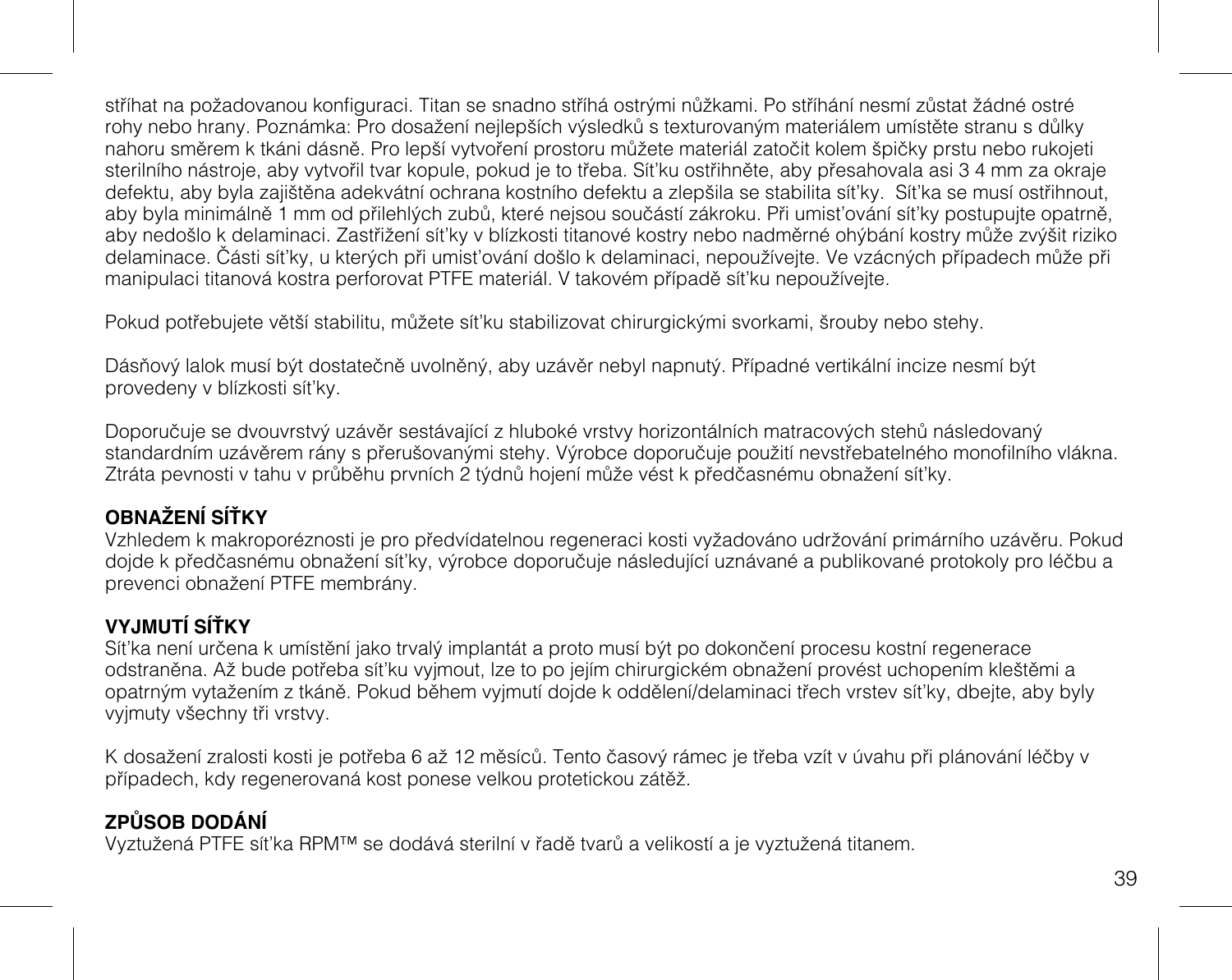stříhat na požadovanou konfiguraci. Titan se snadno stříhá ostrými nůžkami. Po stříhání nesmí zůstat žádné ostré rohy nebo hrany. Poznámka: Pro dosažení nejlepších výsledků s texturovaným materiálem umístěte stranu s důlky nahoru směrem k tkáni dásně. Pro lepší vytvoření prostoru můžete materiál zatočit kolem špičky prstu nebo rukojeti sterilního nástroje, aby vytvořil tvar kopule, pokud je to třeba. Síťku ostřihněte, aby přesahovala asi 3 4 mm za okraje defektu, aby byla zajištěna adekvátní ochrana kostního defektu a zlepšila se stabilita síťky. Síťka se musí ostřihnout, aby byla minimálně 1 mm od přilehlých zubů, které nejsou součástí zákroku. Při umisťování síťky postupujte opatrně, aby nedošlo k delaminaci. Zastřižení síťky v blízkosti titanové kostry nebo nadměrné ohýbání kostry může zvýšit riziko delaminace. Části síťky, u kterých při umisťování došlo k delaminaci, nepoužívejte. Ve vzácných případech může při manipulaci titanová kostra perforovat PTFE materiál. V takovém případě síťku nepoužívejte.

Pokud potřebujete větší stabilitu, můžete síťku stabilizovat chirurgickými svorkami, šrouby nebo stehy.

Dásňový lalok musí být dostatečně uvolněný, aby uzávěr nebyl napnutý. Případné vertikální incize nesmí být provedeny v blízkosti síťky.

Doporučuje se dvouvrstvý uzávěr sestávající z hluboké vrstvy horizontálních matracových stehů následovaný standardním uzávěrem rány s přerušovanými stehy. Výrobce doporučuje použití nevstřebatelného monofilního vlákna. Ztráta pevnosti v tahu v průběhu prvních 2 týdnů hojení může vést k předčasnému obnažení síťky.

**OBNAŽENÍ SÍŤKY**
Vzhledem k makroporéznosti je pro předvídatelnou regeneraci kosti vyžadováno udržování primárního uzávěru. Pokud dojde k předčasnému obnažení síťky, výrobce doporučuje následující uznávané a publikované protokoly pro léčbu a prevenci obnažení PTFE membrány.

**VYJMUTÍ SÍŤKY**
Síťka není určena k umístění jako trvalý implantát a proto musí být po dokončení procesu kostní regenerace odstraněna. Až bude potřeba síťku vyjmout, lze to po jejím chirurgickém obnažení provést uchopením kleštěmi a opatrným vytažením z tkáně. Pokud během vyjmutí dojde k oddělení/delaminaci třech vrstev síťky, dbejte, aby byly vyjmuty všechny tři vrstvy.

K dosažení zralosti kosti je potřeba 6 až 12 měsíců. Tento časový rámec je třeba vzít v úvahu při plánování léčby v případech, kdy regenerovaná kost ponese velkou protetickou zátěž.

**ZPŮSOB DODÁNÍ**
Vyztužená PTFE síťka RPM™ se dodává sterilní v řadě tvarů a velikostí a je vyztužená titanem.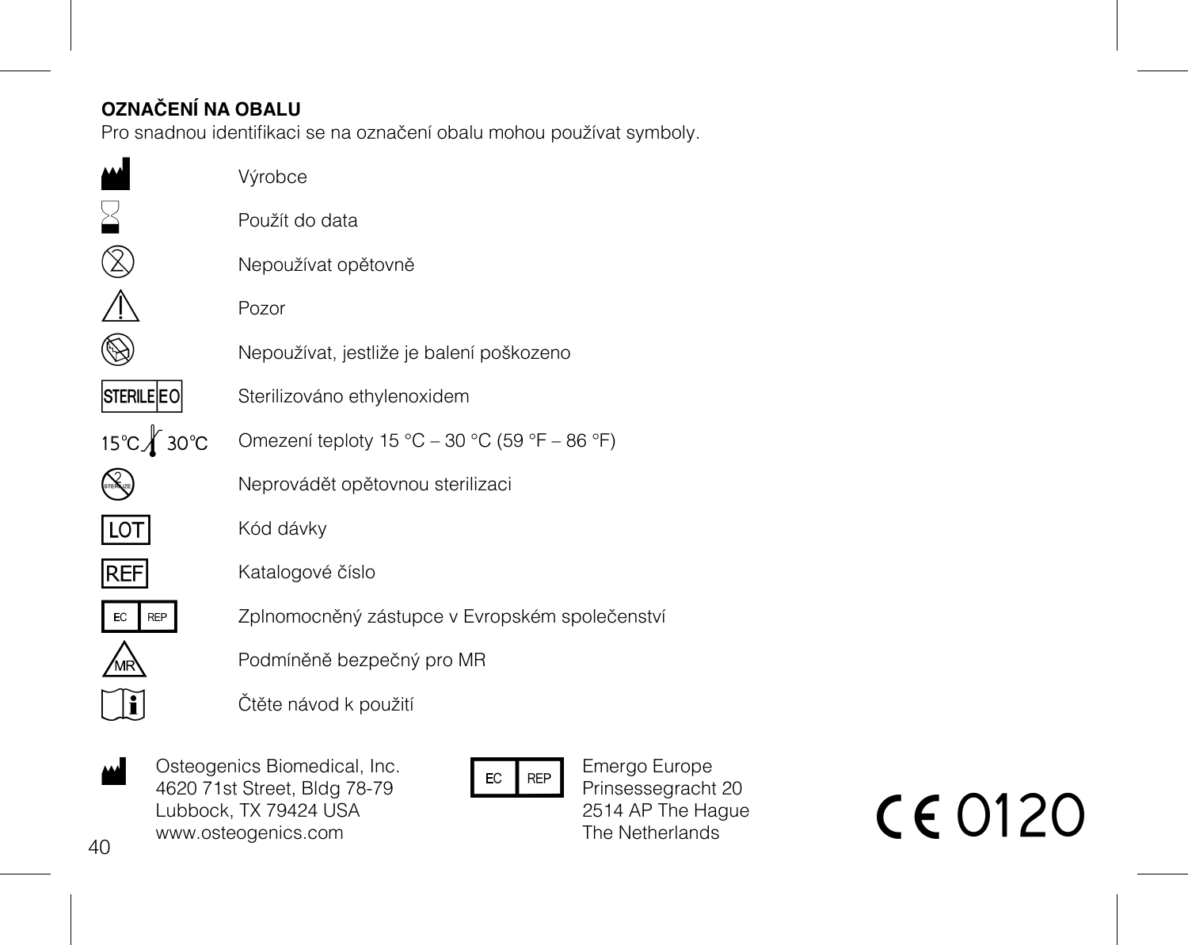**OZNAČENÍ NA OBALU**

Pro snadnou identifikaci se na označení obalu mohou používat symboly.

| Symbol | Význam |
|---|---|
| | Výrobce |
| | Použít do data |
| | Nepoužívat opětovně |
| | Pozor |
| | Nepoužívat, jestliže je balení poškozeno |
| STERILE EO | Sterilizováno ethylenoxidem |
| 15°C 30°C | Omezení teploty 15 °C – 30 °C (59 °F – 86 °F) |
| | Neprovádět opětovnou sterilizaci |
| LOT | Kód dávky |
| REF | Katalogové číslo |
| EC REP | Zplnomocněný zástupce v Evropském společenství |
| MR | Podmíněně bezpečný pro MR |
| | Čtěte návod k použití |

Osteogenics Biomedical, Inc.
4620 71st Street, Bldg 78-79
Lubbock, TX 79424 USA
www.osteogenics.com

EC REP

Emergo Europe
Prinsessegracht 20
2514 AP The Hague
The Netherlands

CE 0120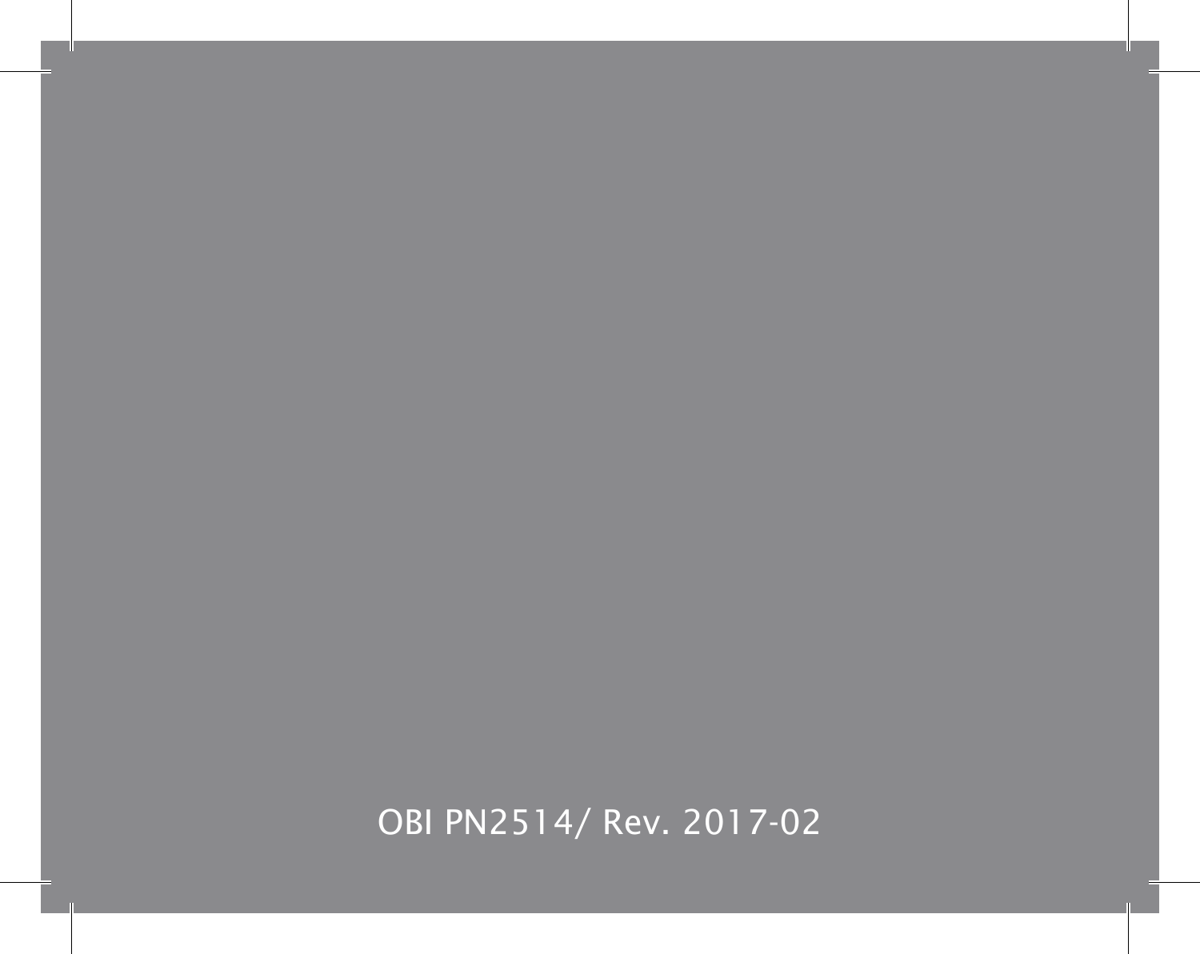OBI PN2514/ Rev. 2017-02